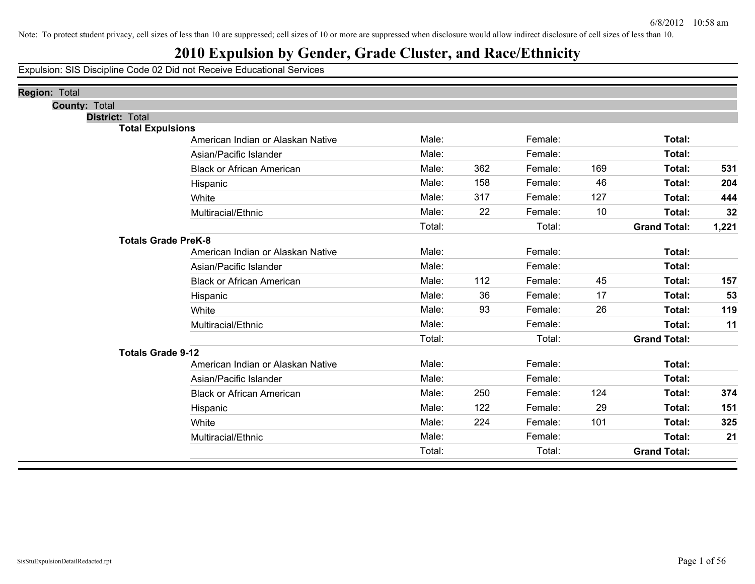Note: To protect student privacy, cell sizes of less than 10 are suppressed; cell sizes of 10 or more are suppressed when disclosure would allow indirect disclosure of cell sizes of less than 10.

# 2010 Expulsion by Gender, Grade Cluster, and Race/Ethnicity

Expulsion: SIS Discipline Code 02 Did not Receive Educational Services

**Region:** Total

**County:** Total

**District:** Total

### Total Expulsions

| Race/Ethnicity | | Male | | Female | | Total |
|---|---|---|---|---|---|---|
| American Indian or Alaskan Native | Male: | | Female: | | Total: | |
| Asian/Pacific Islander | Male: | | Female: | | Total: | |
| Black or African American | Male: | 362 | Female: | 169 | Total: | 531 |
| Hispanic | Male: | 158 | Female: | 46 | Total: | 204 |
| White | Male: | 317 | Female: | 127 | Total: | 444 |
| Multiracial/Ethnic | Male: | 22 | Female: | 10 | Total: | 32 |
| | Total: | | Total: | | Grand Total: | 1,221 |

### Totals Grade PreK-8

| Race/Ethnicity | | Male | | Female | | Total |
|---|---|---|---|---|---|---|
| American Indian or Alaskan Native | Male: | | Female: | | Total: | |
| Asian/Pacific Islander | Male: | | Female: | | Total: | |
| Black or African American | Male: | 112 | Female: | 45 | Total: | 157 |
| Hispanic | Male: | 36 | Female: | 17 | Total: | 53 |
| White | Male: | 93 | Female: | 26 | Total: | 119 |
| Multiracial/Ethnic | Male: | | Female: | | Total: | 11 |
| | Total: | | Total: | | Grand Total: | |

### Totals Grade 9-12

| Race/Ethnicity | | Male | | Female | | Total |
|---|---|---|---|---|---|---|
| American Indian or Alaskan Native | Male: | | Female: | | Total: | |
| Asian/Pacific Islander | Male: | | Female: | | Total: | |
| Black or African American | Male: | 250 | Female: | 124 | Total: | 374 |
| Hispanic | Male: | 122 | Female: | 29 | Total: | 151 |
| White | Male: | 224 | Female: | 101 | Total: | 325 |
| Multiracial/Ethnic | Male: | | Female: | | Total: | 21 |
| | Total: | | Total: | | Grand Total: | |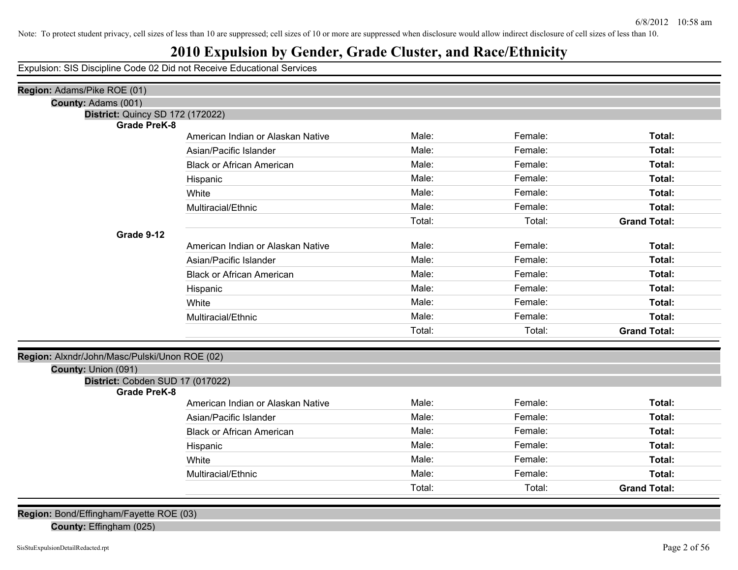Note: To protect student privacy, cell sizes of less than 10 are suppressed; cell sizes of 10 or more are suppressed when disclosure would allow indirect disclosure of cell sizes of less than 10.

# 2010 Expulsion by Gender, Grade Cluster, and Race/Ethnicity

Expulsion: SIS Discipline Code 02 Did not Receive Educational Services

**Region:** Adams/Pike ROE (01)

**County:** Adams (001)

**District:** Quincy SD 172 (172022)

**Grade PreK-8**

| | | | |
|---|---|---|---|
| American Indian or Alaskan Native | Male: | Female: | **Total:** |
| Asian/Pacific Islander | Male: | Female: | **Total:** |
| Black or African American | Male: | Female: | **Total:** |
| Hispanic | Male: | Female: | **Total:** |
| White | Male: | Female: | **Total:** |
| Multiracial/Ethnic | Male: | Female: | **Total:** |
| | Total: | Total: | **Grand Total:** |

**Grade 9-12**

| | | | |
|---|---|---|---|
| American Indian or Alaskan Native | Male: | Female: | **Total:** |
| Asian/Pacific Islander | Male: | Female: | **Total:** |
| Black or African American | Male: | Female: | **Total:** |
| Hispanic | Male: | Female: | **Total:** |
| White | Male: | Female: | **Total:** |
| Multiracial/Ethnic | Male: | Female: | **Total:** |
| | Total: | Total: | **Grand Total:** |

**Region:** Alxndr/John/Masc/Pulski/Unon ROE (02)

**County:** Union (091)

**District:** Cobden SUD 17 (017022)

**Grade PreK-8**

| | | | |
|---|---|---|---|
| American Indian or Alaskan Native | Male: | Female: | **Total:** |
| Asian/Pacific Islander | Male: | Female: | **Total:** |
| Black or African American | Male: | Female: | **Total:** |
| Hispanic | Male: | Female: | **Total:** |
| White | Male: | Female: | **Total:** |
| Multiracial/Ethnic | Male: | Female: | **Total:** |
| | Total: | Total: | **Grand Total:** |

**Region:** Bond/Effingham/Fayette ROE (03)

**County:** Effingham (025)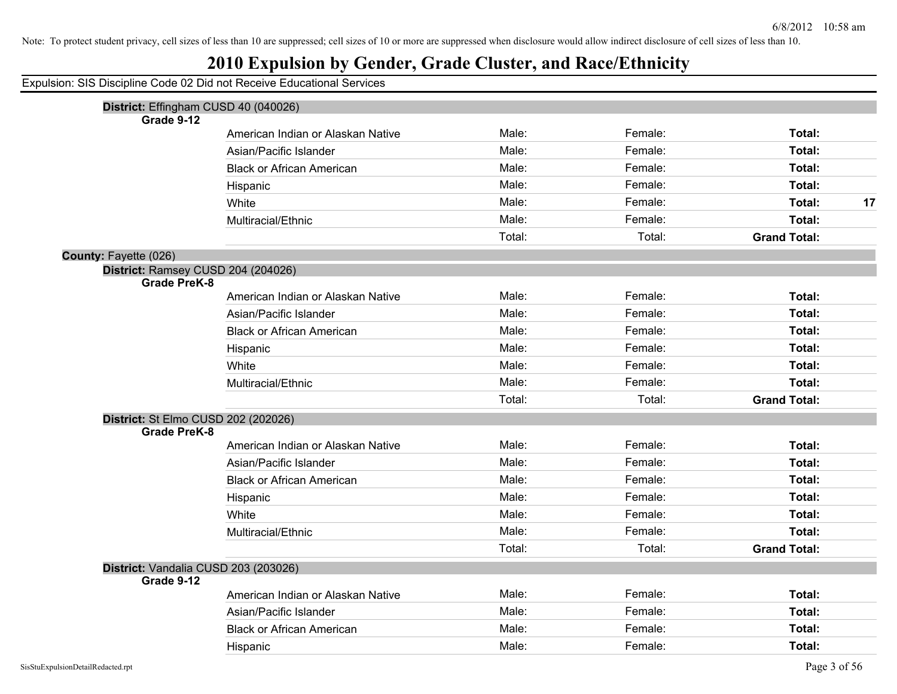Note: To protect student privacy, cell sizes of less than 10 are suppressed; cell sizes of 10 or more are suppressed when disclosure would allow indirect disclosure of cell sizes of less than 10.

# 2010 Expulsion by Gender, Grade Cluster, and Race/Ethnicity

Expulsion: SIS Discipline Code 02 Did not Receive Educational Services

**District:** Effingham CUSD 40 (040026)

**Grade 9-12**

| | | | | |
|---|---|---|---|---|
| American Indian or Alaskan Native | Male: | Female: | **Total:** | |
| Asian/Pacific Islander | Male: | Female: | **Total:** | |
| Black or African American | Male: | Female: | **Total:** | |
| Hispanic | Male: | Female: | **Total:** | |
| White | Male: | Female: | **Total:** | **17** |
| Multiracial/Ethnic | Male: | Female: | **Total:** | |
| | Total: | Total: | **Grand Total:** | |

**County:** Fayette (026)

**District:** Ramsey CUSD 204 (204026)

**Grade PreK-8**

| | | | | |
|---|---|---|---|---|
| American Indian or Alaskan Native | Male: | Female: | **Total:** | |
| Asian/Pacific Islander | Male: | Female: | **Total:** | |
| Black or African American | Male: | Female: | **Total:** | |
| Hispanic | Male: | Female: | **Total:** | |
| White | Male: | Female: | **Total:** | |
| Multiracial/Ethnic | Male: | Female: | **Total:** | |
| | Total: | Total: | **Grand Total:** | |

**District:** St Elmo CUSD 202 (202026)

**Grade PreK-8**

| | | | | |
|---|---|---|---|---|
| American Indian or Alaskan Native | Male: | Female: | **Total:** | |
| Asian/Pacific Islander | Male: | Female: | **Total:** | |
| Black or African American | Male: | Female: | **Total:** | |
| Hispanic | Male: | Female: | **Total:** | |
| White | Male: | Female: | **Total:** | |
| Multiracial/Ethnic | Male: | Female: | **Total:** | |
| | Total: | Total: | **Grand Total:** | |

**District:** Vandalia CUSD 203 (203026)

**Grade 9-12**

| | | | | |
|---|---|---|---|---|
| American Indian or Alaskan Native | Male: | Female: | **Total:** | |
| Asian/Pacific Islander | Male: | Female: | **Total:** | |
| Black or African American | Male: | Female: | **Total:** | |
| Hispanic | Male: | Female: | **Total:** | |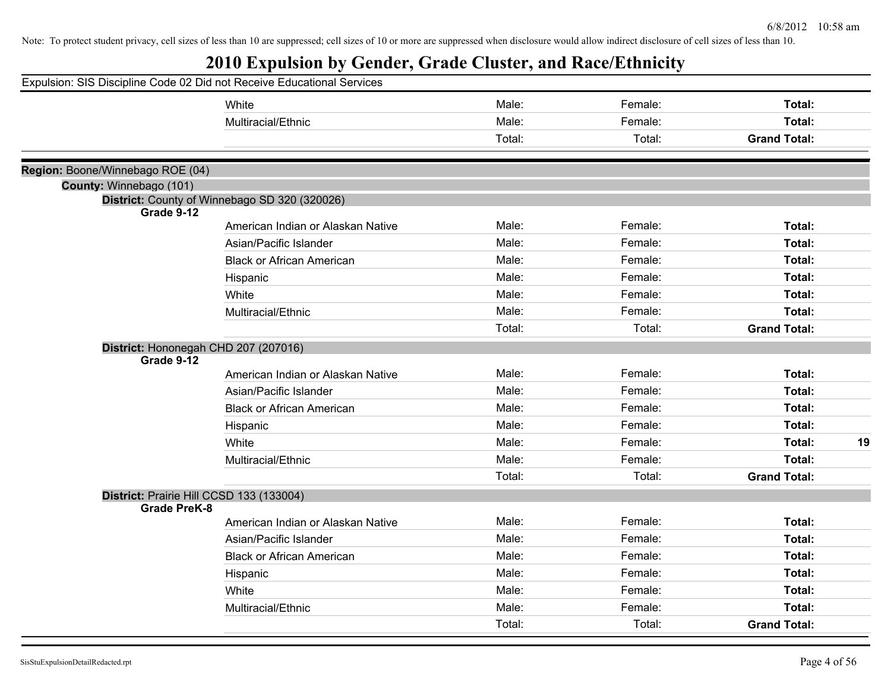Note: To protect student privacy, cell sizes of less than 10 are suppressed; cell sizes of 10 or more are suppressed when disclosure would allow indirect disclosure of cell sizes of less than 10.

# 2010 Expulsion by Gender, Grade Cluster, and Race/Ethnicity

Expulsion: SIS Discipline Code 02 Did not Receive Educational Services

| | | | | | |
|---|---|---|---|---|---|
| | White | Male: | Female: | **Total:** | |
| | Multiracial/Ethnic | Male: | Female: | **Total:** | |
| | | Total: | Total: | **Grand Total:** | |

**Region:** Boone/Winnebago ROE (04)

**County:** Winnebago (101)

**District:** County of Winnebago SD 320 (320026)

| Grade | Race/Ethnicity | Male | Female | Total | |
|---|---|---|---|---|---|
| **Grade 9-12** | American Indian or Alaskan Native | Male: | Female: | **Total:** | |
| | Asian/Pacific Islander | Male: | Female: | **Total:** | |
| | Black or African American | Male: | Female: | **Total:** | |
| | Hispanic | Male: | Female: | **Total:** | |
| | White | Male: | Female: | **Total:** | |
| | Multiracial/Ethnic | Male: | Female: | **Total:** | |
| | | Total: | Total: | **Grand Total:** | |

**District:** Hononegah CHD 207 (207016)

| Grade | Race/Ethnicity | Male | Female | Total | |
|---|---|---|---|---|---|
| **Grade 9-12** | American Indian or Alaskan Native | Male: | Female: | **Total:** | |
| | Asian/Pacific Islander | Male: | Female: | **Total:** | |
| | Black or African American | Male: | Female: | **Total:** | |
| | Hispanic | Male: | Female: | **Total:** | |
| | White | Male: | Female: | **Total:** | **19** |
| | Multiracial/Ethnic | Male: | Female: | **Total:** | |
| | | Total: | Total: | **Grand Total:** | |

**District:** Prairie Hill CCSD 133 (133004)

| Grade | Race/Ethnicity | Male | Female | Total | |
|---|---|---|---|---|---|
| **Grade PreK-8** | American Indian or Alaskan Native | Male: | Female: | **Total:** | |
| | Asian/Pacific Islander | Male: | Female: | **Total:** | |
| | Black or African American | Male: | Female: | **Total:** | |
| | Hispanic | Male: | Female: | **Total:** | |
| | White | Male: | Female: | **Total:** | |
| | Multiracial/Ethnic | Male: | Female: | **Total:** | |
| | | Total: | Total: | **Grand Total:** | |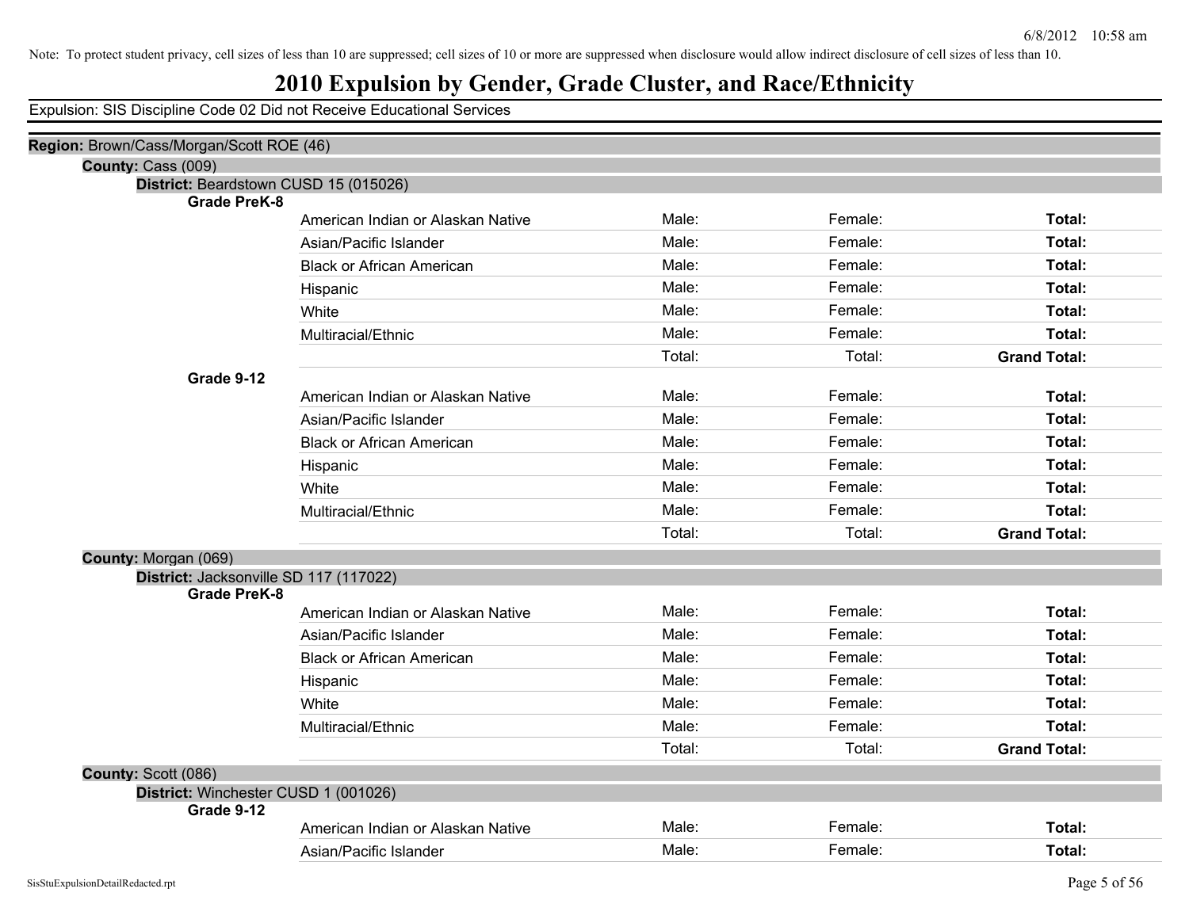6/8/2012 10:58 am

Note: To protect student privacy, cell sizes of less than 10 are suppressed; cell sizes of 10 or more are suppressed when disclosure would allow indirect disclosure of cell sizes of less than 10.

# 2010 Expulsion by Gender, Grade Cluster, and Race/Ethnicity

Expulsion: SIS Discipline Code 02 Did not Receive Educational Services

**Region:** Brown/Cass/Morgan/Scott ROE (46)

**County:** Cass (009)

**District:** Beardstown CUSD 15 (015026)

**Grade PreK-8**

| | | | |
|---|---|---|---|
| American Indian or Alaskan Native | Male: | Female: | **Total:** |
| Asian/Pacific Islander | Male: | Female: | **Total:** |
| Black or African American | Male: | Female: | **Total:** |
| Hispanic | Male: | Female: | **Total:** |
| White | Male: | Female: | **Total:** |
| Multiracial/Ethnic | Male: | Female: | **Total:** |
| | Total: | Total: | **Grand Total:** |

**Grade 9-12**

| | | | |
|---|---|---|---|
| American Indian or Alaskan Native | Male: | Female: | **Total:** |
| Asian/Pacific Islander | Male: | Female: | **Total:** |
| Black or African American | Male: | Female: | **Total:** |
| Hispanic | Male: | Female: | **Total:** |
| White | Male: | Female: | **Total:** |
| Multiracial/Ethnic | Male: | Female: | **Total:** |
| | Total: | Total: | **Grand Total:** |

**County:** Morgan (069)

**District:** Jacksonville SD 117 (117022)

**Grade PreK-8**

| | | | |
|---|---|---|---|
| American Indian or Alaskan Native | Male: | Female: | **Total:** |
| Asian/Pacific Islander | Male: | Female: | **Total:** |
| Black or African American | Male: | Female: | **Total:** |
| Hispanic | Male: | Female: | **Total:** |
| White | Male: | Female: | **Total:** |
| Multiracial/Ethnic | Male: | Female: | **Total:** |
| | Total: | Total: | **Grand Total:** |

**County:** Scott (086)

**District:** Winchester CUSD 1 (001026)

**Grade 9-12**

| | | | |
|---|---|---|---|
| American Indian or Alaskan Native | Male: | Female: | **Total:** |
| Asian/Pacific Islander | Male: | Female: | **Total:** |

SisStuExpulsionDetailRedacted.rpt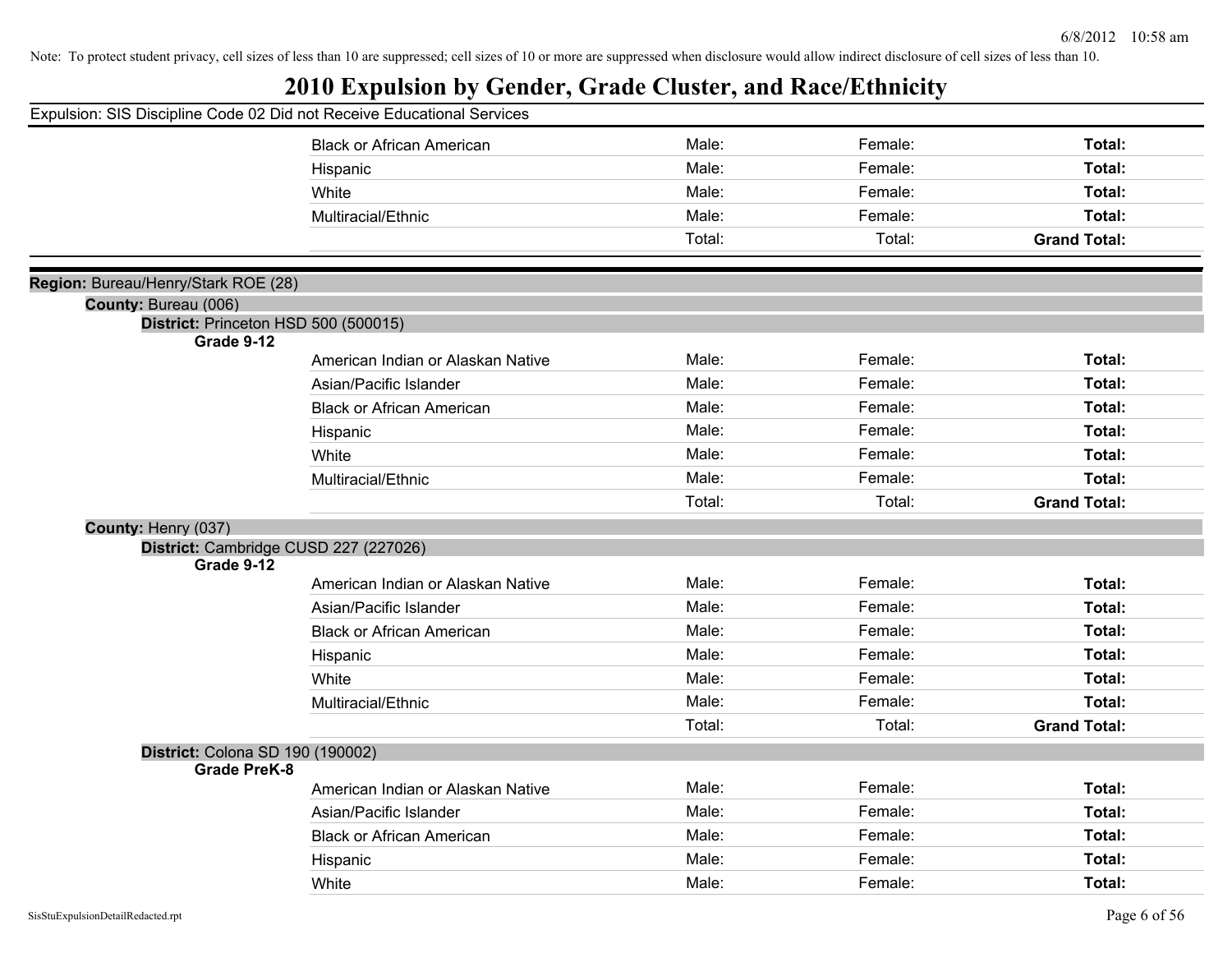Note: To protect student privacy, cell sizes of less than 10 are suppressed; cell sizes of 10 or more are suppressed when disclosure would allow indirect disclosure of cell sizes of less than 10.

# 2010 Expulsion by Gender, Grade Cluster, and Race/Ethnicity

Expulsion: SIS Discipline Code 02 Did not Receive Educational Services

| | | | |
|---|---|---|---|
| Black or African American | Male: | Female: | **Total:** |
| Hispanic | Male: | Female: | **Total:** |
| White | Male: | Female: | **Total:** |
| Multiracial/Ethnic | Male: | Female: | **Total:** |
| | Total: | Total: | **Grand Total:** |

**Region:** Bureau/Henry/Stark ROE (28)

**County:** Bureau (006)

**District:** Princeton HSD 500 (500015)

**Grade 9-12**

| | | | |
|---|---|---|---|
| American Indian or Alaskan Native | Male: | Female: | **Total:** |
| Asian/Pacific Islander | Male: | Female: | **Total:** |
| Black or African American | Male: | Female: | **Total:** |
| Hispanic | Male: | Female: | **Total:** |
| White | Male: | Female: | **Total:** |
| Multiracial/Ethnic | Male: | Female: | **Total:** |
| | Total: | Total: | **Grand Total:** |

**County:** Henry (037)

**District:** Cambridge CUSD 227 (227026)

**Grade 9-12**

| | | | |
|---|---|---|---|
| American Indian or Alaskan Native | Male: | Female: | **Total:** |
| Asian/Pacific Islander | Male: | Female: | **Total:** |
| Black or African American | Male: | Female: | **Total:** |
| Hispanic | Male: | Female: | **Total:** |
| White | Male: | Female: | **Total:** |
| Multiracial/Ethnic | Male: | Female: | **Total:** |
| | Total: | Total: | **Grand Total:** |

**District:** Colona SD 190 (190002)

**Grade PreK-8**

| | | | |
|---|---|---|---|
| American Indian or Alaskan Native | Male: | Female: | **Total:** |
| Asian/Pacific Islander | Male: | Female: | **Total:** |
| Black or African American | Male: | Female: | **Total:** |
| Hispanic | Male: | Female: | **Total:** |
| White | Male: | Female: | **Total:** |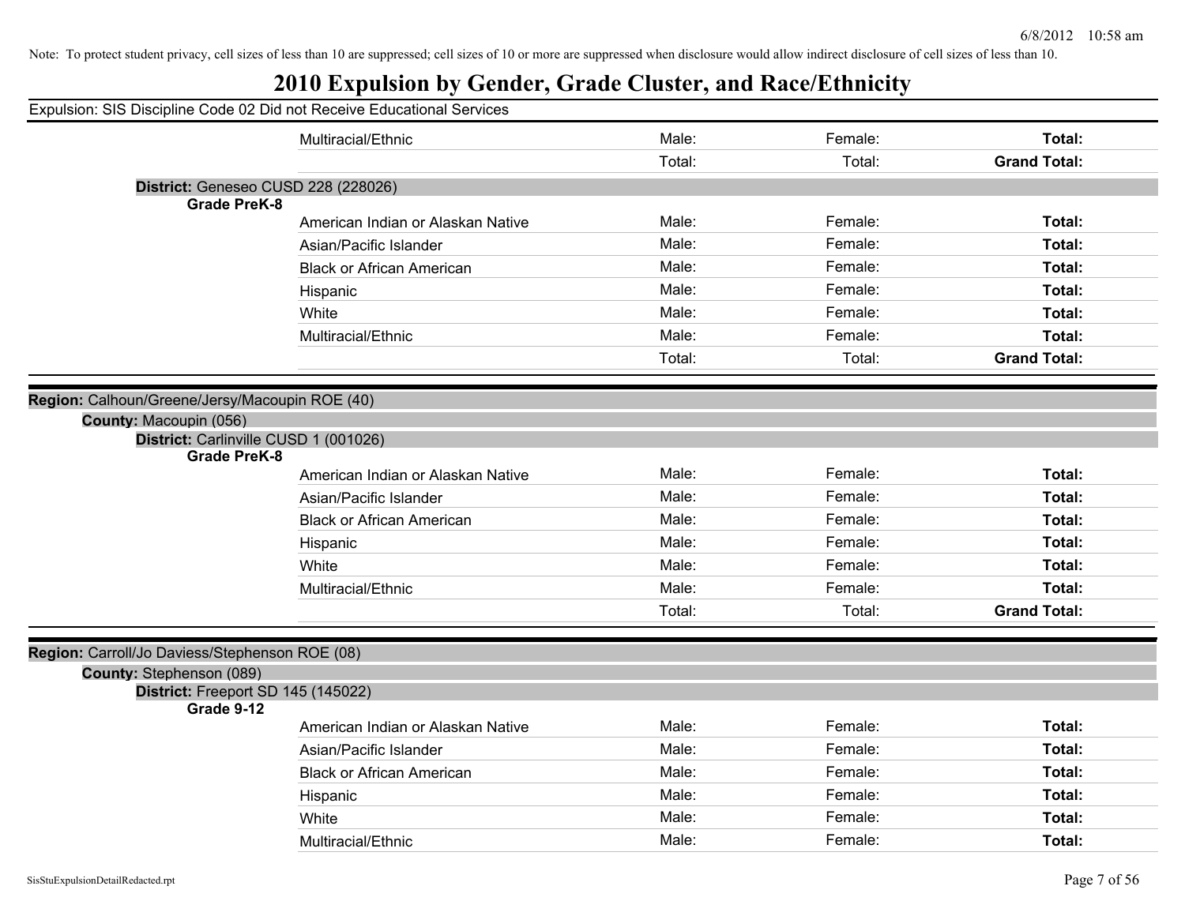Note: To protect student privacy, cell sizes of less than 10 are suppressed; cell sizes of 10 or more are suppressed when disclosure would allow indirect disclosure of cell sizes of less than 10.

# 2010 Expulsion by Gender, Grade Cluster, and Race/Ethnicity

Expulsion: SIS Discipline Code 02 Did not Receive Educational Services

| | | | | |
|---|---|---|---|---|
| | Multiracial/Ethnic | Male: | Female: | **Total:** |
| | | Total: | Total: | **Grand Total:** |

**District:** Geneseo CUSD 228 (228026)

**Grade PreK-8**

| | | | |
|---|---|---|---|
| American Indian or Alaskan Native | Male: | Female: | **Total:** |
| Asian/Pacific Islander | Male: | Female: | **Total:** |
| Black or African American | Male: | Female: | **Total:** |
| Hispanic | Male: | Female: | **Total:** |
| White | Male: | Female: | **Total:** |
| Multiracial/Ethnic | Male: | Female: | **Total:** |
| | Total: | Total: | **Grand Total:** |

**Region:** Calhoun/Greene/Jersy/Macoupin ROE (40)

**County:** Macoupin (056)

**District:** Carlinville CUSD 1 (001026)

**Grade PreK-8**

| | | | |
|---|---|---|---|
| American Indian or Alaskan Native | Male: | Female: | **Total:** |
| Asian/Pacific Islander | Male: | Female: | **Total:** |
| Black or African American | Male: | Female: | **Total:** |
| Hispanic | Male: | Female: | **Total:** |
| White | Male: | Female: | **Total:** |
| Multiracial/Ethnic | Male: | Female: | **Total:** |
| | Total: | Total: | **Grand Total:** |

**Region:** Carroll/Jo Daviess/Stephenson ROE (08)

**County:** Stephenson (089)

**District:** Freeport SD 145 (145022)

**Grade 9-12**

| | | | |
|---|---|---|---|
| American Indian or Alaskan Native | Male: | Female: | **Total:** |
| Asian/Pacific Islander | Male: | Female: | **Total:** |
| Black or African American | Male: | Female: | **Total:** |
| Hispanic | Male: | Female: | **Total:** |
| White | Male: | Female: | **Total:** |
| Multiracial/Ethnic | Male: | Female: | **Total:** |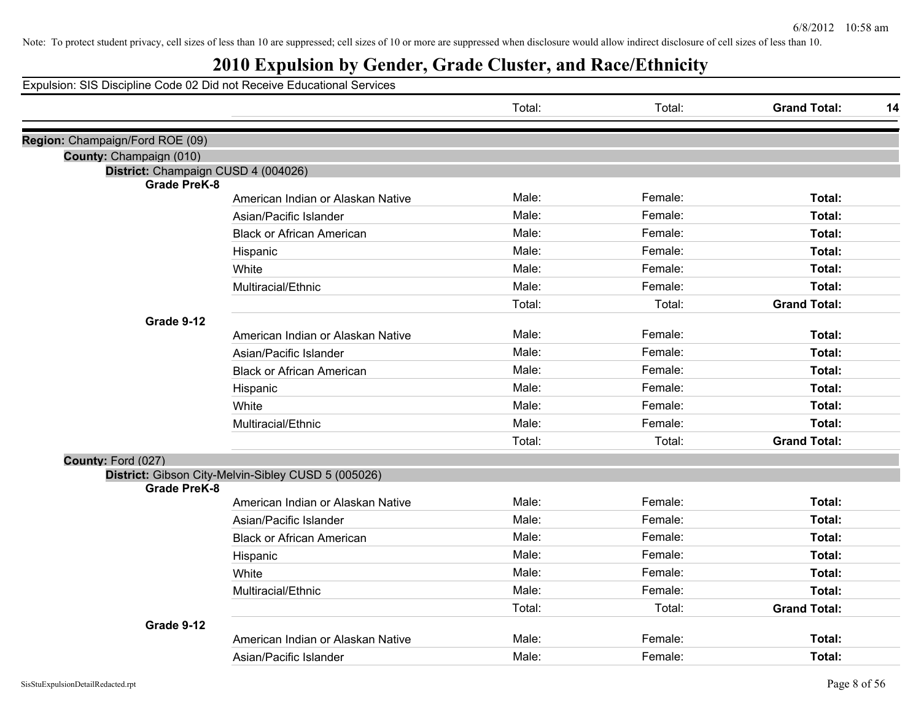Note: To protect student privacy, cell sizes of less than 10 are suppressed; cell sizes of 10 or more are suppressed when disclosure would allow indirect disclosure of cell sizes of less than 10.

# 2010 Expulsion by Gender, Grade Cluster, and Race/Ethnicity

Expulsion: SIS Discipline Code 02 Did not Receive Educational Services

| | | Total: | Total: | **Grand Total:** | 14 |
|---|---|---|---|---|---|

**Region:** Champaign/Ford ROE (09)

**County:** Champaign (010)

**District:** Champaign CUSD 4 (004026)

**Grade PreK-8**

| | | | |
|---|---|---|---|
| American Indian or Alaskan Native | Male: | Female: | **Total:** |
| Asian/Pacific Islander | Male: | Female: | **Total:** |
| Black or African American | Male: | Female: | **Total:** |
| Hispanic | Male: | Female: | **Total:** |
| White | Male: | Female: | **Total:** |
| Multiracial/Ethnic | Male: | Female: | **Total:** |
| | Total: | Total: | **Grand Total:** |

**Grade 9-12**

| | | | |
|---|---|---|---|
| American Indian or Alaskan Native | Male: | Female: | **Total:** |
| Asian/Pacific Islander | Male: | Female: | **Total:** |
| Black or African American | Male: | Female: | **Total:** |
| Hispanic | Male: | Female: | **Total:** |
| White | Male: | Female: | **Total:** |
| Multiracial/Ethnic | Male: | Female: | **Total:** |
| | Total: | Total: | **Grand Total:** |

**County:** Ford (027)

**District:** Gibson City-Melvin-Sibley CUSD 5 (005026)

**Grade PreK-8**

| | | | |
|---|---|---|---|
| American Indian or Alaskan Native | Male: | Female: | **Total:** |
| Asian/Pacific Islander | Male: | Female: | **Total:** |
| Black or African American | Male: | Female: | **Total:** |
| Hispanic | Male: | Female: | **Total:** |
| White | Male: | Female: | **Total:** |
| Multiracial/Ethnic | Male: | Female: | **Total:** |
| | Total: | Total: | **Grand Total:** |

**Grade 9-12**

| | | | |
|---|---|---|---|
| American Indian or Alaskan Native | Male: | Female: | **Total:** |
| Asian/Pacific Islander | Male: | Female: | **Total:** |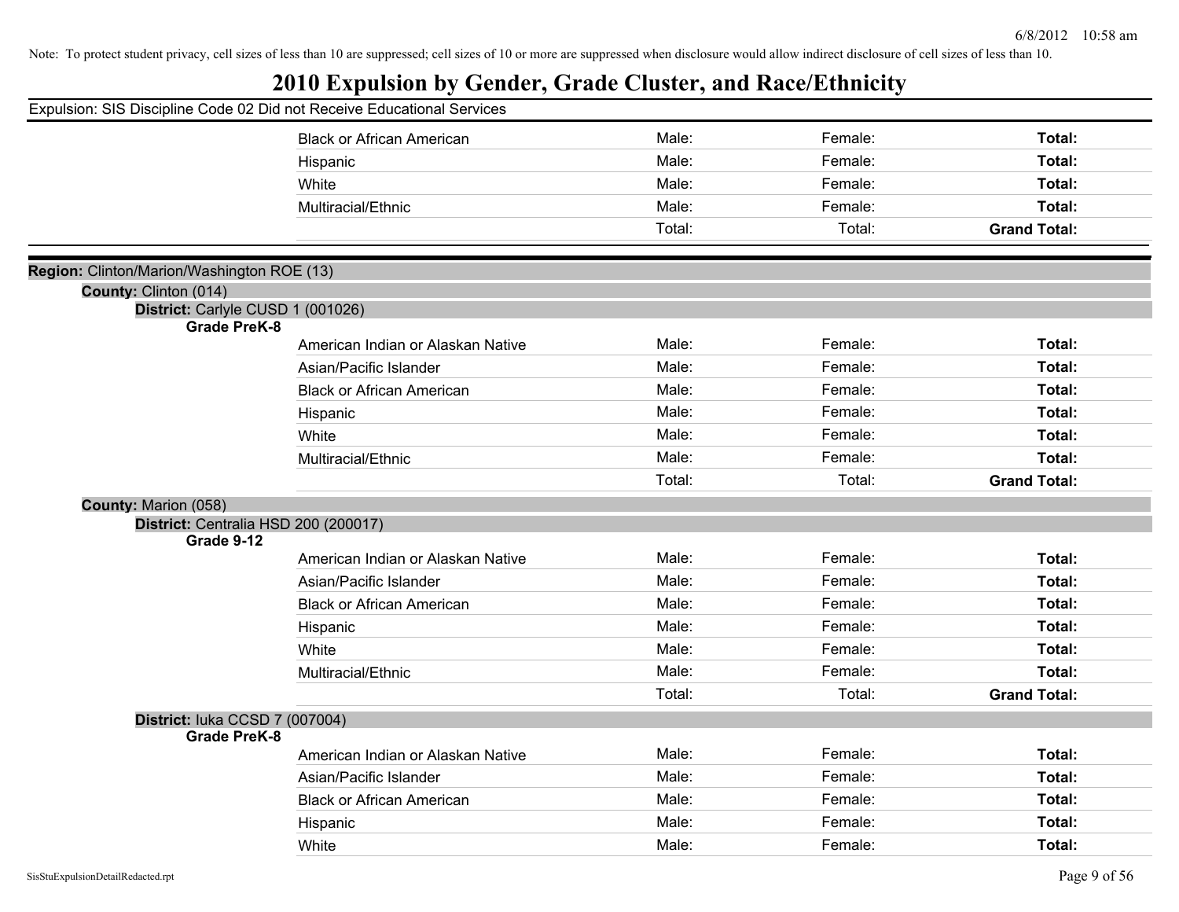Note: To protect student privacy, cell sizes of less than 10 are suppressed; cell sizes of 10 or more are suppressed when disclosure would allow indirect disclosure of cell sizes of less than 10.

# 2010 Expulsion by Gender, Grade Cluster, and Race/Ethnicity

Expulsion: SIS Discipline Code 02 Did not Receive Educational Services

| | | | |
|---|---|---|---|
| Black or African American | Male: | Female: | **Total:** |
| Hispanic | Male: | Female: | **Total:** |
| White | Male: | Female: | **Total:** |
| Multiracial/Ethnic | Male: | Female: | **Total:** |
| | Total: | Total: | **Grand Total:** |

**Region:** Clinton/Marion/Washington ROE (13)

**County:** Clinton (014)

**District:** Carlyle CUSD 1 (001026)

**Grade PreK-8**

| | | | |
|---|---|---|---|
| American Indian or Alaskan Native | Male: | Female: | **Total:** |
| Asian/Pacific Islander | Male: | Female: | **Total:** |
| Black or African American | Male: | Female: | **Total:** |
| Hispanic | Male: | Female: | **Total:** |
| White | Male: | Female: | **Total:** |
| Multiracial/Ethnic | Male: | Female: | **Total:** |
| | Total: | Total: | **Grand Total:** |

**County:** Marion (058)

**District:** Centralia HSD 200 (200017)

**Grade 9-12**

| | | | |
|---|---|---|---|
| American Indian or Alaskan Native | Male: | Female: | **Total:** |
| Asian/Pacific Islander | Male: | Female: | **Total:** |
| Black or African American | Male: | Female: | **Total:** |
| Hispanic | Male: | Female: | **Total:** |
| White | Male: | Female: | **Total:** |
| Multiracial/Ethnic | Male: | Female: | **Total:** |
| | Total: | Total: | **Grand Total:** |

**District:** Iuka CCSD 7 (007004)

**Grade PreK-8**

| | | | |
|---|---|---|---|
| American Indian or Alaskan Native | Male: | Female: | **Total:** |
| Asian/Pacific Islander | Male: | Female: | **Total:** |
| Black or African American | Male: | Female: | **Total:** |
| Hispanic | Male: | Female: | **Total:** |
| White | Male: | Female: | **Total:** |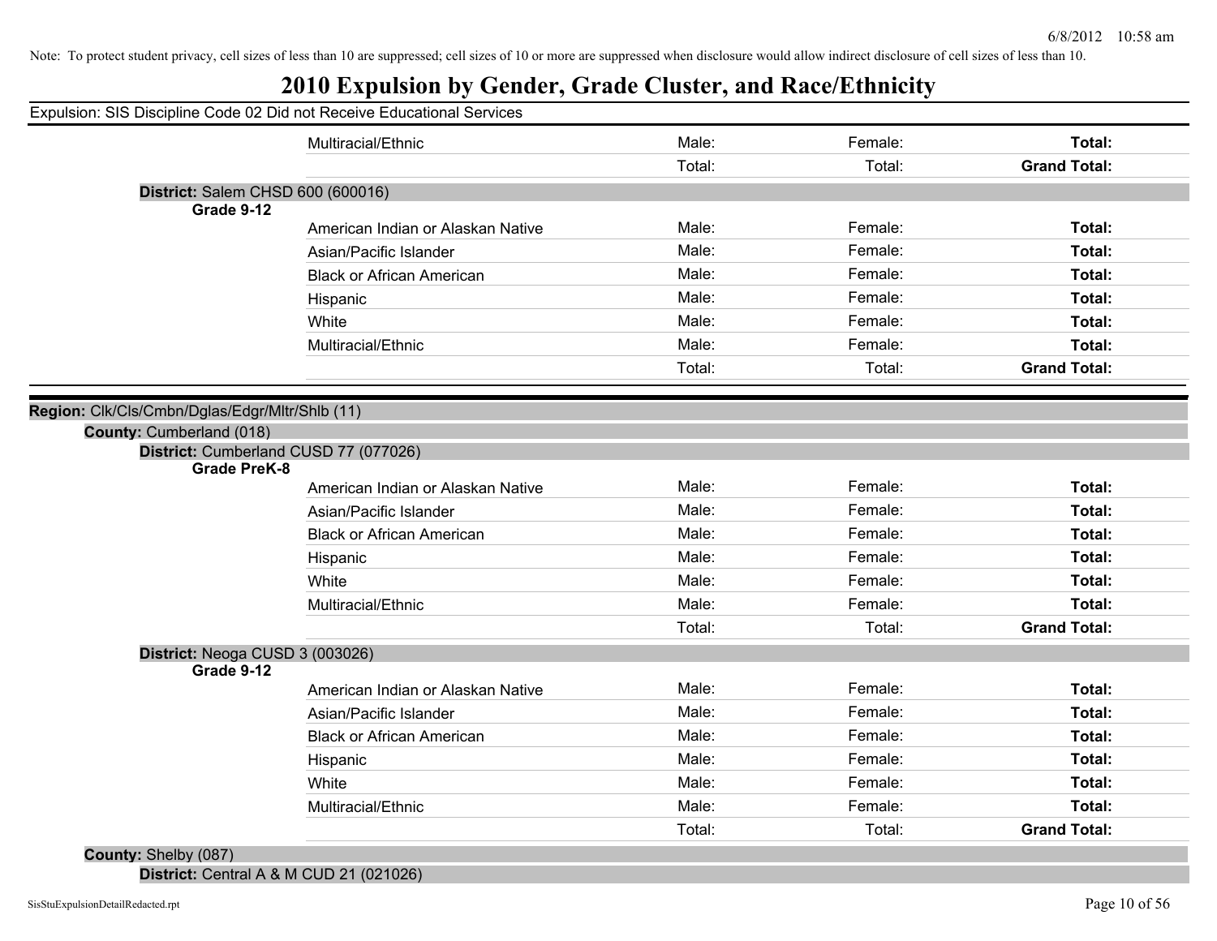Note: To protect student privacy, cell sizes of less than 10 are suppressed; cell sizes of 10 or more are suppressed when disclosure would allow indirect disclosure of cell sizes of less than 10.

# 2010 Expulsion by Gender, Grade Cluster, and Race/Ethnicity

Expulsion: SIS Discipline Code 02 Did not Receive Educational Services

| | | | | |
|---|---|---|---|---|
| | Multiracial/Ethnic | Male: | Female: | **Total:** |
| | | Total: | Total: | **Grand Total:** |

**District:** Salem CHSD 600 (600016)

| **Grade 9-12** | | | | |
|---|---|---|---|---|
| | American Indian or Alaskan Native | Male: | Female: | **Total:** |
| | Asian/Pacific Islander | Male: | Female: | **Total:** |
| | Black or African American | Male: | Female: | **Total:** |
| | Hispanic | Male: | Female: | **Total:** |
| | White | Male: | Female: | **Total:** |
| | Multiracial/Ethnic | Male: | Female: | **Total:** |
| | | Total: | Total: | **Grand Total:** |

**Region:** Clk/Cls/Cmbn/Dglas/Edgr/Mltr/Shlb (11)

**County:** Cumberland (018)

**District:** Cumberland CUSD 77 (077026)

| **Grade PreK-8** | | | | |
|---|---|---|---|---|
| | American Indian or Alaskan Native | Male: | Female: | **Total:** |
| | Asian/Pacific Islander | Male: | Female: | **Total:** |
| | Black or African American | Male: | Female: | **Total:** |
| | Hispanic | Male: | Female: | **Total:** |
| | White | Male: | Female: | **Total:** |
| | Multiracial/Ethnic | Male: | Female: | **Total:** |
| | | Total: | Total: | **Grand Total:** |

**District:** Neoga CUSD 3 (003026)

| **Grade 9-12** | | | | |
|---|---|---|---|---|
| | American Indian or Alaskan Native | Male: | Female: | **Total:** |
| | Asian/Pacific Islander | Male: | Female: | **Total:** |
| | Black or African American | Male: | Female: | **Total:** |
| | Hispanic | Male: | Female: | **Total:** |
| | White | Male: | Female: | **Total:** |
| | Multiracial/Ethnic | Male: | Female: | **Total:** |
| | | Total: | Total: | **Grand Total:** |

**County:** Shelby (087)

**District:** Central A & M CUD 21 (021026)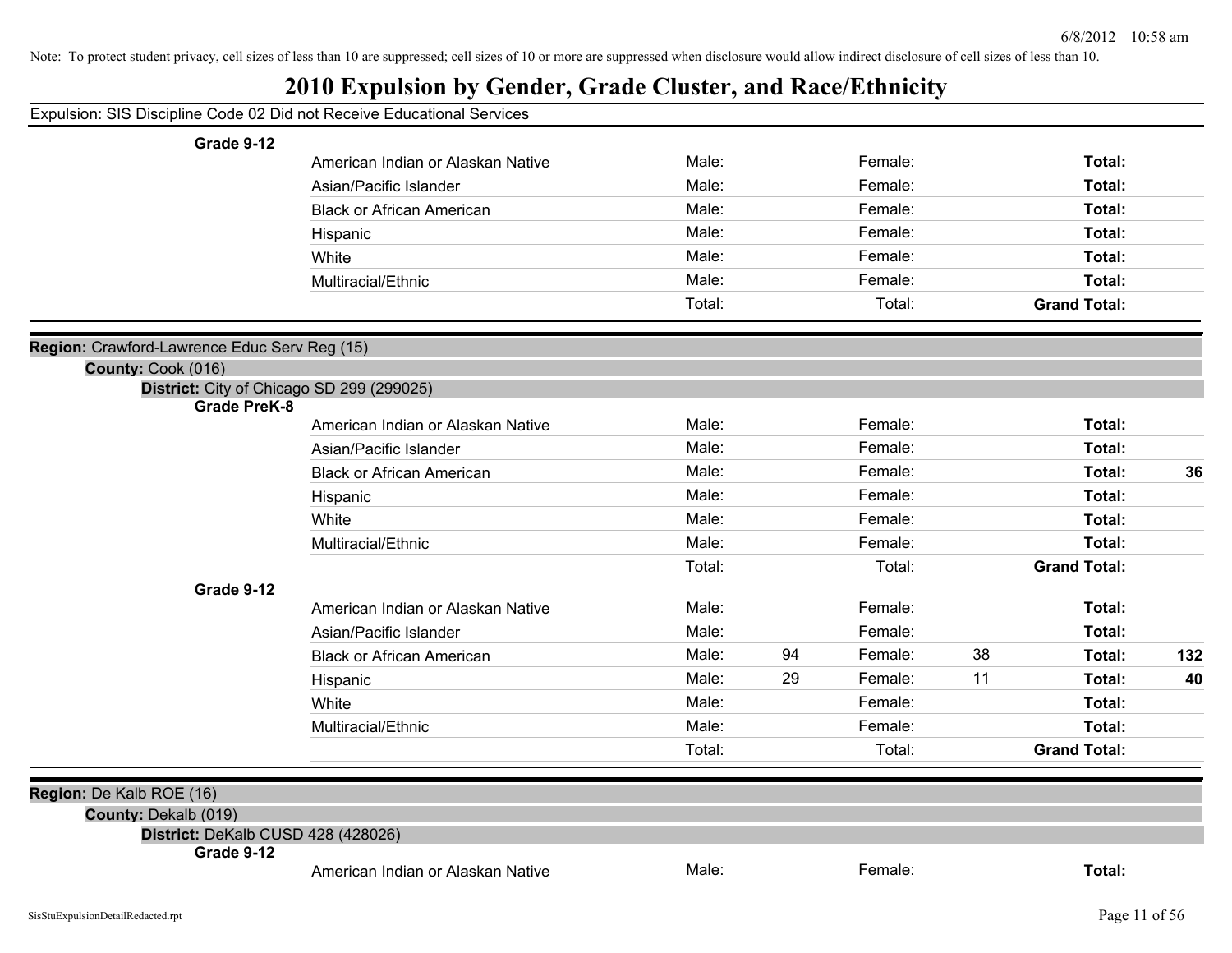Note: To protect student privacy, cell sizes of less than 10 are suppressed; cell sizes of 10 or more are suppressed when disclosure would allow indirect disclosure of cell sizes of less than 10.

# 2010 Expulsion by Gender, Grade Cluster, and Race/Ethnicity

Expulsion: SIS Discipline Code 02 Did not Receive Educational Services

**Grade 9-12**

| | Male | | Female | | Total | |
|---|---|---|---|---|---|---|
| American Indian or Alaskan Native | Male: | | Female: | | **Total:** | |
| Asian/Pacific Islander | Male: | | Female: | | **Total:** | |
| Black or African American | Male: | | Female: | | **Total:** | |
| Hispanic | Male: | | Female: | | **Total:** | |
| White | Male: | | Female: | | **Total:** | |
| Multiracial/Ethnic | Male: | | Female: | | **Total:** | |
| | Total: | | Total: | | **Grand Total:** | |

**Region:** Crawford-Lawrence Educ Serv Reg (15)

**County:** Cook (016)

**District:** City of Chicago SD 299 (299025)

**Grade PreK-8**

| | Male | | Female | | Total | |
|---|---|---|---|---|---|---|
| American Indian or Alaskan Native | Male: | | Female: | | **Total:** | |
| Asian/Pacific Islander | Male: | | Female: | | **Total:** | |
| Black or African American | Male: | | Female: | | **Total:** | **36** |
| Hispanic | Male: | | Female: | | **Total:** | |
| White | Male: | | Female: | | **Total:** | |
| Multiracial/Ethnic | Male: | | Female: | | **Total:** | |
| | Total: | | Total: | | **Grand Total:** | |

**Grade 9-12**

| | Male | | Female | | Total | |
|---|---|---|---|---|---|---|
| American Indian or Alaskan Native | Male: | | Female: | | **Total:** | |
| Asian/Pacific Islander | Male: | | Female: | | **Total:** | |
| Black or African American | Male: | 94 | Female: | 38 | **Total:** | **132** |
| Hispanic | Male: | 29 | Female: | 11 | **Total:** | **40** |
| White | Male: | | Female: | | **Total:** | |
| Multiracial/Ethnic | Male: | | Female: | | **Total:** | |
| | Total: | | Total: | | **Grand Total:** | |

**Region:** De Kalb ROE (16)

**County:** Dekalb (019)

**District:** DeKalb CUSD 428 (428026)

**Grade 9-12**

| | Male | | Female | | Total | |
|---|---|---|---|---|---|---|
| American Indian or Alaskan Native | Male: | | Female: | | **Total:** | |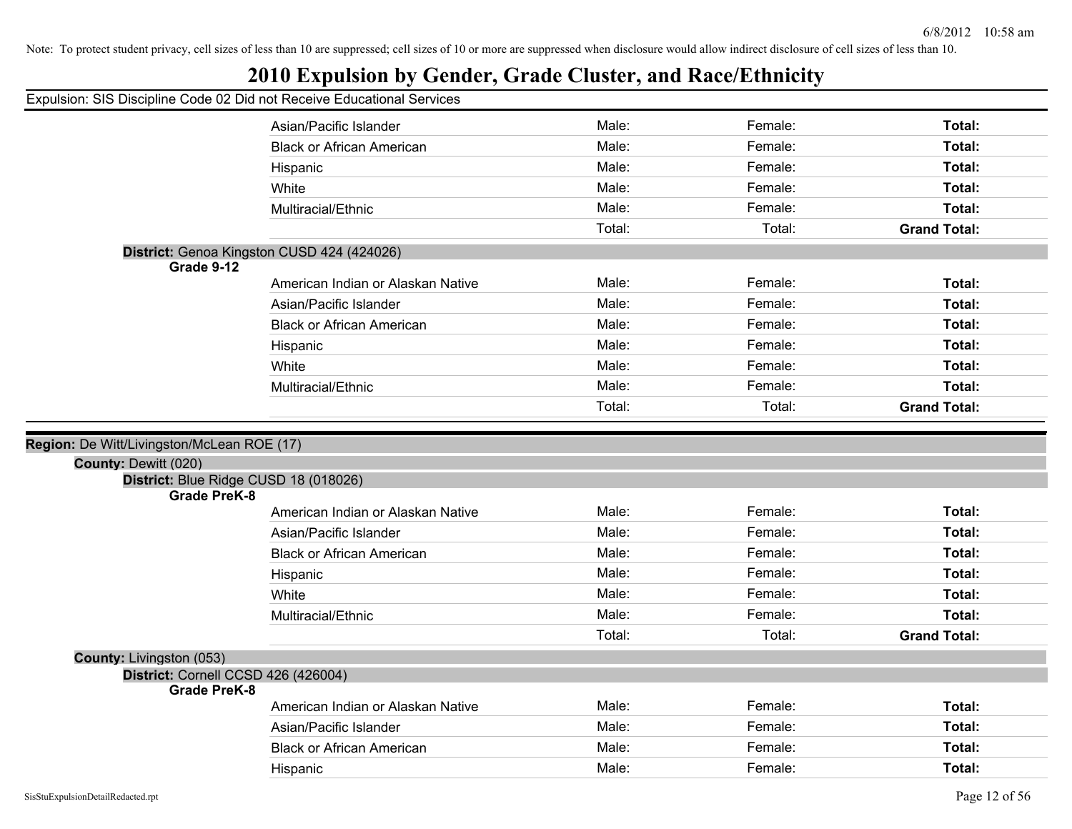Note: To protect student privacy, cell sizes of less than 10 are suppressed; cell sizes of 10 or more are suppressed when disclosure would allow indirect disclosure of cell sizes of less than 10.

# 2010 Expulsion by Gender, Grade Cluster, and Race/Ethnicity

Expulsion: SIS Discipline Code 02 Did not Receive Educational Services

| | | | |
|---|---|---|---|
| Asian/Pacific Islander | Male: | Female: | **Total:** |
| Black or African American | Male: | Female: | **Total:** |
| Hispanic | Male: | Female: | **Total:** |
| White | Male: | Female: | **Total:** |
| Multiracial/Ethnic | Male: | Female: | **Total:** |
| | Total: | Total: | **Grand Total:** |

**District:** Genoa Kingston CUSD 424 (424026)

**Grade 9-12**

| | | | |
|---|---|---|---|
| American Indian or Alaskan Native | Male: | Female: | **Total:** |
| Asian/Pacific Islander | Male: | Female: | **Total:** |
| Black or African American | Male: | Female: | **Total:** |
| Hispanic | Male: | Female: | **Total:** |
| White | Male: | Female: | **Total:** |
| Multiracial/Ethnic | Male: | Female: | **Total:** |
| | Total: | Total: | **Grand Total:** |

**Region:** De Witt/Livingston/McLean ROE (17)

**County:** Dewitt (020)

**District:** Blue Ridge CUSD 18 (018026)

**Grade PreK-8**

| | | | |
|---|---|---|---|
| American Indian or Alaskan Native | Male: | Female: | **Total:** |
| Asian/Pacific Islander | Male: | Female: | **Total:** |
| Black or African American | Male: | Female: | **Total:** |
| Hispanic | Male: | Female: | **Total:** |
| White | Male: | Female: | **Total:** |
| Multiracial/Ethnic | Male: | Female: | **Total:** |
| | Total: | Total: | **Grand Total:** |

**County:** Livingston (053)

**District:** Cornell CCSD 426 (426004)

**Grade PreK-8**

| | | | |
|---|---|---|---|
| American Indian or Alaskan Native | Male: | Female: | **Total:** |
| Asian/Pacific Islander | Male: | Female: | **Total:** |
| Black or African American | Male: | Female: | **Total:** |
| Hispanic | Male: | Female: | **Total:** |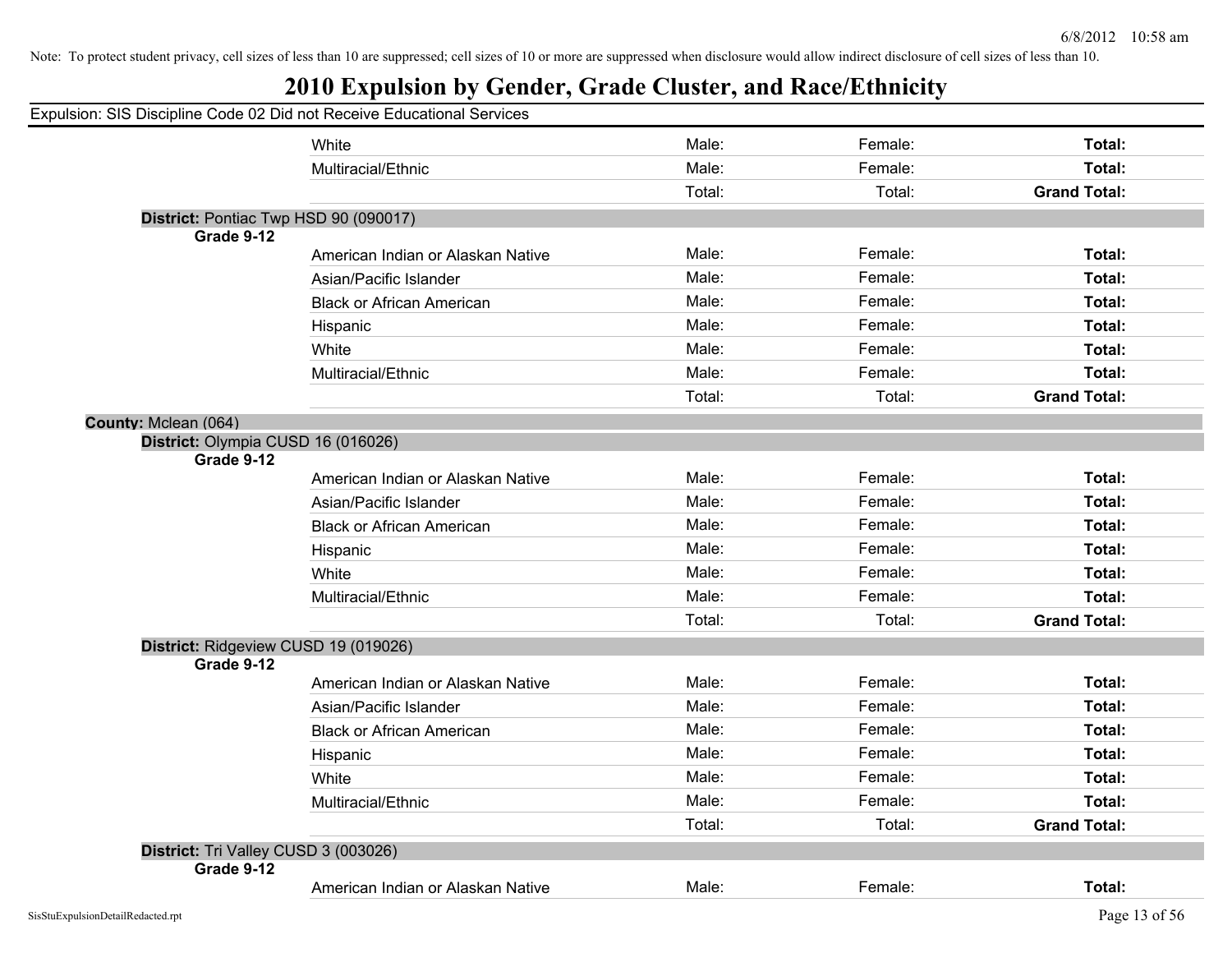Note: To protect student privacy, cell sizes of less than 10 are suppressed; cell sizes of 10 or more are suppressed when disclosure would allow indirect disclosure of cell sizes of less than 10.

# 2010 Expulsion by Gender, Grade Cluster, and Race/Ethnicity

Expulsion: SIS Discipline Code 02 Did not Receive Educational Services

| | | | | |
|---|---|---|---|---|
| | White | Male: | Female: | **Total:** |
| | Multiracial/Ethnic | Male: | Female: | **Total:** |
| | | Total: | Total: | **Grand Total:** |

**District:** Pontiac Twp HSD 90 (090017)

**Grade 9-12**

| | | | |
|---|---|---|---|
| American Indian or Alaskan Native | Male: | Female: | **Total:** |
| Asian/Pacific Islander | Male: | Female: | **Total:** |
| Black or African American | Male: | Female: | **Total:** |
| Hispanic | Male: | Female: | **Total:** |
| White | Male: | Female: | **Total:** |
| Multiracial/Ethnic | Male: | Female: | **Total:** |
| | Total: | Total: | **Grand Total:** |

**County:** Mclean (064)

**District:** Olympia CUSD 16 (016026)

**Grade 9-12**

| | | | |
|---|---|---|---|
| American Indian or Alaskan Native | Male: | Female: | **Total:** |
| Asian/Pacific Islander | Male: | Female: | **Total:** |
| Black or African American | Male: | Female: | **Total:** |
| Hispanic | Male: | Female: | **Total:** |
| White | Male: | Female: | **Total:** |
| Multiracial/Ethnic | Male: | Female: | **Total:** |
| | Total: | Total: | **Grand Total:** |

**District:** Ridgeview CUSD 19 (019026)

**Grade 9-12**

| | | | |
|---|---|---|---|
| American Indian or Alaskan Native | Male: | Female: | **Total:** |
| Asian/Pacific Islander | Male: | Female: | **Total:** |
| Black or African American | Male: | Female: | **Total:** |
| Hispanic | Male: | Female: | **Total:** |
| White | Male: | Female: | **Total:** |
| Multiracial/Ethnic | Male: | Female: | **Total:** |
| | Total: | Total: | **Grand Total:** |

**District:** Tri Valley CUSD 3 (003026)

**Grade 9-12**

| | | | |
|---|---|---|---|
| American Indian or Alaskan Native | Male: | Female: | **Total:** |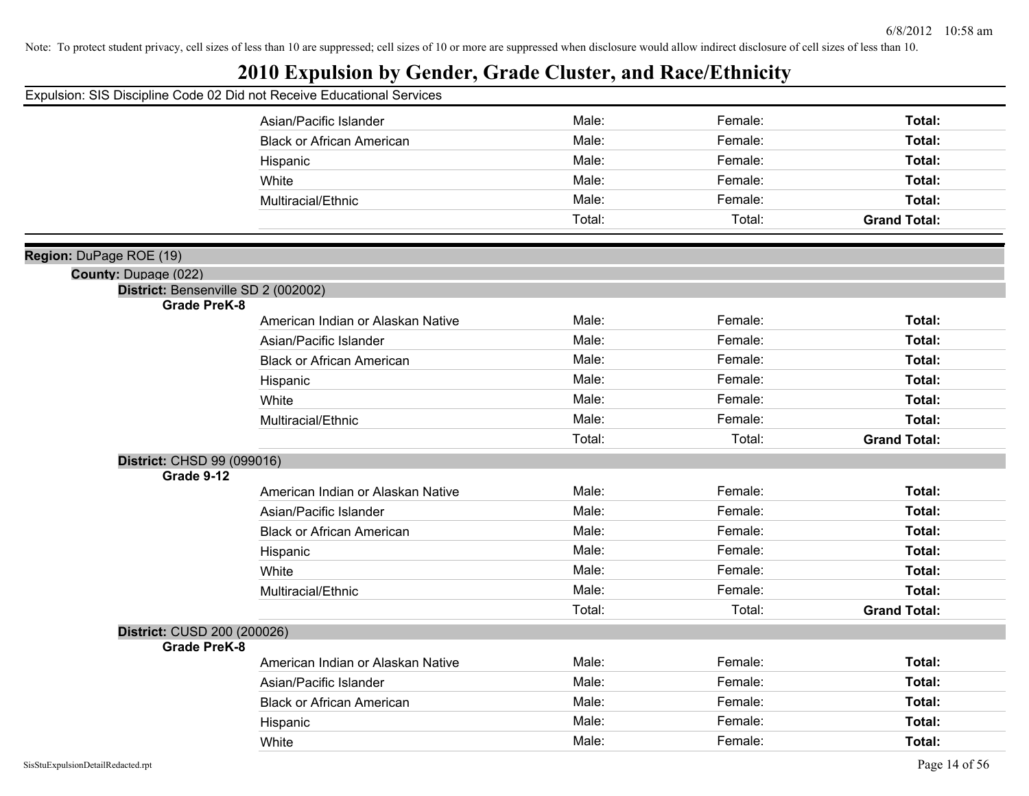Note: To protect student privacy, cell sizes of less than 10 are suppressed; cell sizes of 10 or more are suppressed when disclosure would allow indirect disclosure of cell sizes of less than 10.

# 2010 Expulsion by Gender, Grade Cluster, and Race/Ethnicity

Expulsion: SIS Discipline Code 02 Did not Receive Educational Services

| | | | |
|---|---|---|---|
| Asian/Pacific Islander | Male: | Female: | **Total:** |
| Black or African American | Male: | Female: | **Total:** |
| Hispanic | Male: | Female: | **Total:** |
| White | Male: | Female: | **Total:** |
| Multiracial/Ethnic | Male: | Female: | **Total:** |
| | Total: | Total: | **Grand Total:** |

**Region:** DuPage ROE (19)

**County:** Dupage (022)

**District:** Bensenville SD 2 (002002)

**Grade PreK-8**

| | | | |
|---|---|---|---|
| American Indian or Alaskan Native | Male: | Female: | **Total:** |
| Asian/Pacific Islander | Male: | Female: | **Total:** |
| Black or African American | Male: | Female: | **Total:** |
| Hispanic | Male: | Female: | **Total:** |
| White | Male: | Female: | **Total:** |
| Multiracial/Ethnic | Male: | Female: | **Total:** |
| | Total: | Total: | **Grand Total:** |

**District:** CHSD 99 (099016)

**Grade 9-12**

| | | | |
|---|---|---|---|
| American Indian or Alaskan Native | Male: | Female: | **Total:** |
| Asian/Pacific Islander | Male: | Female: | **Total:** |
| Black or African American | Male: | Female: | **Total:** |
| Hispanic | Male: | Female: | **Total:** |
| White | Male: | Female: | **Total:** |
| Multiracial/Ethnic | Male: | Female: | **Total:** |
| | Total: | Total: | **Grand Total:** |

**District:** CUSD 200 (200026)

**Grade PreK-8**

| | | | |
|---|---|---|---|
| American Indian or Alaskan Native | Male: | Female: | **Total:** |
| Asian/Pacific Islander | Male: | Female: | **Total:** |
| Black or African American | Male: | Female: | **Total:** |
| Hispanic | Male: | Female: | **Total:** |
| White | Male: | Female: | **Total:** |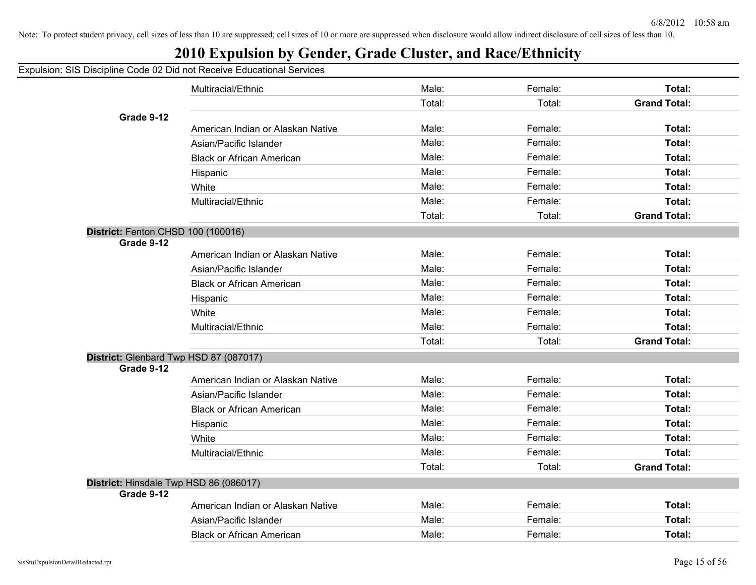Note: To protect student privacy, cell sizes of less than 10 are suppressed; cell sizes of 10 or more are suppressed when disclosure would allow indirect disclosure of cell sizes of less than 10.

# 2010 Expulsion by Gender, Grade Cluster, and Race/Ethnicity

Expulsion: SIS Discipline Code 02 Did not Receive Educational Services

| | | | | |
|---|---|---|---|---|
| | Multiracial/Ethnic | Male: | Female: | **Total:** |
| | | Total: | Total: | **Grand Total:** |
| **Grade 9-12** | | | | |
| | American Indian or Alaskan Native | Male: | Female: | **Total:** |
| | Asian/Pacific Islander | Male: | Female: | **Total:** |
| | Black or African American | Male: | Female: | **Total:** |
| | Hispanic | Male: | Female: | **Total:** |
| | White | Male: | Female: | **Total:** |
| | Multiracial/Ethnic | Male: | Female: | **Total:** |
| | | Total: | Total: | **Grand Total:** |
| **District:** Fenton CHSD 100 (100016) | | | | |
| **Grade 9-12** | | | | |
| | American Indian or Alaskan Native | Male: | Female: | **Total:** |
| | Asian/Pacific Islander | Male: | Female: | **Total:** |
| | Black or African American | Male: | Female: | **Total:** |
| | Hispanic | Male: | Female: | **Total:** |
| | White | Male: | Female: | **Total:** |
| | Multiracial/Ethnic | Male: | Female: | **Total:** |
| | | Total: | Total: | **Grand Total:** |
| **District:** Glenbard Twp HSD 87 (087017) | | | | |
| **Grade 9-12** | | | | |
| | American Indian or Alaskan Native | Male: | Female: | **Total:** |
| | Asian/Pacific Islander | Male: | Female: | **Total:** |
| | Black or African American | Male: | Female: | **Total:** |
| | Hispanic | Male: | Female: | **Total:** |
| | White | Male: | Female: | **Total:** |
| | Multiracial/Ethnic | Male: | Female: | **Total:** |
| | | Total: | Total: | **Grand Total:** |
| **District:** Hinsdale Twp HSD 86 (086017) | | | | |
| **Grade 9-12** | | | | |
| | American Indian or Alaskan Native | Male: | Female: | **Total:** |
| | Asian/Pacific Islander | Male: | Female: | **Total:** |
| | Black or African American | Male: | Female: | **Total:** |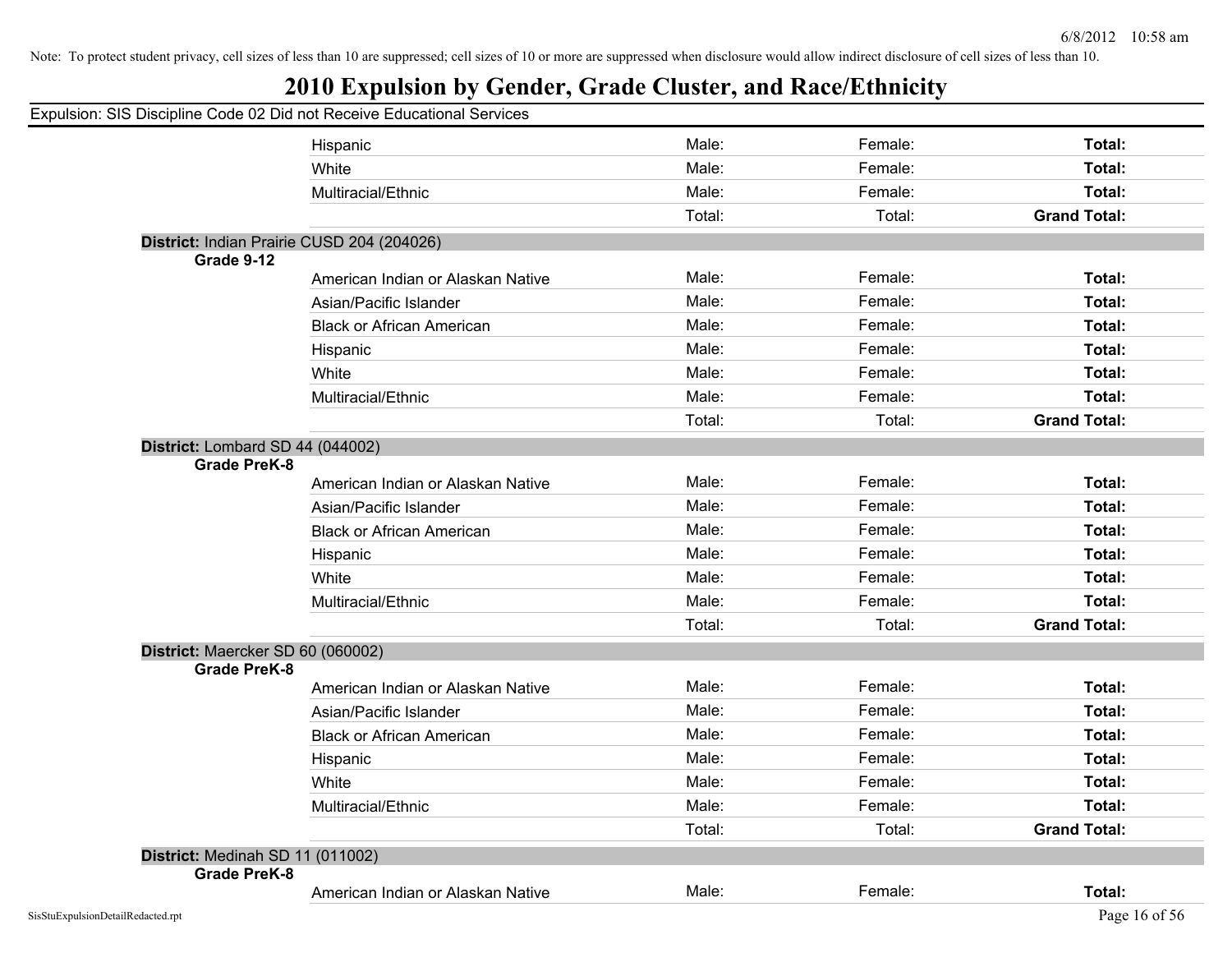Note: To protect student privacy, cell sizes of less than 10 are suppressed; cell sizes of 10 or more are suppressed when disclosure would allow indirect disclosure of cell sizes of less than 10.

# 2010 Expulsion by Gender, Grade Cluster, and Race/Ethnicity

Expulsion: SIS Discipline Code 02 Did not Receive Educational Services

| | | | | |
|---|---|---|---|---|
| | Hispanic | Male: | Female: | **Total:** |
| | White | Male: | Female: | **Total:** |
| | Multiracial/Ethnic | Male: | Female: | **Total:** |
| | | Total: | Total: | **Grand Total:** |

**District:** Indian Prairie CUSD 204 (204026)

| Grade | Race/Ethnicity | Male | Female | Total |
|---|---|---|---|---|
| **Grade 9-12** | American Indian or Alaskan Native | Male: | Female: | **Total:** |
| | Asian/Pacific Islander | Male: | Female: | **Total:** |
| | Black or African American | Male: | Female: | **Total:** |
| | Hispanic | Male: | Female: | **Total:** |
| | White | Male: | Female: | **Total:** |
| | Multiracial/Ethnic | Male: | Female: | **Total:** |
| | | Total: | Total: | **Grand Total:** |

**District:** Lombard SD 44 (044002)

| Grade | Race/Ethnicity | Male | Female | Total |
|---|---|---|---|---|
| **Grade PreK-8** | American Indian or Alaskan Native | Male: | Female: | **Total:** |
| | Asian/Pacific Islander | Male: | Female: | **Total:** |
| | Black or African American | Male: | Female: | **Total:** |
| | Hispanic | Male: | Female: | **Total:** |
| | White | Male: | Female: | **Total:** |
| | Multiracial/Ethnic | Male: | Female: | **Total:** |
| | | Total: | Total: | **Grand Total:** |

**District:** Maercker SD 60 (060002)

| Grade | Race/Ethnicity | Male | Female | Total |
|---|---|---|---|---|
| **Grade PreK-8** | American Indian or Alaskan Native | Male: | Female: | **Total:** |
| | Asian/Pacific Islander | Male: | Female: | **Total:** |
| | Black or African American | Male: | Female: | **Total:** |
| | Hispanic | Male: | Female: | **Total:** |
| | White | Male: | Female: | **Total:** |
| | Multiracial/Ethnic | Male: | Female: | **Total:** |
| | | Total: | Total: | **Grand Total:** |

**District:** Medinah SD 11 (011002)

| Grade | Race/Ethnicity | Male | Female | Total |
|---|---|---|---|---|
| **Grade PreK-8** | American Indian or Alaskan Native | Male: | Female: | **Total:** |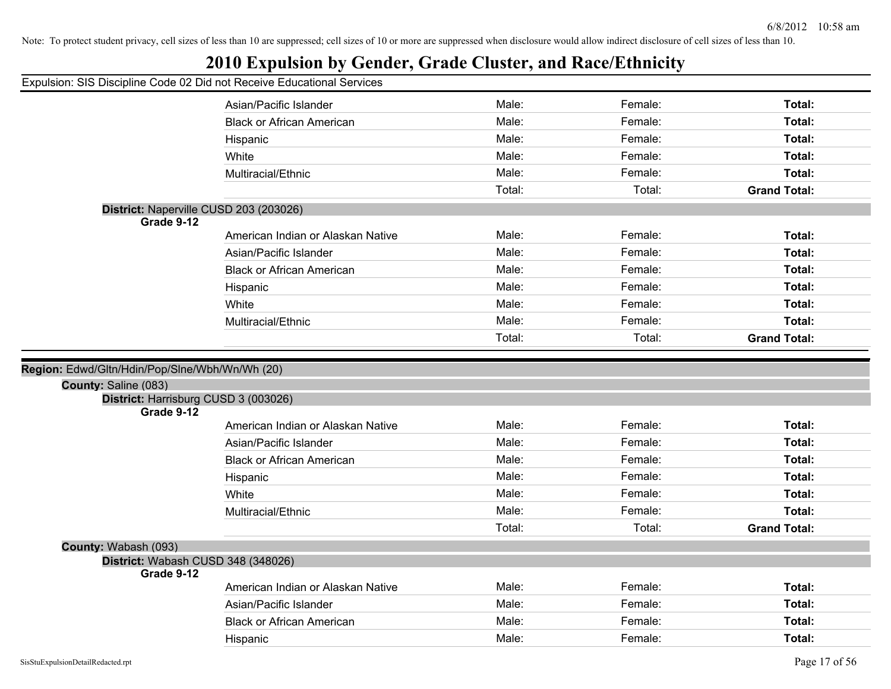Note: To protect student privacy, cell sizes of less than 10 are suppressed; cell sizes of 10 or more are suppressed when disclosure would allow indirect disclosure of cell sizes of less than 10.

# 2010 Expulsion by Gender, Grade Cluster, and Race/Ethnicity

Expulsion: SIS Discipline Code 02 Did not Receive Educational Services

| | | | |
|---|---|---|---|
| Asian/Pacific Islander | Male: | Female: | **Total:** |
| Black or African American | Male: | Female: | **Total:** |
| Hispanic | Male: | Female: | **Total:** |
| White | Male: | Female: | **Total:** |
| Multiracial/Ethnic | Male: | Female: | **Total:** |
| | Total: | Total: | **Grand Total:** |

**District:** Naperville CUSD 203 (203026)

**Grade 9-12**

| | | | |
|---|---|---|---|
| American Indian or Alaskan Native | Male: | Female: | **Total:** |
| Asian/Pacific Islander | Male: | Female: | **Total:** |
| Black or African American | Male: | Female: | **Total:** |
| Hispanic | Male: | Female: | **Total:** |
| White | Male: | Female: | **Total:** |
| Multiracial/Ethnic | Male: | Female: | **Total:** |
| | Total: | Total: | **Grand Total:** |

**Region:** Edwd/Gltn/Hdin/Pop/Slne/Wbh/Wn/Wh (20)

**County:** Saline (083)

**District:** Harrisburg CUSD 3 (003026)

**Grade 9-12**

| | | | |
|---|---|---|---|
| American Indian or Alaskan Native | Male: | Female: | **Total:** |
| Asian/Pacific Islander | Male: | Female: | **Total:** |
| Black or African American | Male: | Female: | **Total:** |
| Hispanic | Male: | Female: | **Total:** |
| White | Male: | Female: | **Total:** |
| Multiracial/Ethnic | Male: | Female: | **Total:** |
| | Total: | Total: | **Grand Total:** |

**County:** Wabash (093)

**District:** Wabash CUSD 348 (348026)

**Grade 9-12**

| | | | |
|---|---|---|---|
| American Indian or Alaskan Native | Male: | Female: | **Total:** |
| Asian/Pacific Islander | Male: | Female: | **Total:** |
| Black or African American | Male: | Female: | **Total:** |
| Hispanic | Male: | Female: | **Total:** |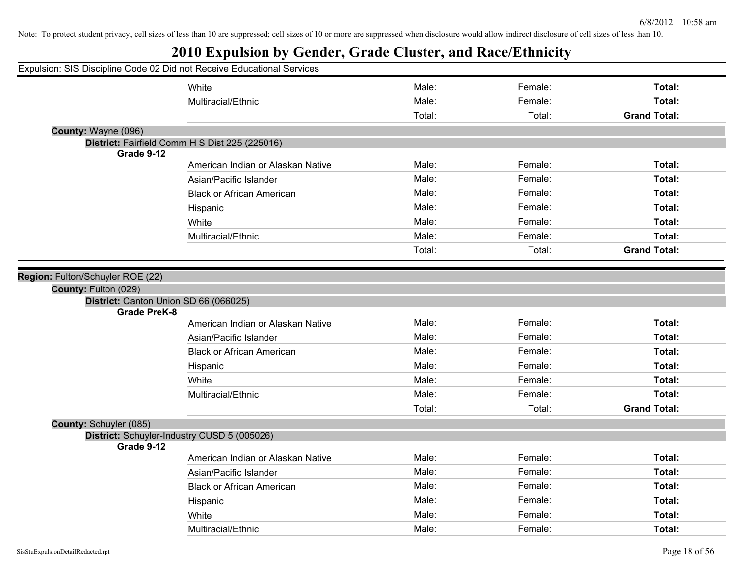Note: To protect student privacy, cell sizes of less than 10 are suppressed; cell sizes of 10 or more are suppressed when disclosure would allow indirect disclosure of cell sizes of less than 10.

# 2010 Expulsion by Gender, Grade Cluster, and Race/Ethnicity

Expulsion: SIS Discipline Code 02 Did not Receive Educational Services

| | | | |
|---|---|---|---|
| White | Male: | Female: | **Total:** |
| Multiracial/Ethnic | Male: | Female: | **Total:** |
| | Total: | Total: | **Grand Total:** |

**County:** Wayne (096)

**District:** Fairfield Comm H S Dist 225 (225016)

**Grade 9-12**

| | | | |
|---|---|---|---|
| American Indian or Alaskan Native | Male: | Female: | **Total:** |
| Asian/Pacific Islander | Male: | Female: | **Total:** |
| Black or African American | Male: | Female: | **Total:** |
| Hispanic | Male: | Female: | **Total:** |
| White | Male: | Female: | **Total:** |
| Multiracial/Ethnic | Male: | Female: | **Total:** |
| | Total: | Total: | **Grand Total:** |

---

**Region:** Fulton/Schuyler ROE (22)

**County:** Fulton (029)

**District:** Canton Union SD 66 (066025)

**Grade PreK-8**

| | | | |
|---|---|---|---|
| American Indian or Alaskan Native | Male: | Female: | **Total:** |
| Asian/Pacific Islander | Male: | Female: | **Total:** |
| Black or African American | Male: | Female: | **Total:** |
| Hispanic | Male: | Female: | **Total:** |
| White | Male: | Female: | **Total:** |
| Multiracial/Ethnic | Male: | Female: | **Total:** |
| | Total: | Total: | **Grand Total:** |

**County:** Schuyler (085)

**District:** Schuyler-Industry CUSD 5 (005026)

**Grade 9-12**

| | | | |
|---|---|---|---|
| American Indian or Alaskan Native | Male: | Female: | **Total:** |
| Asian/Pacific Islander | Male: | Female: | **Total:** |
| Black or African American | Male: | Female: | **Total:** |
| Hispanic | Male: | Female: | **Total:** |
| White | Male: | Female: | **Total:** |
| Multiracial/Ethnic | Male: | Female: | **Total:** |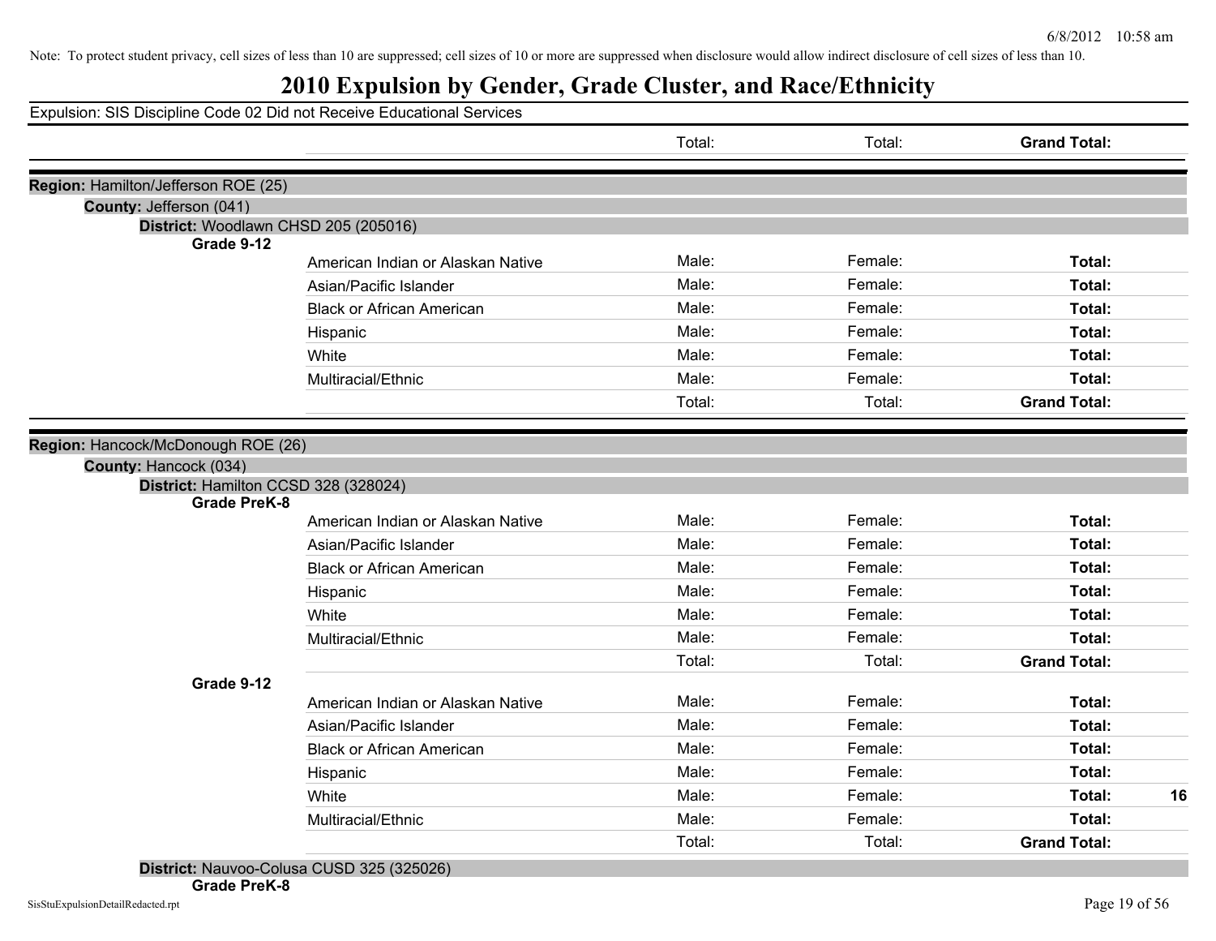Note: To protect student privacy, cell sizes of less than 10 are suppressed; cell sizes of 10 or more are suppressed when disclosure would allow indirect disclosure of cell sizes of less than 10.

# 2010 Expulsion by Gender, Grade Cluster, and Race/Ethnicity

Expulsion: SIS Discipline Code 02 Did not Receive Educational Services

| | | | | | |
|---|---|---|---|---|---|
| | | Total: | Total: | **Grand Total:** | |

**Region:** Hamilton/Jefferson ROE (25)

**County:** Jefferson (041)

**District:** Woodlawn CHSD 205 (205016)

**Grade 9-12**

| | | | | |
|---|---|---|---|---|
| American Indian or Alaskan Native | Male: | Female: | **Total:** | |
| Asian/Pacific Islander | Male: | Female: | **Total:** | |
| Black or African American | Male: | Female: | **Total:** | |
| Hispanic | Male: | Female: | **Total:** | |
| White | Male: | Female: | **Total:** | |
| Multiracial/Ethnic | Male: | Female: | **Total:** | |
| | Total: | Total: | **Grand Total:** | |

**Region:** Hancock/McDonough ROE (26)

**County:** Hancock (034)

**District:** Hamilton CCSD 328 (328024)

**Grade PreK-8**

| | | | | |
|---|---|---|---|---|
| American Indian or Alaskan Native | Male: | Female: | **Total:** | |
| Asian/Pacific Islander | Male: | Female: | **Total:** | |
| Black or African American | Male: | Female: | **Total:** | |
| Hispanic | Male: | Female: | **Total:** | |
| White | Male: | Female: | **Total:** | |
| Multiracial/Ethnic | Male: | Female: | **Total:** | |
| | Total: | Total: | **Grand Total:** | |

**Grade 9-12**

| | | | | |
|---|---|---|---|---|
| American Indian or Alaskan Native | Male: | Female: | **Total:** | |
| Asian/Pacific Islander | Male: | Female: | **Total:** | |
| Black or African American | Male: | Female: | **Total:** | |
| Hispanic | Male: | Female: | **Total:** | |
| White | Male: | Female: | **Total:** | **16** |
| Multiracial/Ethnic | Male: | Female: | **Total:** | |
| | Total: | Total: | **Grand Total:** | |

**District:** Nauvoo-Colusa CUSD 325 (325026)

**Grade PreK-8**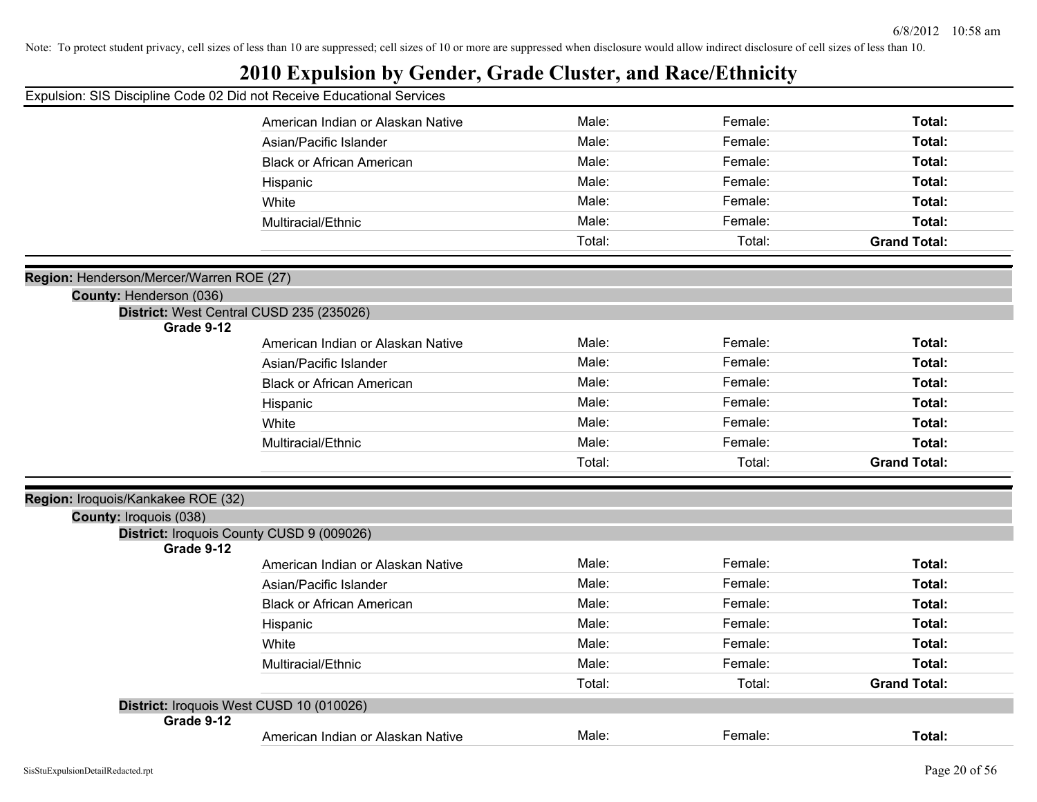Note: To protect student privacy, cell sizes of less than 10 are suppressed; cell sizes of 10 or more are suppressed when disclosure would allow indirect disclosure of cell sizes of less than 10.

# 2010 Expulsion by Gender, Grade Cluster, and Race/Ethnicity

Expulsion: SIS Discipline Code 02 Did not Receive Educational Services

| | | | |
|---|---|---|---|
| American Indian or Alaskan Native | Male: | Female: | **Total:** |
| Asian/Pacific Islander | Male: | Female: | **Total:** |
| Black or African American | Male: | Female: | **Total:** |
| Hispanic | Male: | Female: | **Total:** |
| White | Male: | Female: | **Total:** |
| Multiracial/Ethnic | Male: | Female: | **Total:** |
| | Total: | Total: | **Grand Total:** |

**Region:** Henderson/Mercer/Warren ROE (27)

**County:** Henderson (036)

**District:** West Central CUSD 235 (235026)

**Grade 9-12**

| | | | |
|---|---|---|---|
| American Indian or Alaskan Native | Male: | Female: | **Total:** |
| Asian/Pacific Islander | Male: | Female: | **Total:** |
| Black or African American | Male: | Female: | **Total:** |
| Hispanic | Male: | Female: | **Total:** |
| White | Male: | Female: | **Total:** |
| Multiracial/Ethnic | Male: | Female: | **Total:** |
| | Total: | Total: | **Grand Total:** |

**Region:** Iroquois/Kankakee ROE (32)

**County:** Iroquois (038)

**District:** Iroquois County CUSD 9 (009026)

**Grade 9-12**

| | | | |
|---|---|---|---|
| American Indian or Alaskan Native | Male: | Female: | **Total:** |
| Asian/Pacific Islander | Male: | Female: | **Total:** |
| Black or African American | Male: | Female: | **Total:** |
| Hispanic | Male: | Female: | **Total:** |
| White | Male: | Female: | **Total:** |
| Multiracial/Ethnic | Male: | Female: | **Total:** |
| | Total: | Total: | **Grand Total:** |

**District:** Iroquois West CUSD 10 (010026)

**Grade 9-12**

| | | | |
|---|---|---|---|
| American Indian or Alaskan Native | Male: | Female: | **Total:** |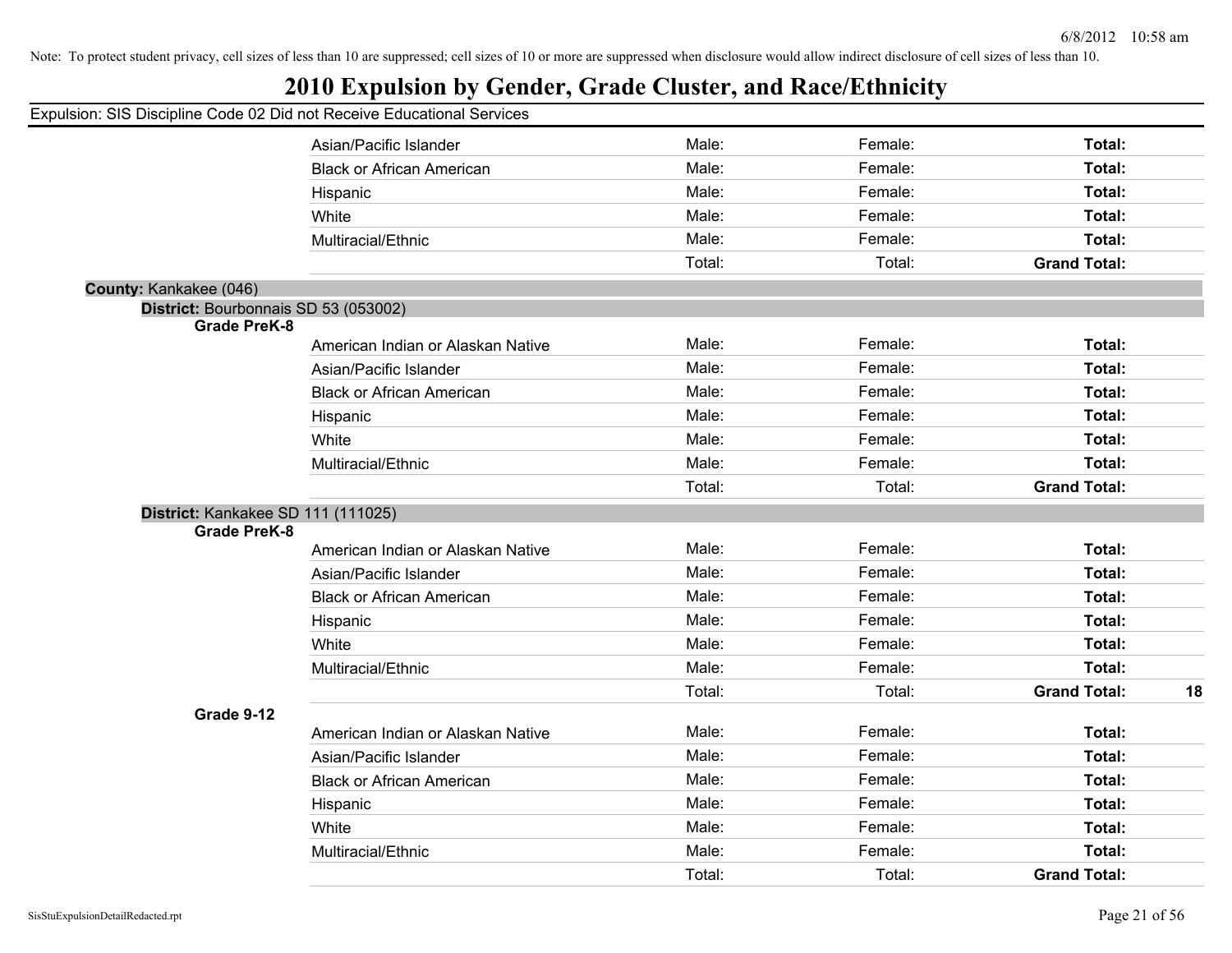Note: To protect student privacy, cell sizes of less than 10 are suppressed; cell sizes of 10 or more are suppressed when disclosure would allow indirect disclosure of cell sizes of less than 10.

# 2010 Expulsion by Gender, Grade Cluster, and Race/Ethnicity

Expulsion: SIS Discipline Code 02 Did not Receive Educational Services

| | | | | |
|---|---|---|---|---|
| Asian/Pacific Islander | Male: | Female: | **Total:** | |
| Black or African American | Male: | Female: | **Total:** | |
| Hispanic | Male: | Female: | **Total:** | |
| White | Male: | Female: | **Total:** | |
| Multiracial/Ethnic | Male: | Female: | **Total:** | |
| | Total: | Total: | **Grand Total:** | |

**County:** Kankakee (046)

**District:** Bourbonnais SD 53 (053002)

**Grade PreK-8**

| | | | | |
|---|---|---|---|---|
| American Indian or Alaskan Native | Male: | Female: | **Total:** | |
| Asian/Pacific Islander | Male: | Female: | **Total:** | |
| Black or African American | Male: | Female: | **Total:** | |
| Hispanic | Male: | Female: | **Total:** | |
| White | Male: | Female: | **Total:** | |
| Multiracial/Ethnic | Male: | Female: | **Total:** | |
| | Total: | Total: | **Grand Total:** | |

**District:** Kankakee SD 111 (111025)

**Grade PreK-8**

| | | | | |
|---|---|---|---|---|
| American Indian or Alaskan Native | Male: | Female: | **Total:** | |
| Asian/Pacific Islander | Male: | Female: | **Total:** | |
| Black or African American | Male: | Female: | **Total:** | |
| Hispanic | Male: | Female: | **Total:** | |
| White | Male: | Female: | **Total:** | |
| Multiracial/Ethnic | Male: | Female: | **Total:** | |
| | Total: | Total: | **Grand Total:** | **18** |

**Grade 9-12**

| | | | | |
|---|---|---|---|---|
| American Indian or Alaskan Native | Male: | Female: | **Total:** | |
| Asian/Pacific Islander | Male: | Female: | **Total:** | |
| Black or African American | Male: | Female: | **Total:** | |
| Hispanic | Male: | Female: | **Total:** | |
| White | Male: | Female: | **Total:** | |
| Multiracial/Ethnic | Male: | Female: | **Total:** | |
| | Total: | Total: | **Grand Total:** | |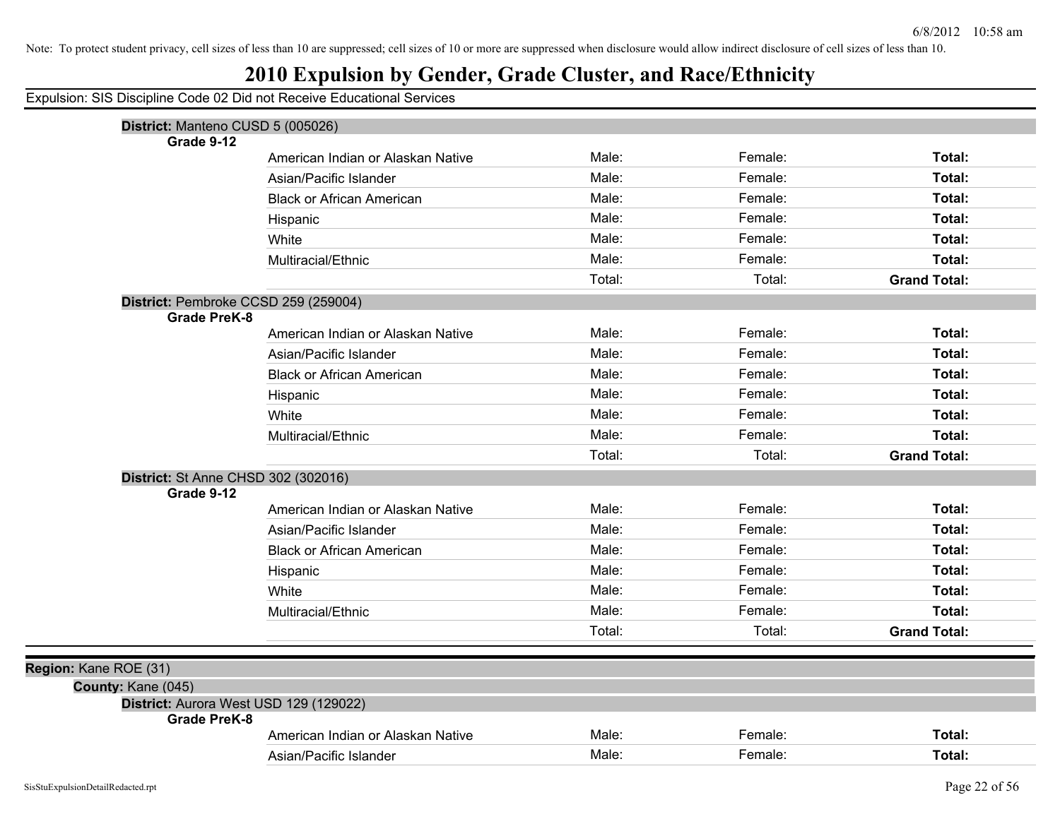Note: To protect student privacy, cell sizes of less than 10 are suppressed; cell sizes of 10 or more are suppressed when disclosure would allow indirect disclosure of cell sizes of less than 10.

# 2010 Expulsion by Gender, Grade Cluster, and Race/Ethnicity

Expulsion: SIS Discipline Code 02 Did not Receive Educational Services

**District:** Manteno CUSD 5 (005026)

**Grade 9-12**

| | | | |
|---|---|---|---|
| American Indian or Alaskan Native | Male: | Female: | **Total:** |
| Asian/Pacific Islander | Male: | Female: | **Total:** |
| Black or African American | Male: | Female: | **Total:** |
| Hispanic | Male: | Female: | **Total:** |
| White | Male: | Female: | **Total:** |
| Multiracial/Ethnic | Male: | Female: | **Total:** |
| | Total: | Total: | **Grand Total:** |

**District:** Pembroke CCSD 259 (259004)

**Grade PreK-8**

| | | | |
|---|---|---|---|
| American Indian or Alaskan Native | Male: | Female: | **Total:** |
| Asian/Pacific Islander | Male: | Female: | **Total:** |
| Black or African American | Male: | Female: | **Total:** |
| Hispanic | Male: | Female: | **Total:** |
| White | Male: | Female: | **Total:** |
| Multiracial/Ethnic | Male: | Female: | **Total:** |
| | Total: | Total: | **Grand Total:** |

**District:** St Anne CHSD 302 (302016)

**Grade 9-12**

| | | | |
|---|---|---|---|
| American Indian or Alaskan Native | Male: | Female: | **Total:** |
| Asian/Pacific Islander | Male: | Female: | **Total:** |
| Black or African American | Male: | Female: | **Total:** |
| Hispanic | Male: | Female: | **Total:** |
| White | Male: | Female: | **Total:** |
| Multiracial/Ethnic | Male: | Female: | **Total:** |
| | Total: | Total: | **Grand Total:** |

**Region:** Kane ROE (31)

**County:** Kane (045)

**District:** Aurora West USD 129 (129022)

**Grade PreK-8**

| | | | |
|---|---|---|---|
| American Indian or Alaskan Native | Male: | Female: | **Total:** |
| Asian/Pacific Islander | Male: | Female: | **Total:** |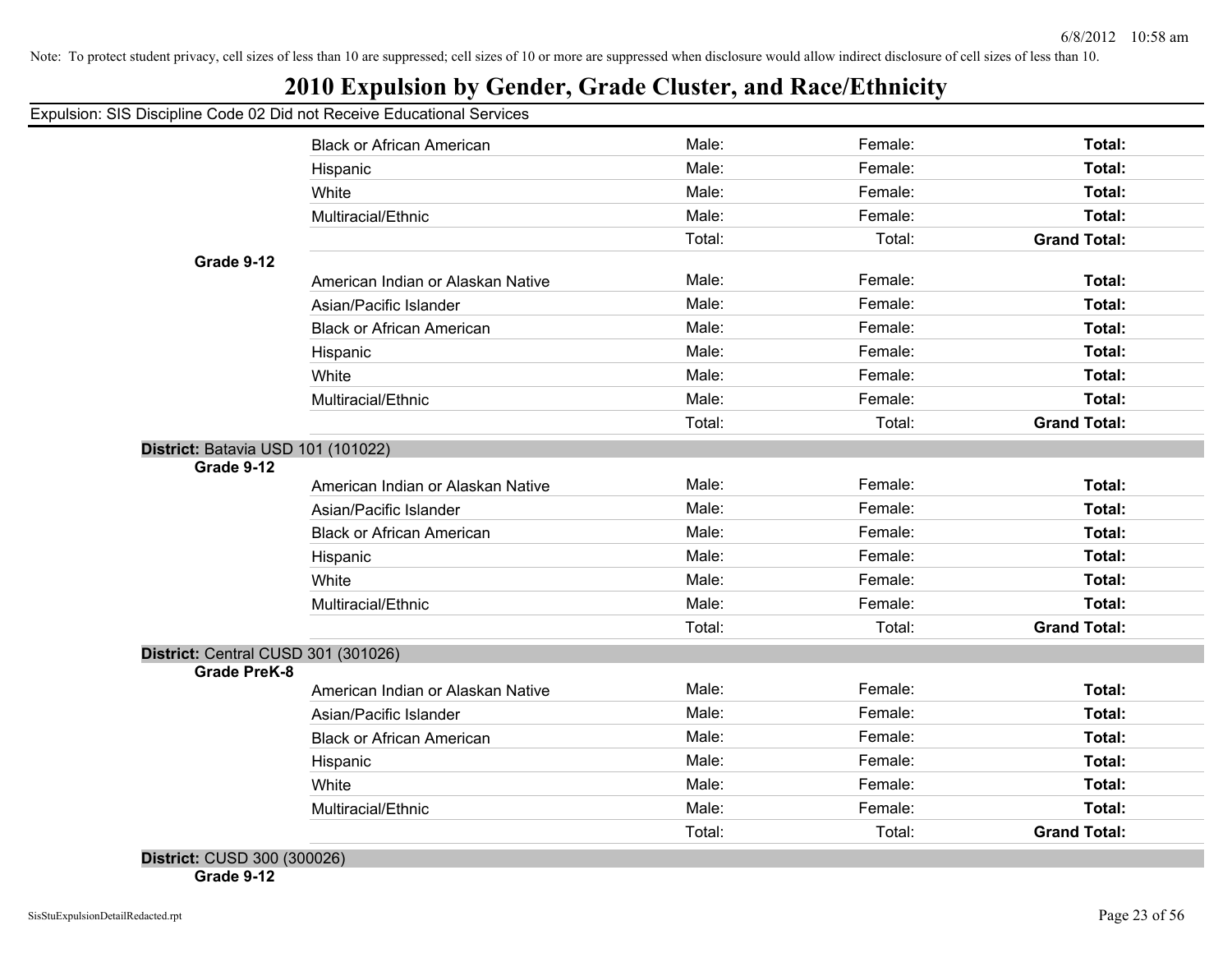Note: To protect student privacy, cell sizes of less than 10 are suppressed; cell sizes of 10 or more are suppressed when disclosure would allow indirect disclosure of cell sizes of less than 10.

# 2010 Expulsion by Gender, Grade Cluster, and Race/Ethnicity

Expulsion: SIS Discipline Code 02 Did not Receive Educational Services

| | | | | |
|---|---|---|---|---|
| | Black or African American | Male: | Female: | **Total:** |
| | Hispanic | Male: | Female: | **Total:** |
| | White | Male: | Female: | **Total:** |
| | Multiracial/Ethnic | Male: | Female: | **Total:** |
| | | Total: | Total: | **Grand Total:** |
| **Grade 9-12** | | | | |
| | American Indian or Alaskan Native | Male: | Female: | **Total:** |
| | Asian/Pacific Islander | Male: | Female: | **Total:** |
| | Black or African American | Male: | Female: | **Total:** |
| | Hispanic | Male: | Female: | **Total:** |
| | White | Male: | Female: | **Total:** |
| | Multiracial/Ethnic | Male: | Female: | **Total:** |
| | | Total: | Total: | **Grand Total:** |

**District:** Batavia USD 101 (101022)

| | | | | |
|---|---|---|---|---|
| **Grade 9-12** | | | | |
| | American Indian or Alaskan Native | Male: | Female: | **Total:** |
| | Asian/Pacific Islander | Male: | Female: | **Total:** |
| | Black or African American | Male: | Female: | **Total:** |
| | Hispanic | Male: | Female: | **Total:** |
| | White | Male: | Female: | **Total:** |
| | Multiracial/Ethnic | Male: | Female: | **Total:** |
| | | Total: | Total: | **Grand Total:** |

**District:** Central CUSD 301 (301026)

| | | | | |
|---|---|---|---|---|
| **Grade PreK-8** | | | | |
| | American Indian or Alaskan Native | Male: | Female: | **Total:** |
| | Asian/Pacific Islander | Male: | Female: | **Total:** |
| | Black or African American | Male: | Female: | **Total:** |
| | Hispanic | Male: | Female: | **Total:** |
| | White | Male: | Female: | **Total:** |
| | Multiracial/Ethnic | Male: | Female: | **Total:** |
| | | Total: | Total: | **Grand Total:** |

**District:** CUSD 300 (300026)

**Grade 9-12**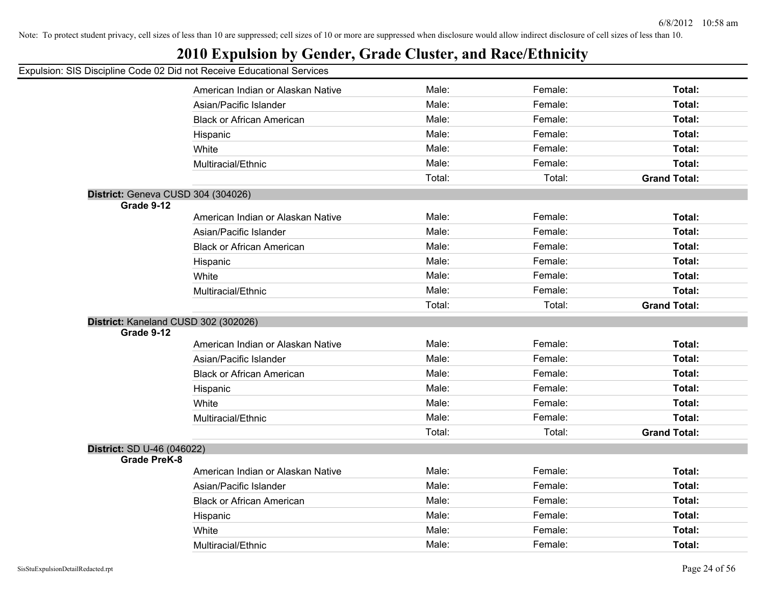Note: To protect student privacy, cell sizes of less than 10 are suppressed; cell sizes of 10 or more are suppressed when disclosure would allow indirect disclosure of cell sizes of less than 10.

# 2010 Expulsion by Gender, Grade Cluster, and Race/Ethnicity

Expulsion: SIS Discipline Code 02 Did not Receive Educational Services

| | | | | |
|---|---|---|---|---|
| | American Indian or Alaskan Native | Male: | Female: | **Total:** |
| | Asian/Pacific Islander | Male: | Female: | **Total:** |
| | Black or African American | Male: | Female: | **Total:** |
| | Hispanic | Male: | Female: | **Total:** |
| | White | Male: | Female: | **Total:** |
| | Multiracial/Ethnic | Male: | Female: | **Total:** |
| | | Total: | Total: | **Grand Total:** |

**District:** Geneva CUSD 304 (304026)

| **Grade 9-12** | | | | |
|---|---|---|---|---|
| | American Indian or Alaskan Native | Male: | Female: | **Total:** |
| | Asian/Pacific Islander | Male: | Female: | **Total:** |
| | Black or African American | Male: | Female: | **Total:** |
| | Hispanic | Male: | Female: | **Total:** |
| | White | Male: | Female: | **Total:** |
| | Multiracial/Ethnic | Male: | Female: | **Total:** |
| | | Total: | Total: | **Grand Total:** |

**District:** Kaneland CUSD 302 (302026)

| **Grade 9-12** | | | | |
|---|---|---|---|---|
| | American Indian or Alaskan Native | Male: | Female: | **Total:** |
| | Asian/Pacific Islander | Male: | Female: | **Total:** |
| | Black or African American | Male: | Female: | **Total:** |
| | Hispanic | Male: | Female: | **Total:** |
| | White | Male: | Female: | **Total:** |
| | Multiracial/Ethnic | Male: | Female: | **Total:** |
| | | Total: | Total: | **Grand Total:** |

**District:** SD U-46 (046022)

| **Grade PreK-8** | | | | |
|---|---|---|---|---|
| | American Indian or Alaskan Native | Male: | Female: | **Total:** |
| | Asian/Pacific Islander | Male: | Female: | **Total:** |
| | Black or African American | Male: | Female: | **Total:** |
| | Hispanic | Male: | Female: | **Total:** |
| | White | Male: | Female: | **Total:** |
| | Multiracial/Ethnic | Male: | Female: | **Total:** |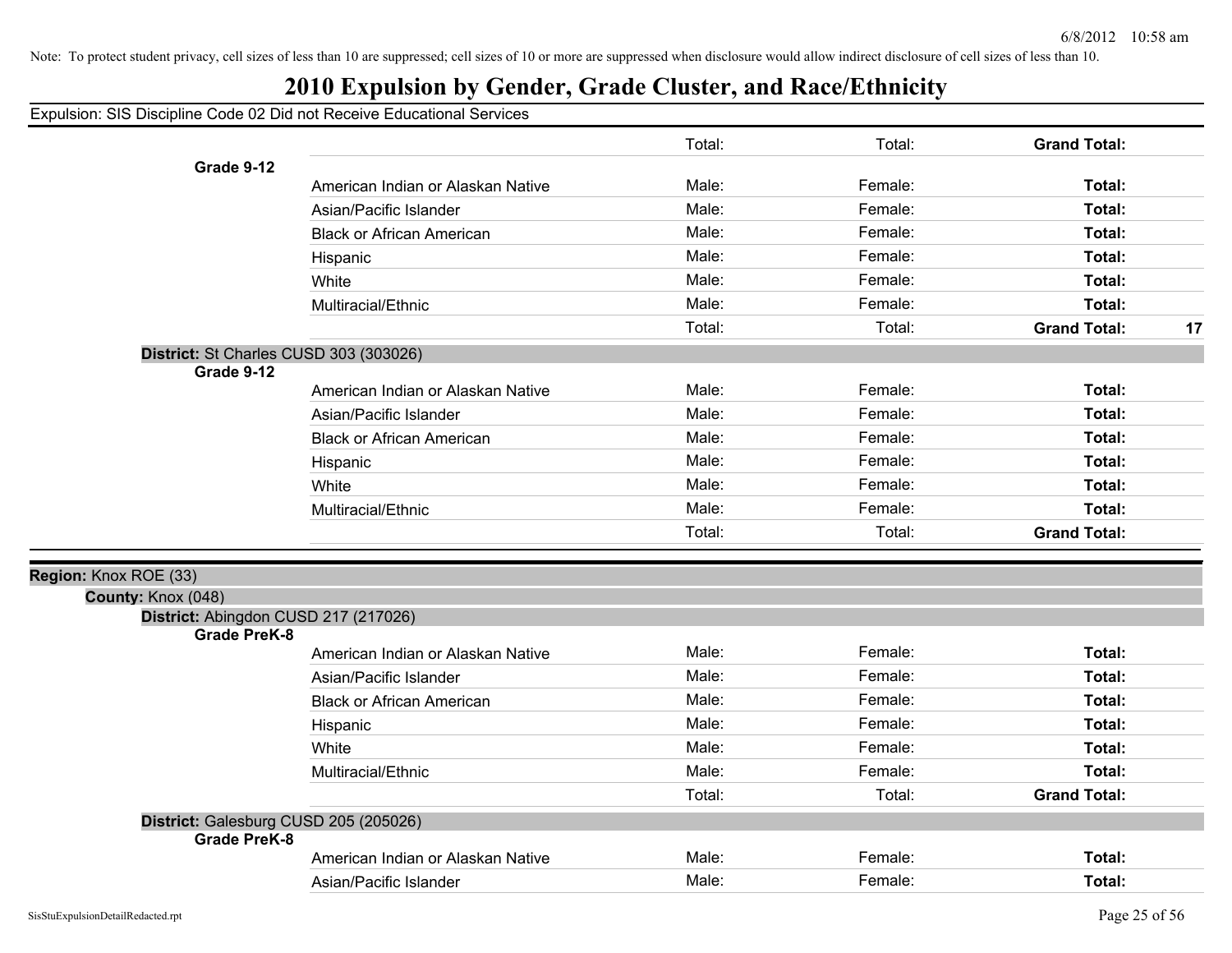Note: To protect student privacy, cell sizes of less than 10 are suppressed; cell sizes of 10 or more are suppressed when disclosure would allow indirect disclosure of cell sizes of less than 10.

# 2010 Expulsion by Gender, Grade Cluster, and Race/Ethnicity

Expulsion: SIS Discipline Code 02 Did not Receive Educational Services

| | | | | | |
|---|---|---|---|---|---|
| | | Total: | Total: | **Grand Total:** | |
| **Grade 9-12** | | | | | |
| | American Indian or Alaskan Native | Male: | Female: | **Total:** | |
| | Asian/Pacific Islander | Male: | Female: | **Total:** | |
| | Black or African American | Male: | Female: | **Total:** | |
| | Hispanic | Male: | Female: | **Total:** | |
| | White | Male: | Female: | **Total:** | |
| | Multiracial/Ethnic | Male: | Female: | **Total:** | |
| | | Total: | Total: | **Grand Total:** | **17** |

**District:** St Charles CUSD 303 (303026)

| | | | | | |
|---|---|---|---|---|---|
| **Grade 9-12** | | | | | |
| | American Indian or Alaskan Native | Male: | Female: | **Total:** | |
| | Asian/Pacific Islander | Male: | Female: | **Total:** | |
| | Black or African American | Male: | Female: | **Total:** | |
| | Hispanic | Male: | Female: | **Total:** | |
| | White | Male: | Female: | **Total:** | |
| | Multiracial/Ethnic | Male: | Female: | **Total:** | |
| | | Total: | Total: | **Grand Total:** | |

**Region:** Knox ROE (33)

**County:** Knox (048)

**District:** Abingdon CUSD 217 (217026)

| | | | | | |
|---|---|---|---|---|---|
| **Grade PreK-8** | | | | | |
| | American Indian or Alaskan Native | Male: | Female: | **Total:** | |
| | Asian/Pacific Islander | Male: | Female: | **Total:** | |
| | Black or African American | Male: | Female: | **Total:** | |
| | Hispanic | Male: | Female: | **Total:** | |
| | White | Male: | Female: | **Total:** | |
| | Multiracial/Ethnic | Male: | Female: | **Total:** | |
| | | Total: | Total: | **Grand Total:** | |

**District:** Galesburg CUSD 205 (205026)

| | | | | | |
|---|---|---|---|---|---|
| **Grade PreK-8** | | | | | |
| | American Indian or Alaskan Native | Male: | Female: | **Total:** | |
| | Asian/Pacific Islander | Male: | Female: | **Total:** | |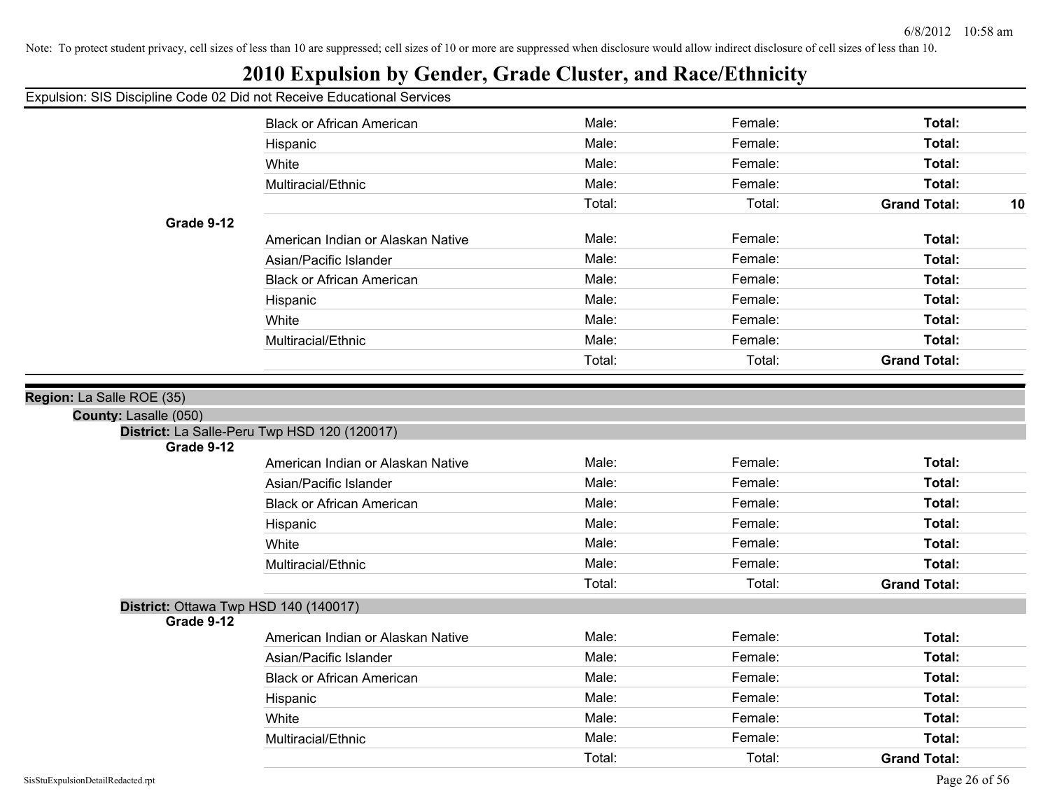Note: To protect student privacy, cell sizes of less than 10 are suppressed; cell sizes of 10 or more are suppressed when disclosure would allow indirect disclosure of cell sizes of less than 10.

# 2010 Expulsion by Gender, Grade Cluster, and Race/Ethnicity

Expulsion: SIS Discipline Code 02 Did not Receive Educational Services

| | | | | | |
|---|---|---|---|---|---|
| | Black or African American | Male: | Female: | **Total:** | |
| | Hispanic | Male: | Female: | **Total:** | |
| | White | Male: | Female: | **Total:** | |
| | Multiracial/Ethnic | Male: | Female: | **Total:** | |
| | | Total: | Total: | **Grand Total:** | **10** |
| **Grade 9-12** | | | | | |
| | American Indian or Alaskan Native | Male: | Female: | **Total:** | |
| | Asian/Pacific Islander | Male: | Female: | **Total:** | |
| | Black or African American | Male: | Female: | **Total:** | |
| | Hispanic | Male: | Female: | **Total:** | |
| | White | Male: | Female: | **Total:** | |
| | Multiracial/Ethnic | Male: | Female: | **Total:** | |
| | | Total: | Total: | **Grand Total:** | |

**Region:** La Salle ROE (35)

**County:** Lasalle (050)

**District:** La Salle-Peru Twp HSD 120 (120017)

| | | | | | |
|---|---|---|---|---|---|
| **Grade 9-12** | | | | | |
| | American Indian or Alaskan Native | Male: | Female: | **Total:** | |
| | Asian/Pacific Islander | Male: | Female: | **Total:** | |
| | Black or African American | Male: | Female: | **Total:** | |
| | Hispanic | Male: | Female: | **Total:** | |
| | White | Male: | Female: | **Total:** | |
| | Multiracial/Ethnic | Male: | Female: | **Total:** | |
| | | Total: | Total: | **Grand Total:** | |

**District:** Ottawa Twp HSD 140 (140017)

| | | | | | |
|---|---|---|---|---|---|
| **Grade 9-12** | | | | | |
| | American Indian or Alaskan Native | Male: | Female: | **Total:** | |
| | Asian/Pacific Islander | Male: | Female: | **Total:** | |
| | Black or African American | Male: | Female: | **Total:** | |
| | Hispanic | Male: | Female: | **Total:** | |
| | White | Male: | Female: | **Total:** | |
| | Multiracial/Ethnic | Male: | Female: | **Total:** | |
| | | Total: | Total: | **Grand Total:** | |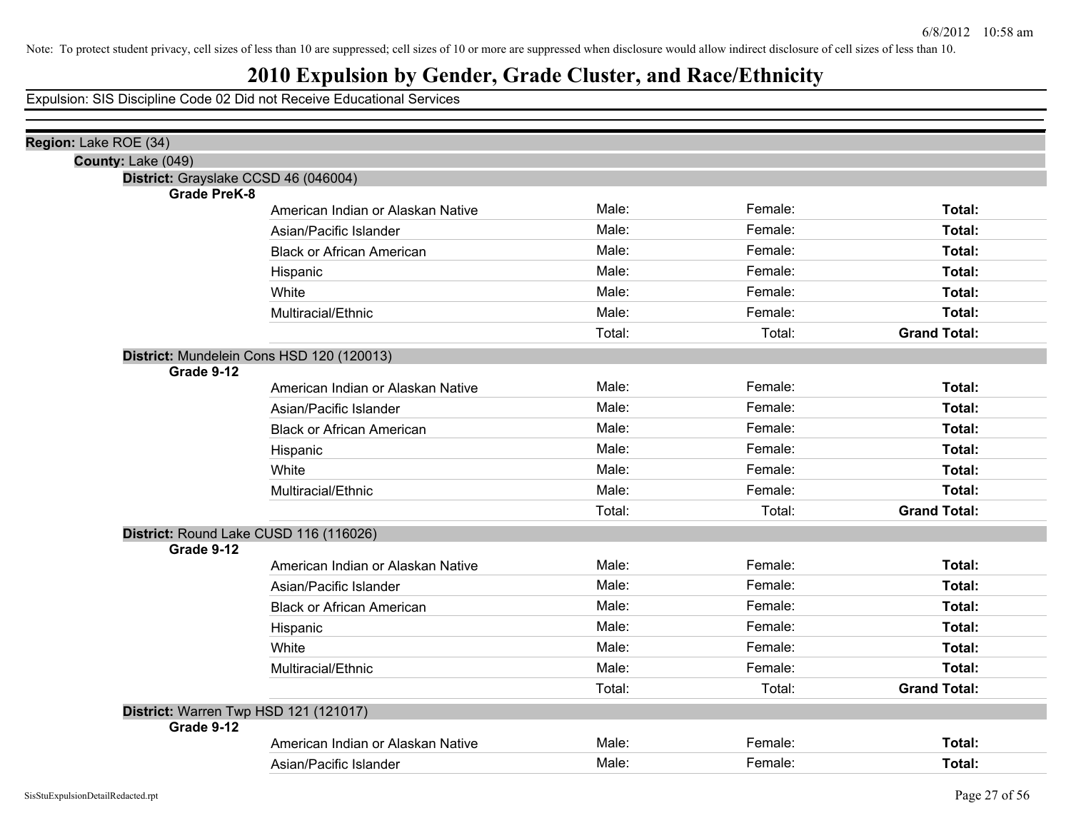Note: To protect student privacy, cell sizes of less than 10 are suppressed; cell sizes of 10 or more are suppressed when disclosure would allow indirect disclosure of cell sizes of less than 10.

# 2010 Expulsion by Gender, Grade Cluster, and Race/Ethnicity

Expulsion: SIS Discipline Code 02 Did not Receive Educational Services

**Region:** Lake ROE (34)

**County:** Lake (049)

**District:** Grayslake CCSD 46 (046004)

**Grade PreK-8**

| | | | |
|---|---|---|---|
| American Indian or Alaskan Native | Male: | Female: | **Total:** |
| Asian/Pacific Islander | Male: | Female: | **Total:** |
| Black or African American | Male: | Female: | **Total:** |
| Hispanic | Male: | Female: | **Total:** |
| White | Male: | Female: | **Total:** |
| Multiracial/Ethnic | Male: | Female: | **Total:** |
| | Total: | Total: | **Grand Total:** |

**District:** Mundelein Cons HSD 120 (120013)

**Grade 9-12**

| | | | |
|---|---|---|---|
| American Indian or Alaskan Native | Male: | Female: | **Total:** |
| Asian/Pacific Islander | Male: | Female: | **Total:** |
| Black or African American | Male: | Female: | **Total:** |
| Hispanic | Male: | Female: | **Total:** |
| White | Male: | Female: | **Total:** |
| Multiracial/Ethnic | Male: | Female: | **Total:** |
| | Total: | Total: | **Grand Total:** |

**District:** Round Lake CUSD 116 (116026)

**Grade 9-12**

| | | | |
|---|---|---|---|
| American Indian or Alaskan Native | Male: | Female: | **Total:** |
| Asian/Pacific Islander | Male: | Female: | **Total:** |
| Black or African American | Male: | Female: | **Total:** |
| Hispanic | Male: | Female: | **Total:** |
| White | Male: | Female: | **Total:** |
| Multiracial/Ethnic | Male: | Female: | **Total:** |
| | Total: | Total: | **Grand Total:** |

**District:** Warren Twp HSD 121 (121017)

**Grade 9-12**

| | | | |
|---|---|---|---|
| American Indian or Alaskan Native | Male: | Female: | **Total:** |
| Asian/Pacific Islander | Male: | Female: | **Total:** |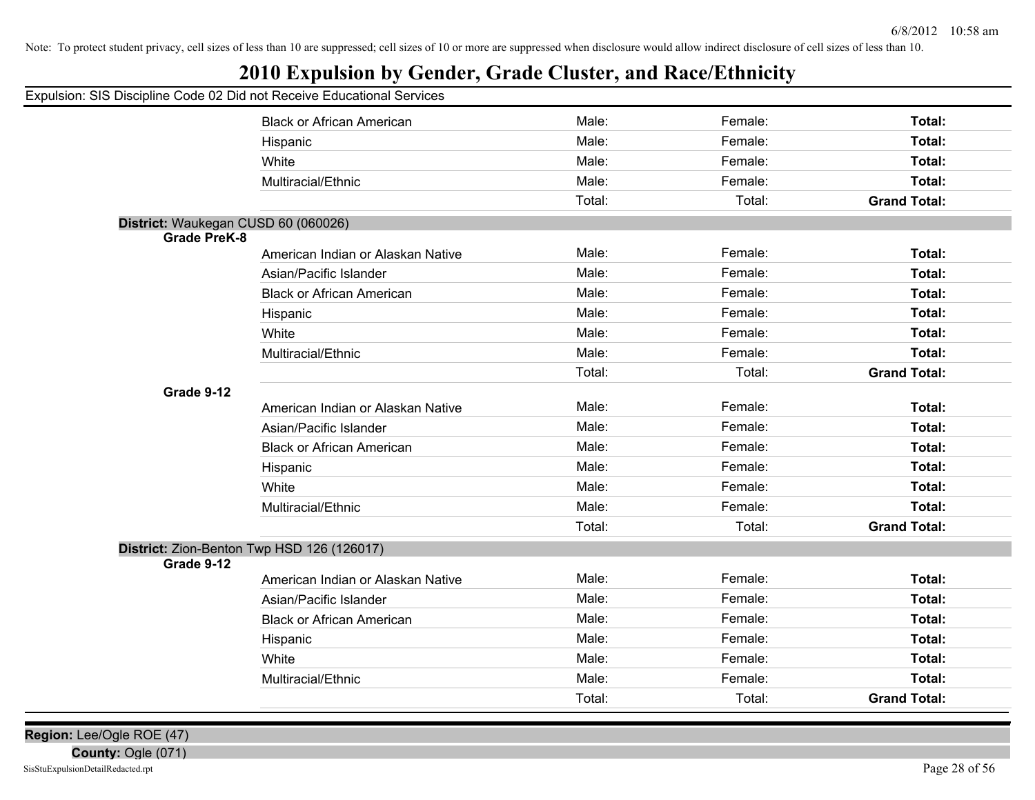Note: To protect student privacy, cell sizes of less than 10 are suppressed; cell sizes of 10 or more are suppressed when disclosure would allow indirect disclosure of cell sizes of less than 10.

# 2010 Expulsion by Gender, Grade Cluster, and Race/Ethnicity

Expulsion: SIS Discipline Code 02 Did not Receive Educational Services

| | | | | |
|---|---|---|---|---|
| | Black or African American | Male: | Female: | **Total:** |
| | Hispanic | Male: | Female: | **Total:** |
| | White | Male: | Female: | **Total:** |
| | Multiracial/Ethnic | Male: | Female: | **Total:** |
| | | Total: | Total: | **Grand Total:** |

**District:** Waukegan CUSD 60 (060026)

| | | | | |
|---|---|---|---|---|
| **Grade PreK-8** | | | | |
| | American Indian or Alaskan Native | Male: | Female: | **Total:** |
| | Asian/Pacific Islander | Male: | Female: | **Total:** |
| | Black or African American | Male: | Female: | **Total:** |
| | Hispanic | Male: | Female: | **Total:** |
| | White | Male: | Female: | **Total:** |
| | Multiracial/Ethnic | Male: | Female: | **Total:** |
| | | Total: | Total: | **Grand Total:** |
| **Grade 9-12** | | | | |
| | American Indian or Alaskan Native | Male: | Female: | **Total:** |
| | Asian/Pacific Islander | Male: | Female: | **Total:** |
| | Black or African American | Male: | Female: | **Total:** |
| | Hispanic | Male: | Female: | **Total:** |
| | White | Male: | Female: | **Total:** |
| | Multiracial/Ethnic | Male: | Female: | **Total:** |
| | | Total: | Total: | **Grand Total:** |

**District:** Zion-Benton Twp HSD 126 (126017)

| | | | | |
|---|---|---|---|---|
| **Grade 9-12** | | | | |
| | American Indian or Alaskan Native | Male: | Female: | **Total:** |
| | Asian/Pacific Islander | Male: | Female: | **Total:** |
| | Black or African American | Male: | Female: | **Total:** |
| | Hispanic | Male: | Female: | **Total:** |
| | White | Male: | Female: | **Total:** |
| | Multiracial/Ethnic | Male: | Female: | **Total:** |
| | | Total: | Total: | **Grand Total:** |

**Region:** Lee/Ogle ROE (47)

**County:** Ogle (071)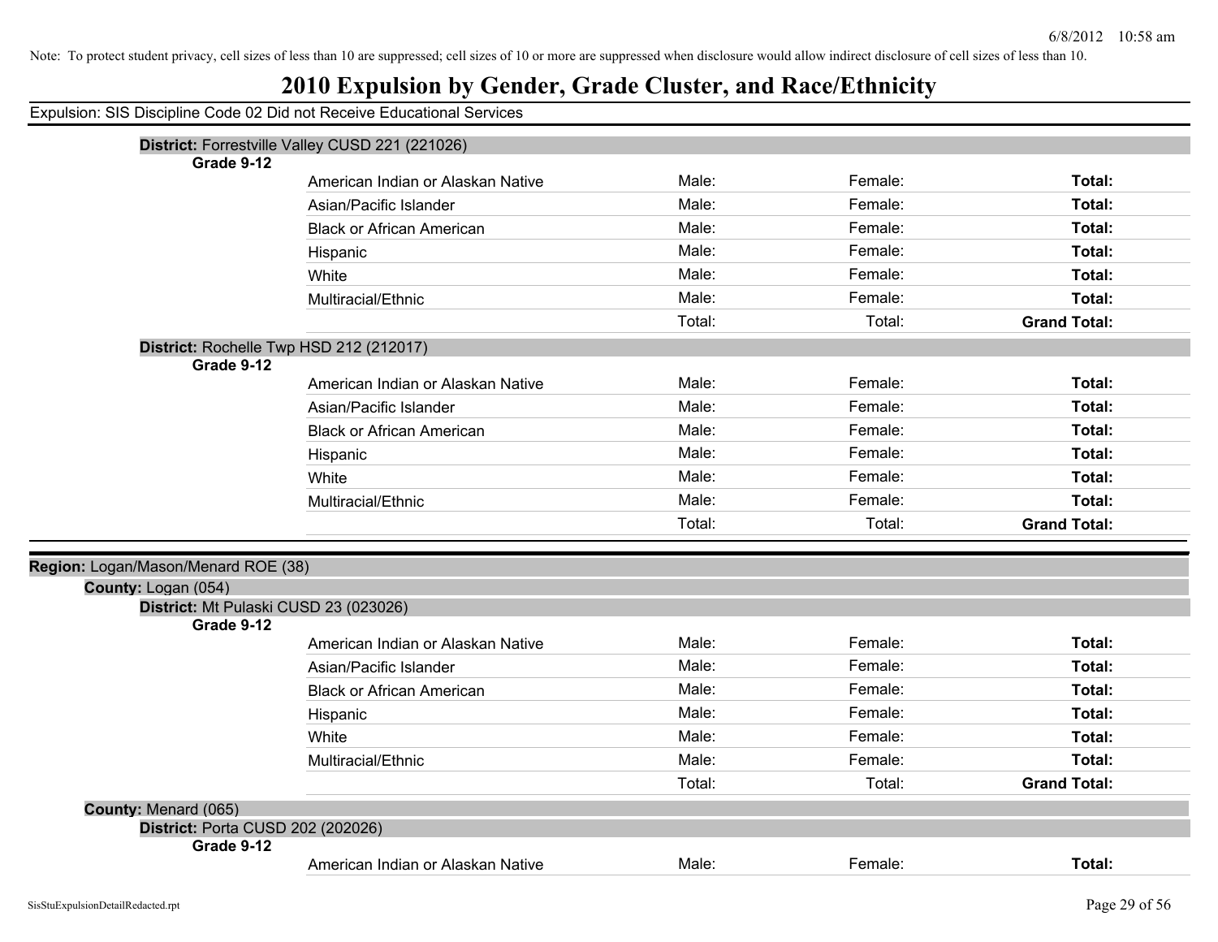Note: To protect student privacy, cell sizes of less than 10 are suppressed; cell sizes of 10 or more are suppressed when disclosure would allow indirect disclosure of cell sizes of less than 10.

# 2010 Expulsion by Gender, Grade Cluster, and Race/Ethnicity

Expulsion: SIS Discipline Code 02 Did not Receive Educational Services

**District:** Forrestville Valley CUSD 221 (221026)

**Grade 9-12**

| | | | |
|---|---|---|---|
| American Indian or Alaskan Native | Male: | Female: | **Total:** |
| Asian/Pacific Islander | Male: | Female: | **Total:** |
| Black or African American | Male: | Female: | **Total:** |
| Hispanic | Male: | Female: | **Total:** |
| White | Male: | Female: | **Total:** |
| Multiracial/Ethnic | Male: | Female: | **Total:** |
| | Total: | Total: | **Grand Total:** |

**District:** Rochelle Twp HSD 212 (212017)

**Grade 9-12**

| | | | |
|---|---|---|---|
| American Indian or Alaskan Native | Male: | Female: | **Total:** |
| Asian/Pacific Islander | Male: | Female: | **Total:** |
| Black or African American | Male: | Female: | **Total:** |
| Hispanic | Male: | Female: | **Total:** |
| White | Male: | Female: | **Total:** |
| Multiracial/Ethnic | Male: | Female: | **Total:** |
| | Total: | Total: | **Grand Total:** |

**Region:** Logan/Mason/Menard ROE (38)

**County:** Logan (054)

**District:** Mt Pulaski CUSD 23 (023026)

**Grade 9-12**

| | | | |
|---|---|---|---|
| American Indian or Alaskan Native | Male: | Female: | **Total:** |
| Asian/Pacific Islander | Male: | Female: | **Total:** |
| Black or African American | Male: | Female: | **Total:** |
| Hispanic | Male: | Female: | **Total:** |
| White | Male: | Female: | **Total:** |
| Multiracial/Ethnic | Male: | Female: | **Total:** |
| | Total: | Total: | **Grand Total:** |

**County:** Menard (065)

**District:** Porta CUSD 202 (202026)

**Grade 9-12**

| | | | |
|---|---|---|---|
| American Indian or Alaskan Native | Male: | Female: | **Total:** |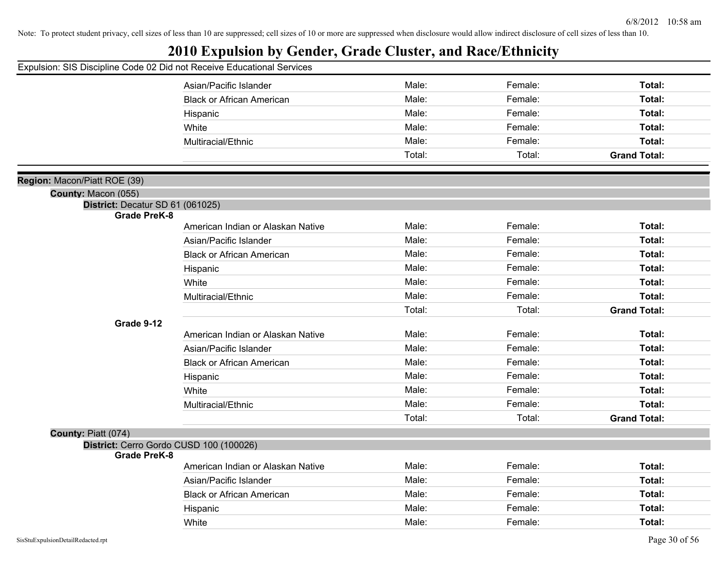Note: To protect student privacy, cell sizes of less than 10 are suppressed; cell sizes of 10 or more are suppressed when disclosure would allow indirect disclosure of cell sizes of less than 10.

# 2010 Expulsion by Gender, Grade Cluster, and Race/Ethnicity

Expulsion: SIS Discipline Code 02 Did not Receive Educational Services

| | | | |
|---|---|---|---|
| Asian/Pacific Islander | Male: | Female: | **Total:** |
| Black or African American | Male: | Female: | **Total:** |
| Hispanic | Male: | Female: | **Total:** |
| White | Male: | Female: | **Total:** |
| Multiracial/Ethnic | Male: | Female: | **Total:** |
| | Total: | Total: | **Grand Total:** |

**Region:** Macon/Piatt ROE (39)

**County:** Macon (055)

**District:** Decatur SD 61 (061025)

**Grade PreK-8**

| | | | |
|---|---|---|---|
| American Indian or Alaskan Native | Male: | Female: | **Total:** |
| Asian/Pacific Islander | Male: | Female: | **Total:** |
| Black or African American | Male: | Female: | **Total:** |
| Hispanic | Male: | Female: | **Total:** |
| White | Male: | Female: | **Total:** |
| Multiracial/Ethnic | Male: | Female: | **Total:** |
| | Total: | Total: | **Grand Total:** |

**Grade 9-12**

| | | | |
|---|---|---|---|
| American Indian or Alaskan Native | Male: | Female: | **Total:** |
| Asian/Pacific Islander | Male: | Female: | **Total:** |
| Black or African American | Male: | Female: | **Total:** |
| Hispanic | Male: | Female: | **Total:** |
| White | Male: | Female: | **Total:** |
| Multiracial/Ethnic | Male: | Female: | **Total:** |
| | Total: | Total: | **Grand Total:** |

**County:** Piatt (074)

**District:** Cerro Gordo CUSD 100 (100026)

**Grade PreK-8**

| | | | |
|---|---|---|---|
| American Indian or Alaskan Native | Male: | Female: | **Total:** |
| Asian/Pacific Islander | Male: | Female: | **Total:** |
| Black or African American | Male: | Female: | **Total:** |
| Hispanic | Male: | Female: | **Total:** |
| White | Male: | Female: | **Total:** |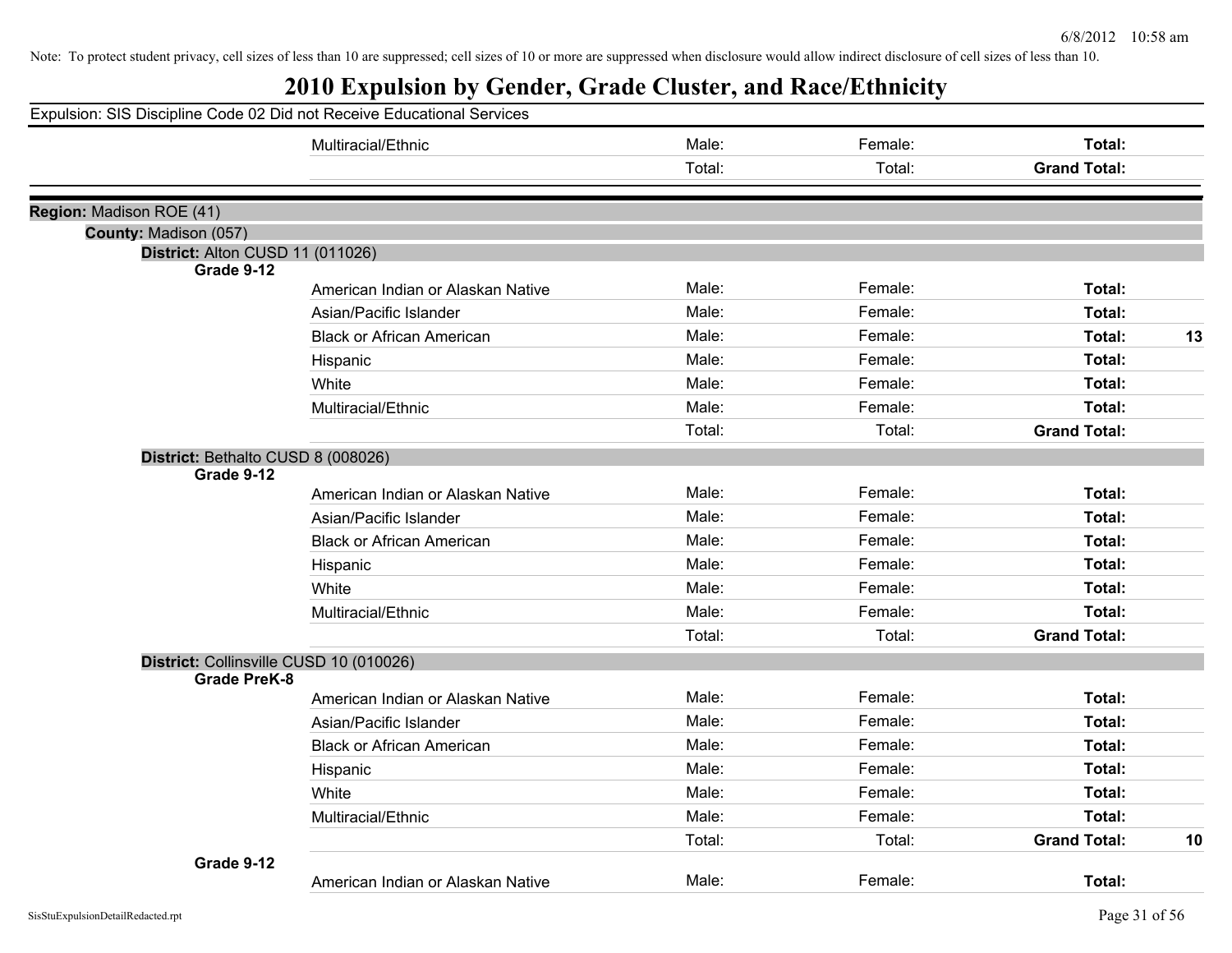Note: To protect student privacy, cell sizes of less than 10 are suppressed; cell sizes of 10 or more are suppressed when disclosure would allow indirect disclosure of cell sizes of less than 10.

# 2010 Expulsion by Gender, Grade Cluster, and Race/Ethnicity

Expulsion: SIS Discipline Code 02 Did not Receive Educational Services

| | | | | | |
|---|---|---|---|---|---|
| | Multiracial/Ethnic | Male: | Female: | **Total:** | |
| | | Total: | Total: | **Grand Total:** | |

**Region:** Madison ROE (41)

**County:** Madison (057)

**District:** Alton CUSD 11 (011026)

| Grade | Race/Ethnicity | Male | Female | Total | |
|---|---|---|---|---|---|
| **Grade 9-12** | American Indian or Alaskan Native | Male: | Female: | **Total:** | |
| | Asian/Pacific Islander | Male: | Female: | **Total:** | |
| | Black or African American | Male: | Female: | **Total:** | **13** |
| | Hispanic | Male: | Female: | **Total:** | |
| | White | Male: | Female: | **Total:** | |
| | Multiracial/Ethnic | Male: | Female: | **Total:** | |
| | | Total: | Total: | **Grand Total:** | |

**District:** Bethalto CUSD 8 (008026)

| Grade | Race/Ethnicity | Male | Female | Total | |
|---|---|---|---|---|---|
| **Grade 9-12** | American Indian or Alaskan Native | Male: | Female: | **Total:** | |
| | Asian/Pacific Islander | Male: | Female: | **Total:** | |
| | Black or African American | Male: | Female: | **Total:** | |
| | Hispanic | Male: | Female: | **Total:** | |
| | White | Male: | Female: | **Total:** | |
| | Multiracial/Ethnic | Male: | Female: | **Total:** | |
| | | Total: | Total: | **Grand Total:** | |

**District:** Collinsville CUSD 10 (010026)

| Grade | Race/Ethnicity | Male | Female | Total | |
|---|---|---|---|---|---|
| **Grade PreK-8** | American Indian or Alaskan Native | Male: | Female: | **Total:** | |
| | Asian/Pacific Islander | Male: | Female: | **Total:** | |
| | Black or African American | Male: | Female: | **Total:** | |
| | Hispanic | Male: | Female: | **Total:** | |
| | White | Male: | Female: | **Total:** | |
| | Multiracial/Ethnic | Male: | Female: | **Total:** | |
| | | Total: | Total: | **Grand Total:** | **10** |
| **Grade 9-12** | American Indian or Alaskan Native | Male: | Female: | **Total:** | |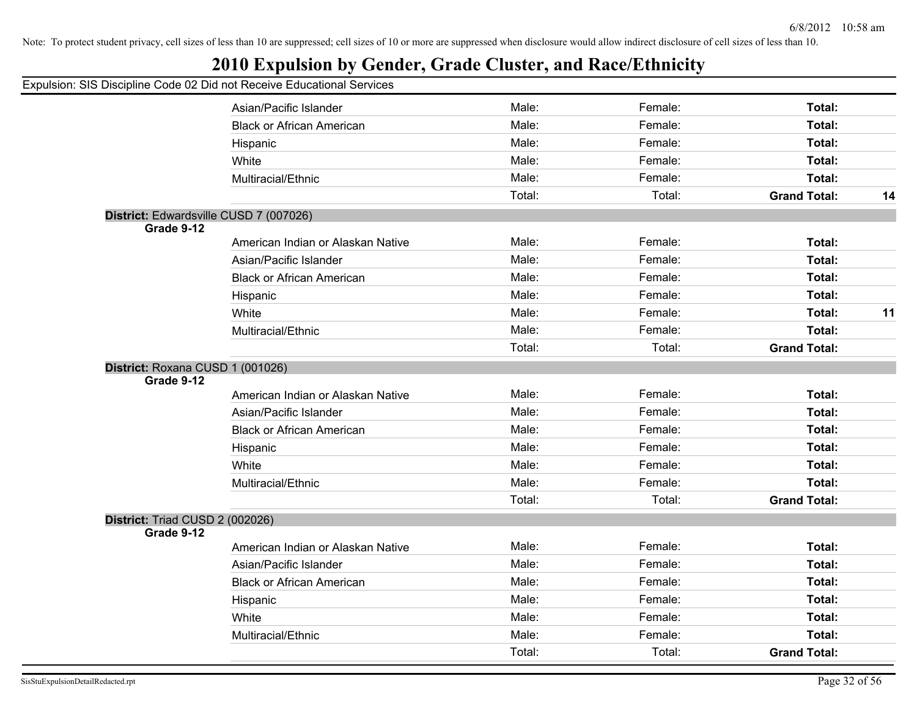Note: To protect student privacy, cell sizes of less than 10 are suppressed; cell sizes of 10 or more are suppressed when disclosure would allow indirect disclosure of cell sizes of less than 10.

# 2010 Expulsion by Gender, Grade Cluster, and Race/Ethnicity

Expulsion: SIS Discipline Code 02 Did not Receive Educational Services

| | | | | | |
|---|---|---|---|---|---|
| | Asian/Pacific Islander | Male: | Female: | **Total:** | |
| | Black or African American | Male: | Female: | **Total:** | |
| | Hispanic | Male: | Female: | **Total:** | |
| | White | Male: | Female: | **Total:** | |
| | Multiracial/Ethnic | Male: | Female: | **Total:** | |
| | | Total: | Total: | **Grand Total:** | **14** |

**District:** Edwardsville CUSD 7 (007026)

| | | | | | |
|---|---|---|---|---|---|
| **Grade 9-12** | | | | | |
| | American Indian or Alaskan Native | Male: | Female: | **Total:** | |
| | Asian/Pacific Islander | Male: | Female: | **Total:** | |
| | Black or African American | Male: | Female: | **Total:** | |
| | Hispanic | Male: | Female: | **Total:** | |
| | White | Male: | Female: | **Total:** | **11** |
| | Multiracial/Ethnic | Male: | Female: | **Total:** | |
| | | Total: | Total: | **Grand Total:** | |

**District:** Roxana CUSD 1 (001026)

| | | | | | |
|---|---|---|---|---|---|
| **Grade 9-12** | | | | | |
| | American Indian or Alaskan Native | Male: | Female: | **Total:** | |
| | Asian/Pacific Islander | Male: | Female: | **Total:** | |
| | Black or African American | Male: | Female: | **Total:** | |
| | Hispanic | Male: | Female: | **Total:** | |
| | White | Male: | Female: | **Total:** | |
| | Multiracial/Ethnic | Male: | Female: | **Total:** | |
| | | Total: | Total: | **Grand Total:** | |

**District:** Triad CUSD 2 (002026)

| | | | | | |
|---|---|---|---|---|---|
| **Grade 9-12** | | | | | |
| | American Indian or Alaskan Native | Male: | Female: | **Total:** | |
| | Asian/Pacific Islander | Male: | Female: | **Total:** | |
| | Black or African American | Male: | Female: | **Total:** | |
| | Hispanic | Male: | Female: | **Total:** | |
| | White | Male: | Female: | **Total:** | |
| | Multiracial/Ethnic | Male: | Female: | **Total:** | |
| | | Total: | Total: | **Grand Total:** | |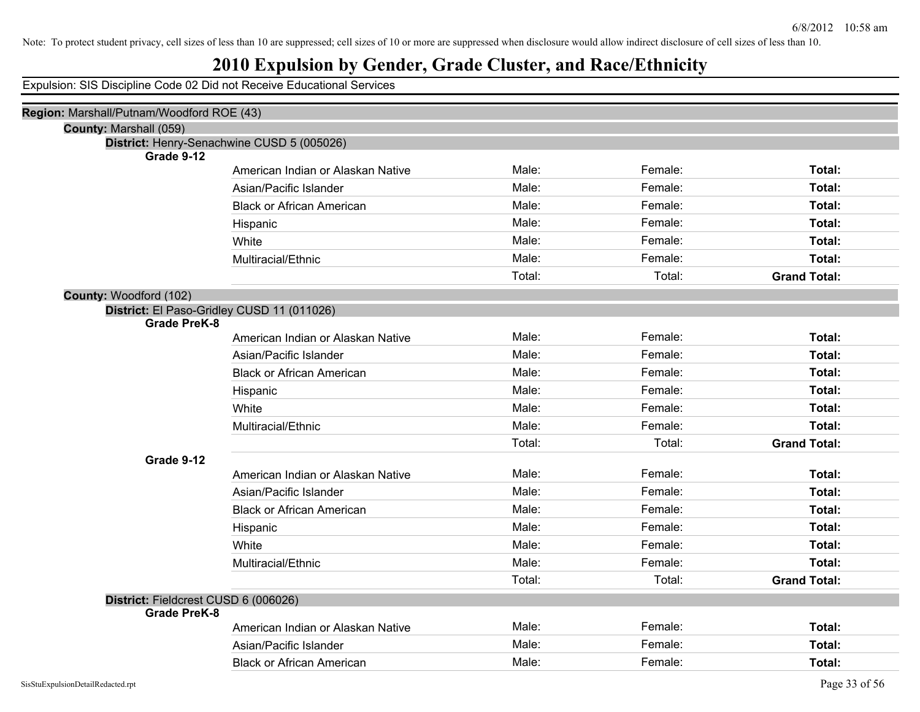Note: To protect student privacy, cell sizes of less than 10 are suppressed; cell sizes of 10 or more are suppressed when disclosure would allow indirect disclosure of cell sizes of less than 10.

# 2010 Expulsion by Gender, Grade Cluster, and Race/Ethnicity

Expulsion: SIS Discipline Code 02 Did not Receive Educational Services

**Region:** Marshall/Putnam/Woodford ROE (43)

**County:** Marshall (059)

**District:** Henry-Senachwine CUSD 5 (005026)

**Grade 9-12**

| | | | |
|---|---|---|---|
| American Indian or Alaskan Native | Male: | Female: | **Total:** |
| Asian/Pacific Islander | Male: | Female: | **Total:** |
| Black or African American | Male: | Female: | **Total:** |
| Hispanic | Male: | Female: | **Total:** |
| White | Male: | Female: | **Total:** |
| Multiracial/Ethnic | Male: | Female: | **Total:** |
| | Total: | Total: | **Grand Total:** |

**County:** Woodford (102)

**District:** El Paso-Gridley CUSD 11 (011026)

**Grade PreK-8**

| | | | |
|---|---|---|---|
| American Indian or Alaskan Native | Male: | Female: | **Total:** |
| Asian/Pacific Islander | Male: | Female: | **Total:** |
| Black or African American | Male: | Female: | **Total:** |
| Hispanic | Male: | Female: | **Total:** |
| White | Male: | Female: | **Total:** |
| Multiracial/Ethnic | Male: | Female: | **Total:** |
| | Total: | Total: | **Grand Total:** |

**Grade 9-12**

| | | | |
|---|---|---|---|
| American Indian or Alaskan Native | Male: | Female: | **Total:** |
| Asian/Pacific Islander | Male: | Female: | **Total:** |
| Black or African American | Male: | Female: | **Total:** |
| Hispanic | Male: | Female: | **Total:** |
| White | Male: | Female: | **Total:** |
| Multiracial/Ethnic | Male: | Female: | **Total:** |
| | Total: | Total: | **Grand Total:** |

**District:** Fieldcrest CUSD 6 (006026)

**Grade PreK-8**

| | | | |
|---|---|---|---|
| American Indian or Alaskan Native | Male: | Female: | **Total:** |
| Asian/Pacific Islander | Male: | Female: | **Total:** |
| Black or African American | Male: | Female: | **Total:** |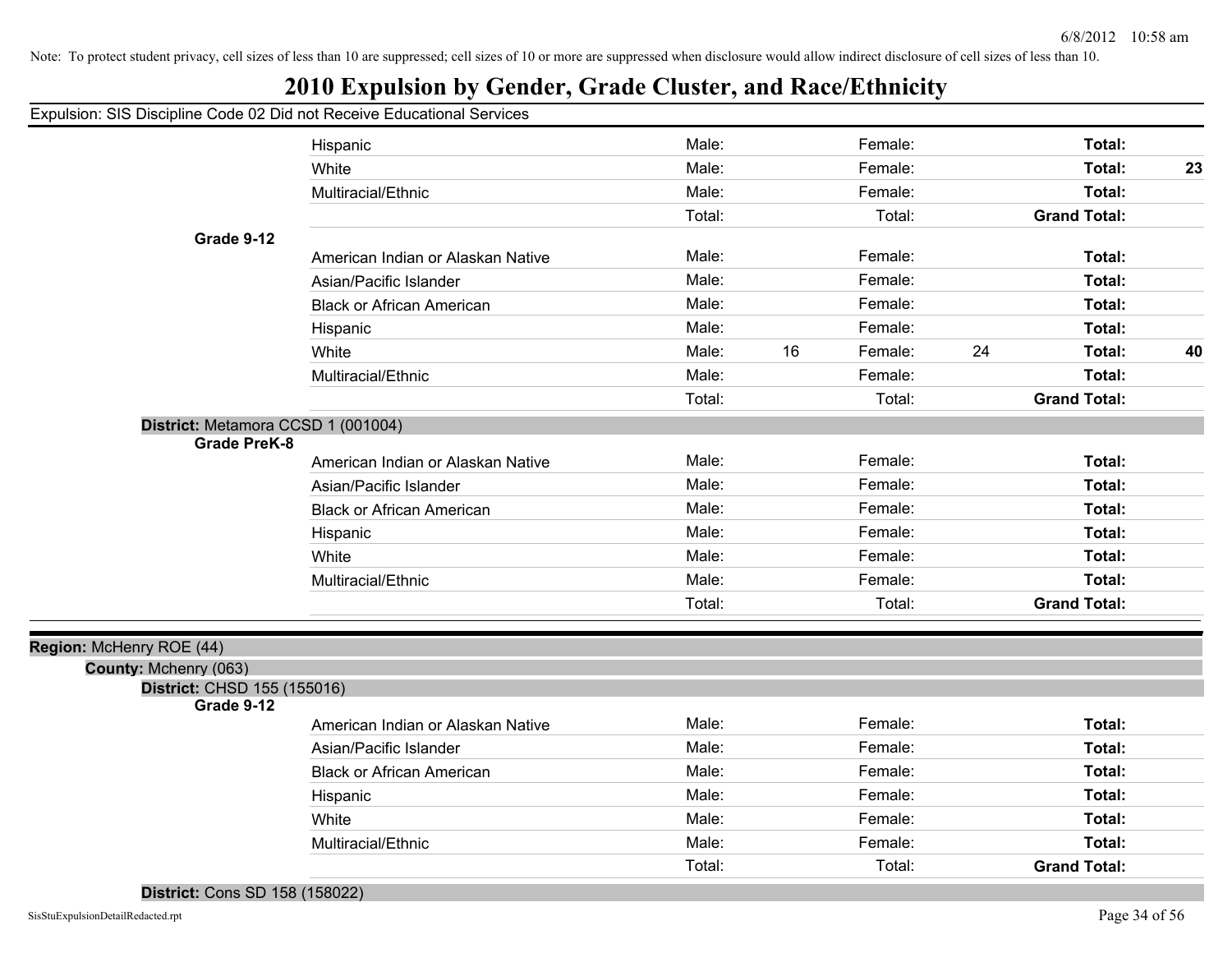Note: To protect student privacy, cell sizes of less than 10 are suppressed; cell sizes of 10 or more are suppressed when disclosure would allow indirect disclosure of cell sizes of less than 10.

# 2010 Expulsion by Gender, Grade Cluster, and Race/Ethnicity

Expulsion: SIS Discipline Code 02 Did not Receive Educational Services

| | | | | | | | |
|---|---|---|---|---|---|---|---|
| Hispanic | Male: | | Female: | | **Total:** | |
| White | Male: | | Female: | | **Total:** | **23** |
| Multiracial/Ethnic | Male: | | Female: | | **Total:** | |
| | Total: | | Total: | | **Grand Total:** | |

**Grade 9-12**

| | | | | | | |
|---|---|---|---|---|---|---|
| American Indian or Alaskan Native | Male: | | Female: | | **Total:** | |
| Asian/Pacific Islander | Male: | | Female: | | **Total:** | |
| Black or African American | Male: | | Female: | | **Total:** | |
| Hispanic | Male: | | Female: | | **Total:** | |
| White | Male: | 16 | Female: | 24 | **Total:** | **40** |
| Multiracial/Ethnic | Male: | | Female: | | **Total:** | |
| | Total: | | Total: | | **Grand Total:** | |

**District:** Metamora CCSD 1 (001004)

**Grade PreK-8**

| | | | | | | |
|---|---|---|---|---|---|---|
| American Indian or Alaskan Native | Male: | | Female: | | **Total:** | |
| Asian/Pacific Islander | Male: | | Female: | | **Total:** | |
| Black or African American | Male: | | Female: | | **Total:** | |
| Hispanic | Male: | | Female: | | **Total:** | |
| White | Male: | | Female: | | **Total:** | |
| Multiracial/Ethnic | Male: | | Female: | | **Total:** | |
| | Total: | | Total: | | **Grand Total:** | |

**Region:** McHenry ROE (44)

**County:** Mchenry (063)

**District:** CHSD 155 (155016)

**Grade 9-12**

| | | | | | | |
|---|---|---|---|---|---|---|
| American Indian or Alaskan Native | Male: | | Female: | | **Total:** | |
| Asian/Pacific Islander | Male: | | Female: | | **Total:** | |
| Black or African American | Male: | | Female: | | **Total:** | |
| Hispanic | Male: | | Female: | | **Total:** | |
| White | Male: | | Female: | | **Total:** | |
| Multiracial/Ethnic | Male: | | Female: | | **Total:** | |
| | Total: | | Total: | | **Grand Total:** | |

**District:** Cons SD 158 (158022)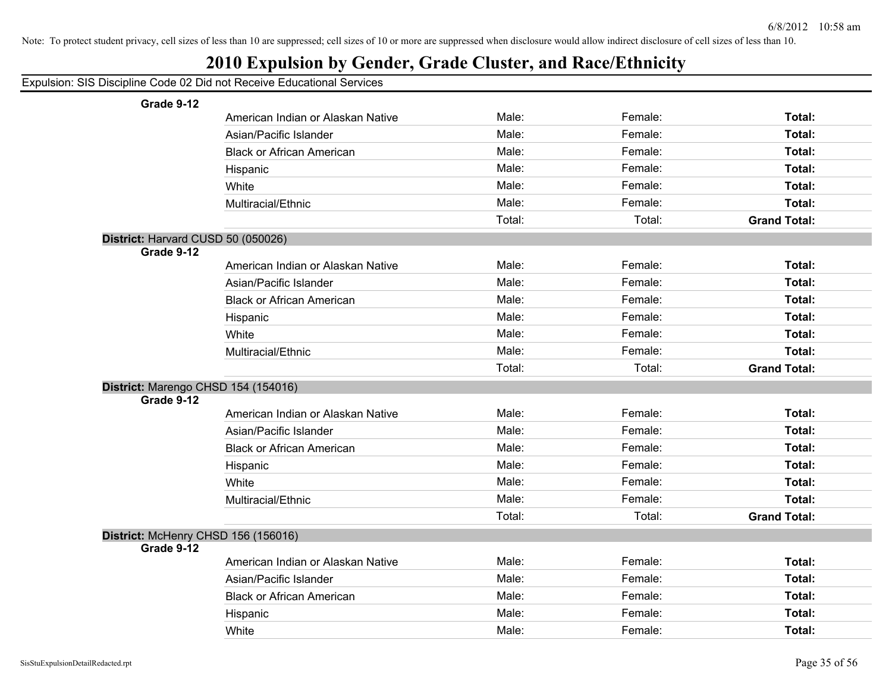Note: To protect student privacy, cell sizes of less than 10 are suppressed; cell sizes of 10 or more are suppressed when disclosure would allow indirect disclosure of cell sizes of less than 10.

# 2010 Expulsion by Gender, Grade Cluster, and Race/Ethnicity

Expulsion: SIS Discipline Code 02 Did not Receive Educational Services

**Grade 9-12**

| | | | |
|---|---|---|---|
| American Indian or Alaskan Native | Male: | Female: | **Total:** |
| Asian/Pacific Islander | Male: | Female: | **Total:** |
| Black or African American | Male: | Female: | **Total:** |
| Hispanic | Male: | Female: | **Total:** |
| White | Male: | Female: | **Total:** |
| Multiracial/Ethnic | Male: | Female: | **Total:** |
| | Total: | Total: | **Grand Total:** |

**District:** Harvard CUSD 50 (050026)

**Grade 9-12**

| | | | |
|---|---|---|---|
| American Indian or Alaskan Native | Male: | Female: | **Total:** |
| Asian/Pacific Islander | Male: | Female: | **Total:** |
| Black or African American | Male: | Female: | **Total:** |
| Hispanic | Male: | Female: | **Total:** |
| White | Male: | Female: | **Total:** |
| Multiracial/Ethnic | Male: | Female: | **Total:** |
| | Total: | Total: | **Grand Total:** |

**District:** Marengo CHSD 154 (154016)

**Grade 9-12**

| | | | |
|---|---|---|---|
| American Indian or Alaskan Native | Male: | Female: | **Total:** |
| Asian/Pacific Islander | Male: | Female: | **Total:** |
| Black or African American | Male: | Female: | **Total:** |
| Hispanic | Male: | Female: | **Total:** |
| White | Male: | Female: | **Total:** |
| Multiracial/Ethnic | Male: | Female: | **Total:** |
| | Total: | Total: | **Grand Total:** |

**District:** McHenry CHSD 156 (156016)

**Grade 9-12**

| | | | |
|---|---|---|---|
| American Indian or Alaskan Native | Male: | Female: | **Total:** |
| Asian/Pacific Islander | Male: | Female: | **Total:** |
| Black or African American | Male: | Female: | **Total:** |
| Hispanic | Male: | Female: | **Total:** |
| White | Male: | Female: | **Total:** |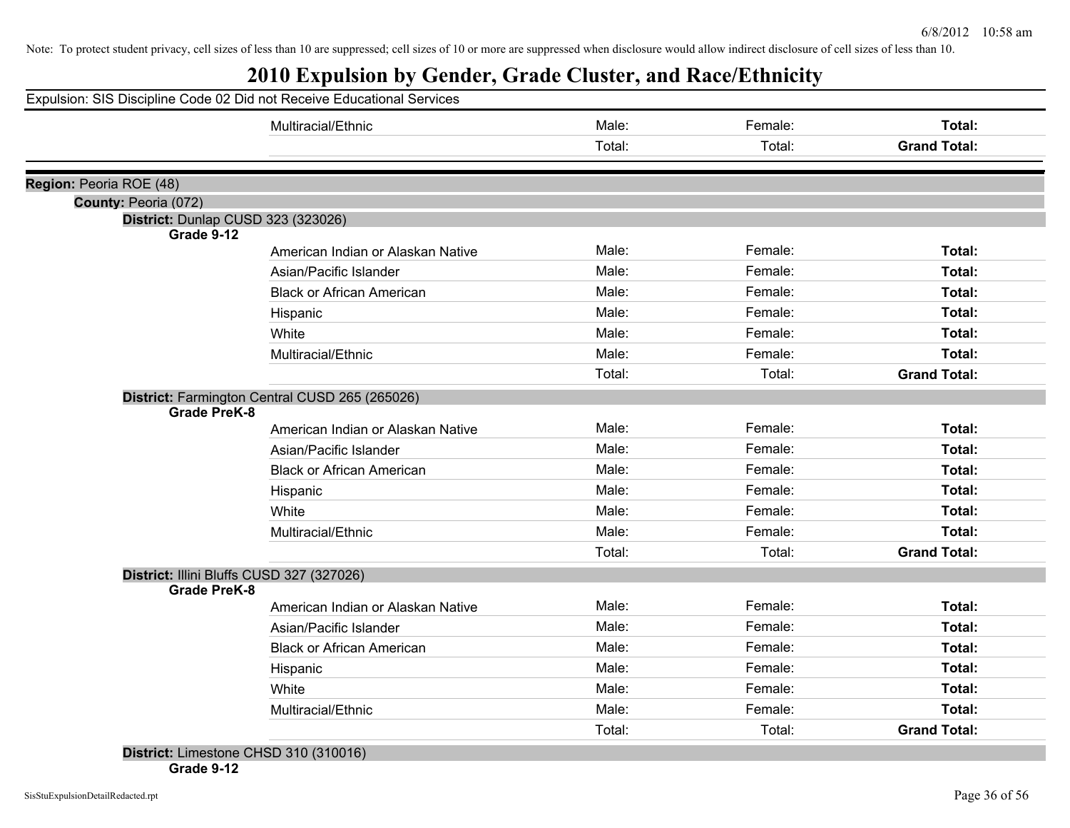Note: To protect student privacy, cell sizes of less than 10 are suppressed; cell sizes of 10 or more are suppressed when disclosure would allow indirect disclosure of cell sizes of less than 10.

# 2010 Expulsion by Gender, Grade Cluster, and Race/Ethnicity

Expulsion: SIS Discipline Code 02 Did not Receive Educational Services

| | | | | |
|---|---|---|---|---|
| | Multiracial/Ethnic | Male: | Female: | **Total:** |
| | | Total: | Total: | **Grand Total:** |

**Region:** Peoria ROE (48)

**County:** Peoria (072)

**District:** Dunlap CUSD 323 (323026)

| Grade 9-12 | | | | |
|---|---|---|---|---|
| | American Indian or Alaskan Native | Male: | Female: | **Total:** |
| | Asian/Pacific Islander | Male: | Female: | **Total:** |
| | Black or African American | Male: | Female: | **Total:** |
| | Hispanic | Male: | Female: | **Total:** |
| | White | Male: | Female: | **Total:** |
| | Multiracial/Ethnic | Male: | Female: | **Total:** |
| | | Total: | Total: | **Grand Total:** |

**District:** Farmington Central CUSD 265 (265026)

| Grade PreK-8 | | | | |
|---|---|---|---|---|
| | American Indian or Alaskan Native | Male: | Female: | **Total:** |
| | Asian/Pacific Islander | Male: | Female: | **Total:** |
| | Black or African American | Male: | Female: | **Total:** |
| | Hispanic | Male: | Female: | **Total:** |
| | White | Male: | Female: | **Total:** |
| | Multiracial/Ethnic | Male: | Female: | **Total:** |
| | | Total: | Total: | **Grand Total:** |

**District:** Illini Bluffs CUSD 327 (327026)

| Grade PreK-8 | | | | |
|---|---|---|---|---|
| | American Indian or Alaskan Native | Male: | Female: | **Total:** |
| | Asian/Pacific Islander | Male: | Female: | **Total:** |
| | Black or African American | Male: | Female: | **Total:** |
| | Hispanic | Male: | Female: | **Total:** |
| | White | Male: | Female: | **Total:** |
| | Multiracial/Ethnic | Male: | Female: | **Total:** |
| | | Total: | Total: | **Grand Total:** |

**District:** Limestone CHSD 310 (310016)

**Grade 9-12**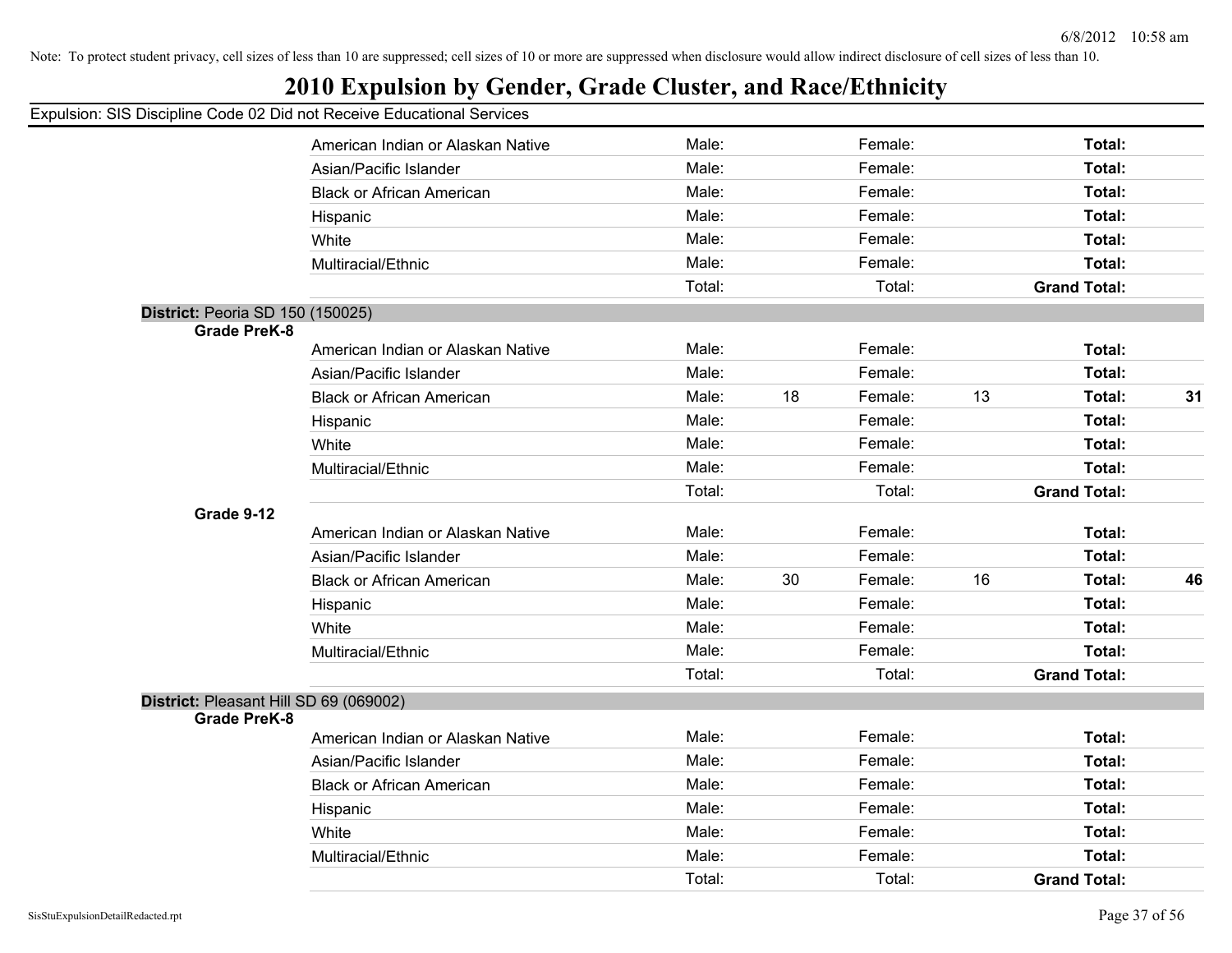Note: To protect student privacy, cell sizes of less than 10 are suppressed; cell sizes of 10 or more are suppressed when disclosure would allow indirect disclosure of cell sizes of less than 10.

# 2010 Expulsion by Gender, Grade Cluster, and Race/Ethnicity

Expulsion: SIS Discipline Code 02 Did not Receive Educational Services

| | | | | | | | |
|---|---|---|---|---|---|---|---|
| American Indian or Alaskan Native | Male: | | Female: | | Total: | |
| Asian/Pacific Islander | Male: | | Female: | | Total: | |
| Black or African American | Male: | | Female: | | Total: | |
| Hispanic | Male: | | Female: | | Total: | |
| White | Male: | | Female: | | Total: | |
| Multiracial/Ethnic | Male: | | Female: | | Total: | |
| | Total: | | Total: | | **Grand Total:** | |

**District:** Peoria SD 150 (150025)

**Grade PreK-8**

| | | | | | | |
|---|---|---|---|---|---|---|
| American Indian or Alaskan Native | Male: | | Female: | | **Total:** | |
| Asian/Pacific Islander | Male: | | Female: | | **Total:** | |
| Black or African American | Male: | 18 | Female: | 13 | **Total:** | **31** |
| Hispanic | Male: | | Female: | | **Total:** | |
| White | Male: | | Female: | | **Total:** | |
| Multiracial/Ethnic | Male: | | Female: | | **Total:** | |
| | Total: | | Total: | | **Grand Total:** | |

**Grade 9-12**

| | | | | | | |
|---|---|---|---|---|---|---|
| American Indian or Alaskan Native | Male: | | Female: | | **Total:** | |
| Asian/Pacific Islander | Male: | | Female: | | **Total:** | |
| Black or African American | Male: | 30 | Female: | 16 | **Total:** | **46** |
| Hispanic | Male: | | Female: | | **Total:** | |
| White | Male: | | Female: | | **Total:** | |
| Multiracial/Ethnic | Male: | | Female: | | **Total:** | |
| | Total: | | Total: | | **Grand Total:** | |

**District:** Pleasant Hill SD 69 (069002)

**Grade PreK-8**

| | | | | | | |
|---|---|---|---|---|---|---|
| American Indian or Alaskan Native | Male: | | Female: | | **Total:** | |
| Asian/Pacific Islander | Male: | | Female: | | **Total:** | |
| Black or African American | Male: | | Female: | | **Total:** | |
| Hispanic | Male: | | Female: | | **Total:** | |
| White | Male: | | Female: | | **Total:** | |
| Multiracial/Ethnic | Male: | | Female: | | **Total:** | |
| | Total: | | Total: | | **Grand Total:** | |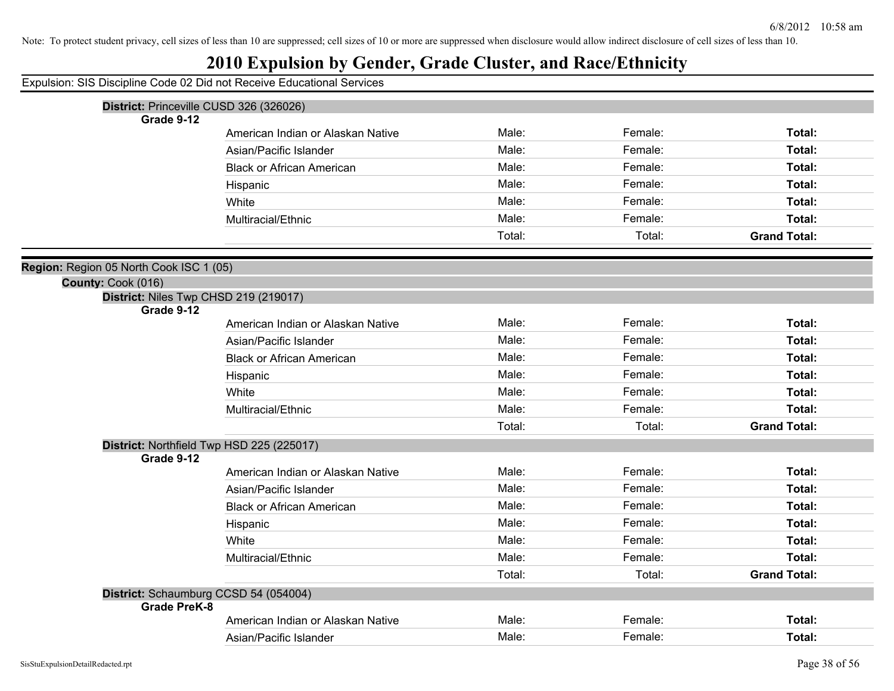Note: To protect student privacy, cell sizes of less than 10 are suppressed; cell sizes of 10 or more are suppressed when disclosure would allow indirect disclosure of cell sizes of less than 10.

# 2010 Expulsion by Gender, Grade Cluster, and Race/Ethnicity

Expulsion: SIS Discipline Code 02 Did not Receive Educational Services

**District:** Princeville CUSD 326 (326026)

**Grade 9-12**

| | | | |
|---|---|---|---|
| American Indian or Alaskan Native | Male: | Female: | **Total:** |
| Asian/Pacific Islander | Male: | Female: | **Total:** |
| Black or African American | Male: | Female: | **Total:** |
| Hispanic | Male: | Female: | **Total:** |
| White | Male: | Female: | **Total:** |
| Multiracial/Ethnic | Male: | Female: | **Total:** |
| | Total: | Total: | **Grand Total:** |

**Region:** Region 05 North Cook ISC 1 (05)

**County:** Cook (016)

**District:** Niles Twp CHSD 219 (219017)

**Grade 9-12**

| | | | |
|---|---|---|---|
| American Indian or Alaskan Native | Male: | Female: | **Total:** |
| Asian/Pacific Islander | Male: | Female: | **Total:** |
| Black or African American | Male: | Female: | **Total:** |
| Hispanic | Male: | Female: | **Total:** |
| White | Male: | Female: | **Total:** |
| Multiracial/Ethnic | Male: | Female: | **Total:** |
| | Total: | Total: | **Grand Total:** |

**District:** Northfield Twp HSD 225 (225017)

**Grade 9-12**

| | | | |
|---|---|---|---|
| American Indian or Alaskan Native | Male: | Female: | **Total:** |
| Asian/Pacific Islander | Male: | Female: | **Total:** |
| Black or African American | Male: | Female: | **Total:** |
| Hispanic | Male: | Female: | **Total:** |
| White | Male: | Female: | **Total:** |
| Multiracial/Ethnic | Male: | Female: | **Total:** |
| | Total: | Total: | **Grand Total:** |

**District:** Schaumburg CCSD 54 (054004)

**Grade PreK-8**

| | | | |
|---|---|---|---|
| American Indian or Alaskan Native | Male: | Female: | **Total:** |
| Asian/Pacific Islander | Male: | Female: | **Total:** |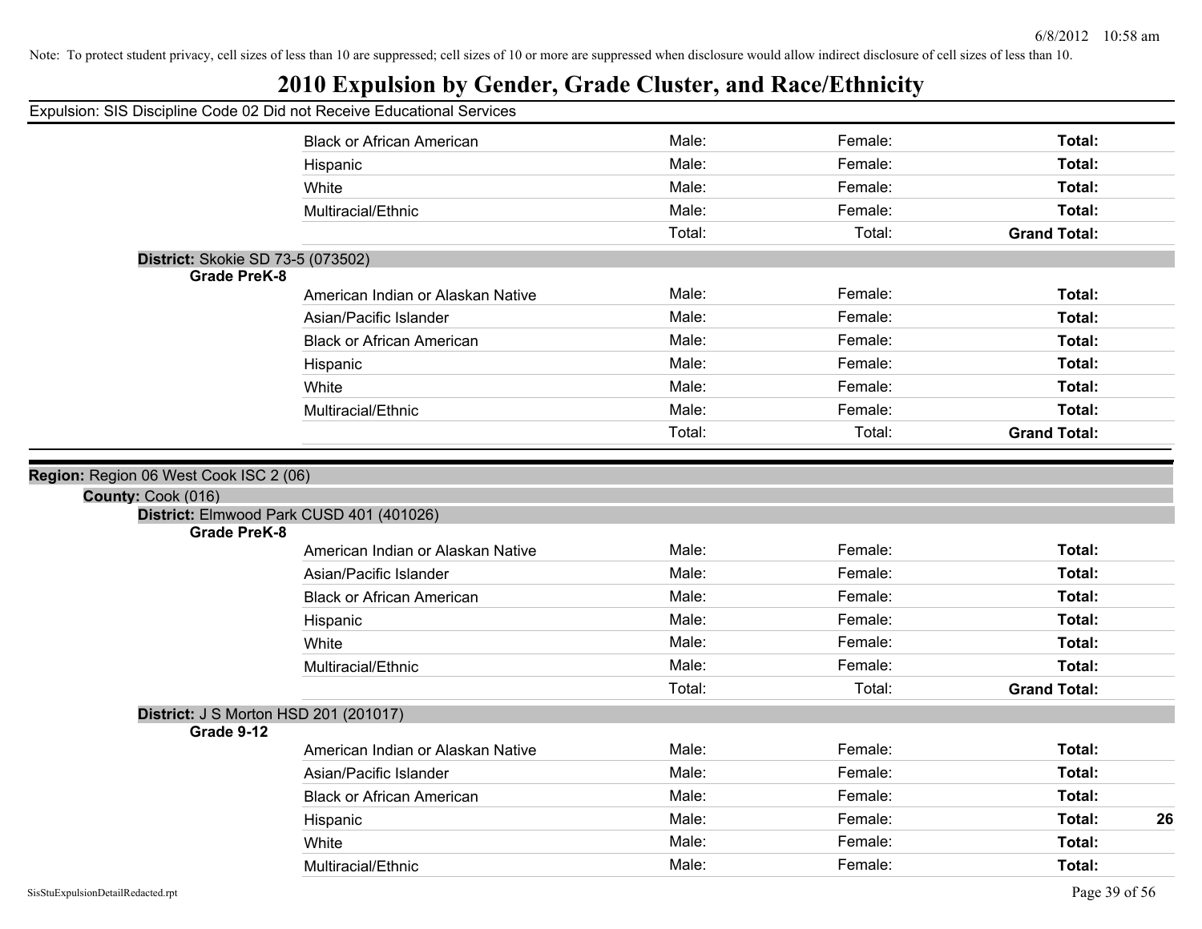Note: To protect student privacy, cell sizes of less than 10 are suppressed; cell sizes of 10 or more are suppressed when disclosure would allow indirect disclosure of cell sizes of less than 10.

# 2010 Expulsion by Gender, Grade Cluster, and Race/Ethnicity

Expulsion: SIS Discipline Code 02 Did not Receive Educational Services

| | Male | Female | Total |
|---|---|---|---|
| Black or African American | Male: | Female: | **Total:** |
| Hispanic | Male: | Female: | **Total:** |
| White | Male: | Female: | **Total:** |
| Multiracial/Ethnic | Male: | Female: | **Total:** |
| | Total: | Total: | **Grand Total:** |

**District:** Skokie SD 73-5 (073502)

**Grade PreK-8**

| | Male | Female | Total |
|---|---|---|---|
| American Indian or Alaskan Native | Male: | Female: | **Total:** |
| Asian/Pacific Islander | Male: | Female: | **Total:** |
| Black or African American | Male: | Female: | **Total:** |
| Hispanic | Male: | Female: | **Total:** |
| White | Male: | Female: | **Total:** |
| Multiracial/Ethnic | Male: | Female: | **Total:** |
| | Total: | Total: | **Grand Total:** |

**Region:** Region 06 West Cook ISC 2 (06)

**County:** Cook (016)

**District:** Elmwood Park CUSD 401 (401026)

**Grade PreK-8**

| | Male | Female | Total |
|---|---|---|---|
| American Indian or Alaskan Native | Male: | Female: | **Total:** |
| Asian/Pacific Islander | Male: | Female: | **Total:** |
| Black or African American | Male: | Female: | **Total:** |
| Hispanic | Male: | Female: | **Total:** |
| White | Male: | Female: | **Total:** |
| Multiracial/Ethnic | Male: | Female: | **Total:** |
| | Total: | Total: | **Grand Total:** |

**District:** J S Morton HSD 201 (201017)

**Grade 9-12**

| | Male | Female | Total |
|---|---|---|---|
| American Indian or Alaskan Native | Male: | Female: | **Total:** |
| Asian/Pacific Islander | Male: | Female: | **Total:** |
| Black or African American | Male: | Female: | **Total:** |
| Hispanic | Male: | Female: | **Total:** **26** |
| White | Male: | Female: | **Total:** |
| Multiracial/Ethnic | Male: | Female: | **Total:** |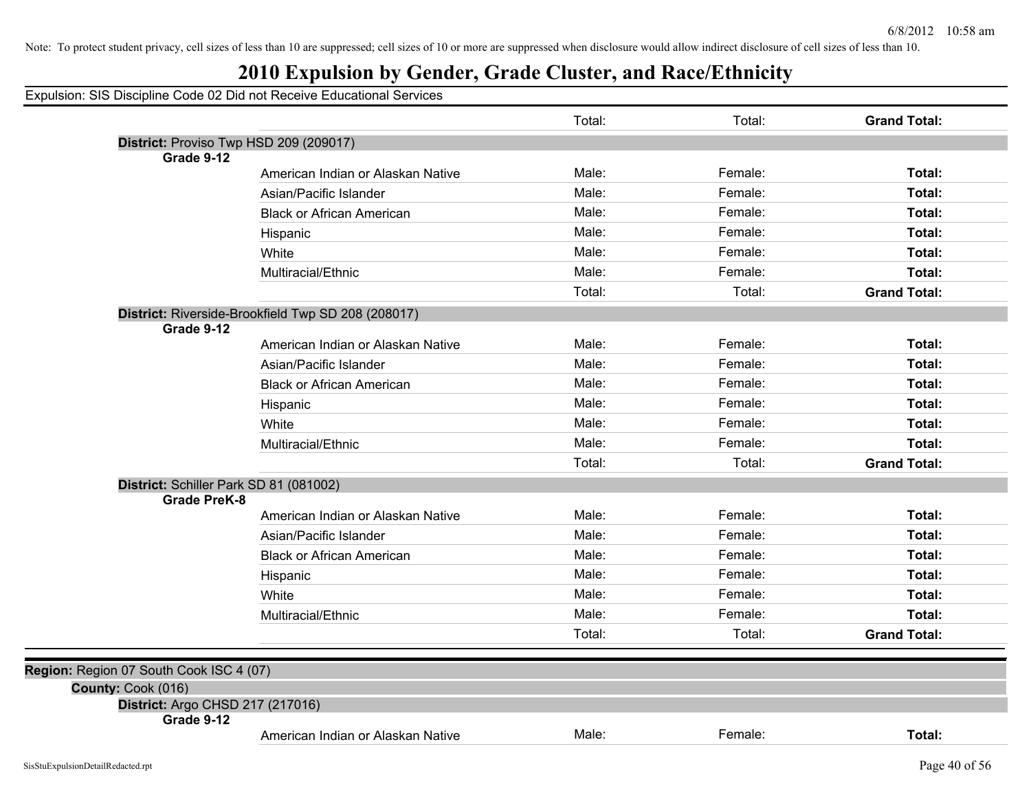Note: To protect student privacy, cell sizes of less than 10 are suppressed; cell sizes of 10 or more are suppressed when disclosure would allow indirect disclosure of cell sizes of less than 10.

# 2010 Expulsion by Gender, Grade Cluster, and Race/Ethnicity

Expulsion: SIS Discipline Code 02 Did not Receive Educational Services

| | | | | |
|---|---|---|---|---|
| | | Total: | Total: | **Grand Total:** |
| **District:** Proviso Twp HSD 209 (209017) | | | | |
| **Grade 9-12** | | | | |
| | American Indian or Alaskan Native | Male: | Female: | **Total:** |
| | Asian/Pacific Islander | Male: | Female: | **Total:** |
| | Black or African American | Male: | Female: | **Total:** |
| | Hispanic | Male: | Female: | **Total:** |
| | White | Male: | Female: | **Total:** |
| | Multiracial/Ethnic | Male: | Female: | **Total:** |
| | | Total: | Total: | **Grand Total:** |
| **District:** Riverside-Brookfield Twp SD 208 (208017) | | | | |
| **Grade 9-12** | | | | |
| | American Indian or Alaskan Native | Male: | Female: | **Total:** |
| | Asian/Pacific Islander | Male: | Female: | **Total:** |
| | Black or African American | Male: | Female: | **Total:** |
| | Hispanic | Male: | Female: | **Total:** |
| | White | Male: | Female: | **Total:** |
| | Multiracial/Ethnic | Male: | Female: | **Total:** |
| | | Total: | Total: | **Grand Total:** |
| **District:** Schiller Park SD 81 (081002) | | | | |
| **Grade PreK-8** | | | | |
| | American Indian or Alaskan Native | Male: | Female: | **Total:** |
| | Asian/Pacific Islander | Male: | Female: | **Total:** |
| | Black or African American | Male: | Female: | **Total:** |
| | Hispanic | Male: | Female: | **Total:** |
| | White | Male: | Female: | **Total:** |
| | Multiracial/Ethnic | Male: | Female: | **Total:** |
| | | Total: | Total: | **Grand Total:** |

**Region:** Region 07 South Cook ISC 4 (07)

**County:** Cook (016)

| | | | | |
|---|---|---|---|---|
| **District:** Argo CHSD 217 (217016) | | | | |
| **Grade 9-12** | | | | |
| | American Indian or Alaskan Native | Male: | Female: | **Total:** |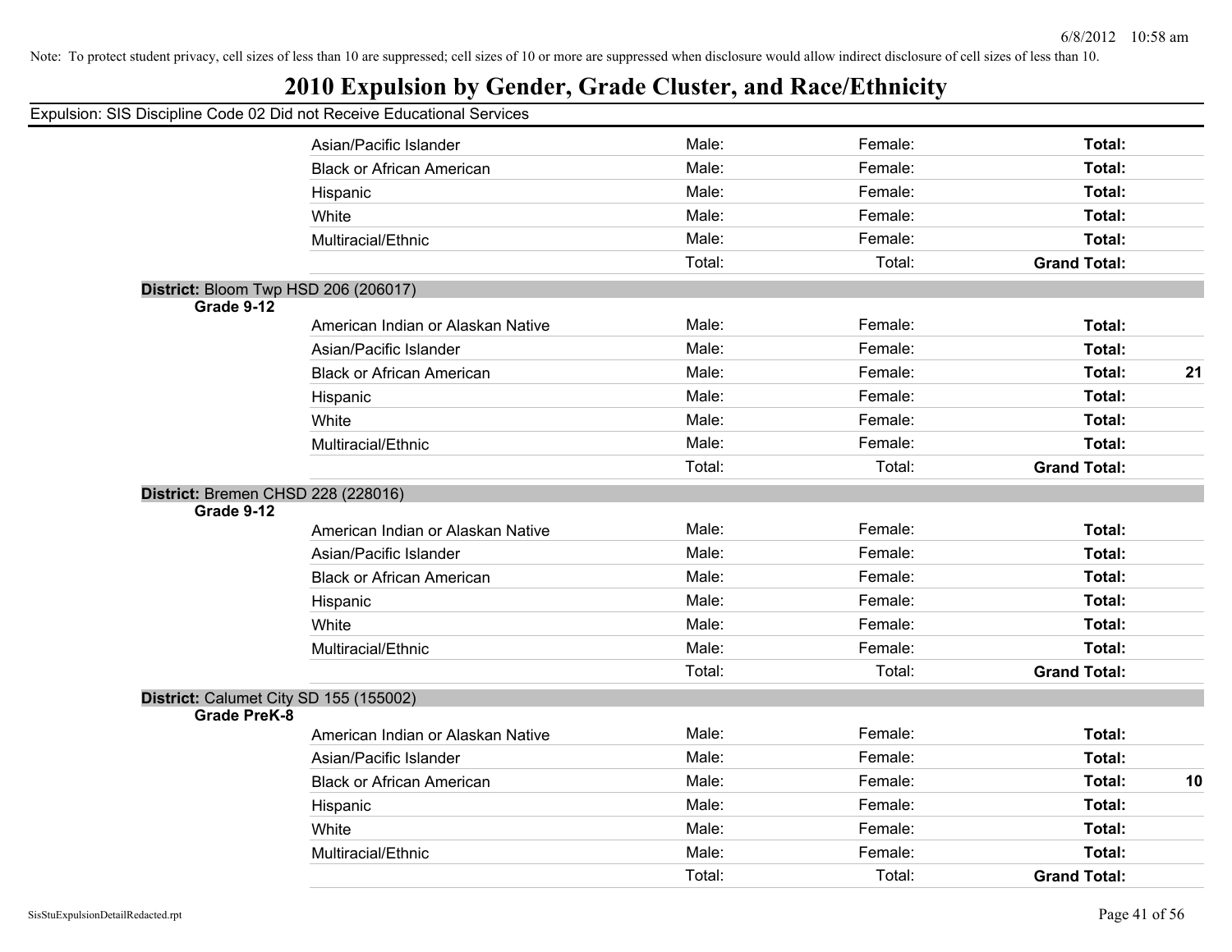Note: To protect student privacy, cell sizes of less than 10 are suppressed; cell sizes of 10 or more are suppressed when disclosure would allow indirect disclosure of cell sizes of less than 10.

# 2010 Expulsion by Gender, Grade Cluster, and Race/Ethnicity

Expulsion: SIS Discipline Code 02 Did not Receive Educational Services

| | | | | | |
|---|---|---|---|---|---|
| | Asian/Pacific Islander | Male: | Female: | **Total:** | |
| | Black or African American | Male: | Female: | **Total:** | |
| | Hispanic | Male: | Female: | **Total:** | |
| | White | Male: | Female: | **Total:** | |
| | Multiracial/Ethnic | Male: | Female: | **Total:** | |
| | | Total: | Total: | **Grand Total:** | |

**District:** Bloom Twp HSD 206 (206017)

| Grade | Race/Ethnicity | Male | Female | Total | |
|---|---|---|---|---|---|
| **Grade 9-12** | American Indian or Alaskan Native | Male: | Female: | **Total:** | |
| | Asian/Pacific Islander | Male: | Female: | **Total:** | |
| | Black or African American | Male: | Female: | **Total:** | **21** |
| | Hispanic | Male: | Female: | **Total:** | |
| | White | Male: | Female: | **Total:** | |
| | Multiracial/Ethnic | Male: | Female: | **Total:** | |
| | | Total: | Total: | **Grand Total:** | |

**District:** Bremen CHSD 228 (228016)

| Grade | Race/Ethnicity | Male | Female | Total | |
|---|---|---|---|---|---|
| **Grade 9-12** | American Indian or Alaskan Native | Male: | Female: | **Total:** | |
| | Asian/Pacific Islander | Male: | Female: | **Total:** | |
| | Black or African American | Male: | Female: | **Total:** | |
| | Hispanic | Male: | Female: | **Total:** | |
| | White | Male: | Female: | **Total:** | |
| | Multiracial/Ethnic | Male: | Female: | **Total:** | |
| | | Total: | Total: | **Grand Total:** | |

**District:** Calumet City SD 155 (155002)

| Grade | Race/Ethnicity | Male | Female | Total | |
|---|---|---|---|---|---|
| **Grade PreK-8** | American Indian or Alaskan Native | Male: | Female: | **Total:** | |
| | Asian/Pacific Islander | Male: | Female: | **Total:** | |
| | Black or African American | Male: | Female: | **Total:** | **10** |
| | Hispanic | Male: | Female: | **Total:** | |
| | White | Male: | Female: | **Total:** | |
| | Multiracial/Ethnic | Male: | Female: | **Total:** | |
| | | Total: | Total: | **Grand Total:** | |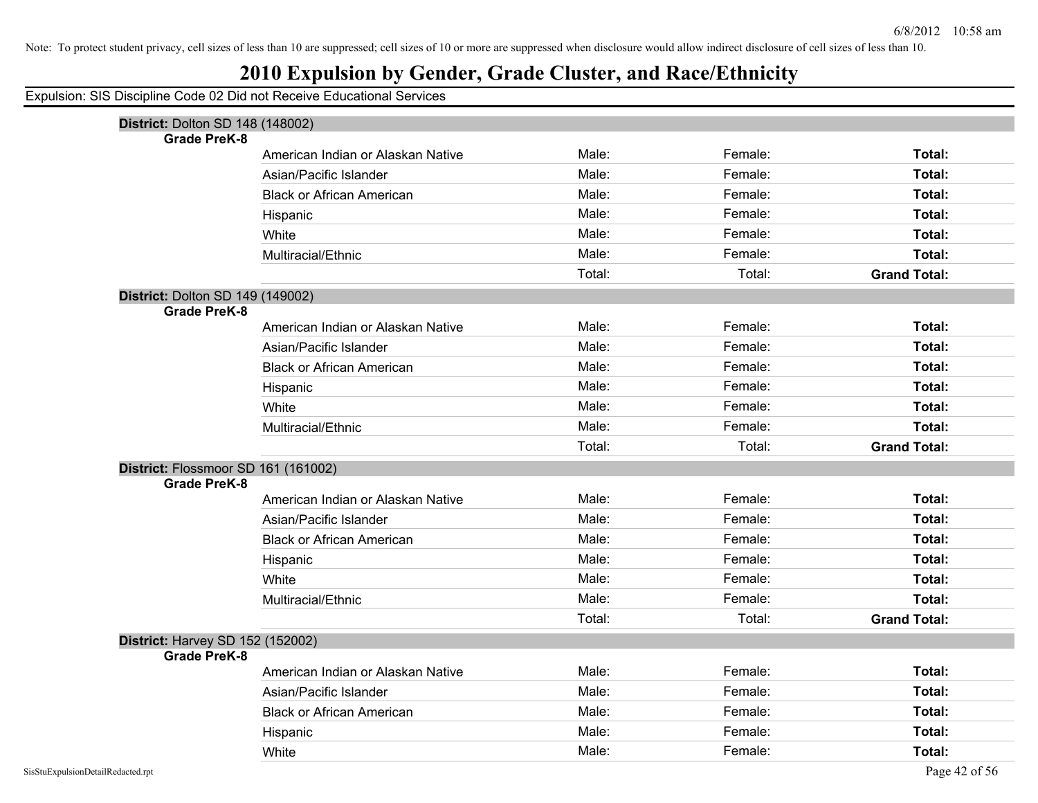Note: To protect student privacy, cell sizes of less than 10 are suppressed; cell sizes of 10 or more are suppressed when disclosure would allow indirect disclosure of cell sizes of less than 10.

# 2010 Expulsion by Gender, Grade Cluster, and Race/Ethnicity

Expulsion: SIS Discipline Code 02 Did not Receive Educational Services

**District:** Dolton SD 148 (148002)

**Grade PreK-8**

| | | | |
|---|---|---|---|
| American Indian or Alaskan Native | Male: | Female: | **Total:** |
| Asian/Pacific Islander | Male: | Female: | **Total:** |
| Black or African American | Male: | Female: | **Total:** |
| Hispanic | Male: | Female: | **Total:** |
| White | Male: | Female: | **Total:** |
| Multiracial/Ethnic | Male: | Female: | **Total:** |
| | Total: | Total: | **Grand Total:** |

**District:** Dolton SD 149 (149002)

**Grade PreK-8**

| | | | |
|---|---|---|---|
| American Indian or Alaskan Native | Male: | Female: | **Total:** |
| Asian/Pacific Islander | Male: | Female: | **Total:** |
| Black or African American | Male: | Female: | **Total:** |
| Hispanic | Male: | Female: | **Total:** |
| White | Male: | Female: | **Total:** |
| Multiracial/Ethnic | Male: | Female: | **Total:** |
| | Total: | Total: | **Grand Total:** |

**District:** Flossmoor SD 161 (161002)

**Grade PreK-8**

| | | | |
|---|---|---|---|
| American Indian or Alaskan Native | Male: | Female: | **Total:** |
| Asian/Pacific Islander | Male: | Female: | **Total:** |
| Black or African American | Male: | Female: | **Total:** |
| Hispanic | Male: | Female: | **Total:** |
| White | Male: | Female: | **Total:** |
| Multiracial/Ethnic | Male: | Female: | **Total:** |
| | Total: | Total: | **Grand Total:** |

**District:** Harvey SD 152 (152002)

**Grade PreK-8**

| | | | |
|---|---|---|---|
| American Indian or Alaskan Native | Male: | Female: | **Total:** |
| Asian/Pacific Islander | Male: | Female: | **Total:** |
| Black or African American | Male: | Female: | **Total:** |
| Hispanic | Male: | Female: | **Total:** |
| White | Male: | Female: | **Total:** |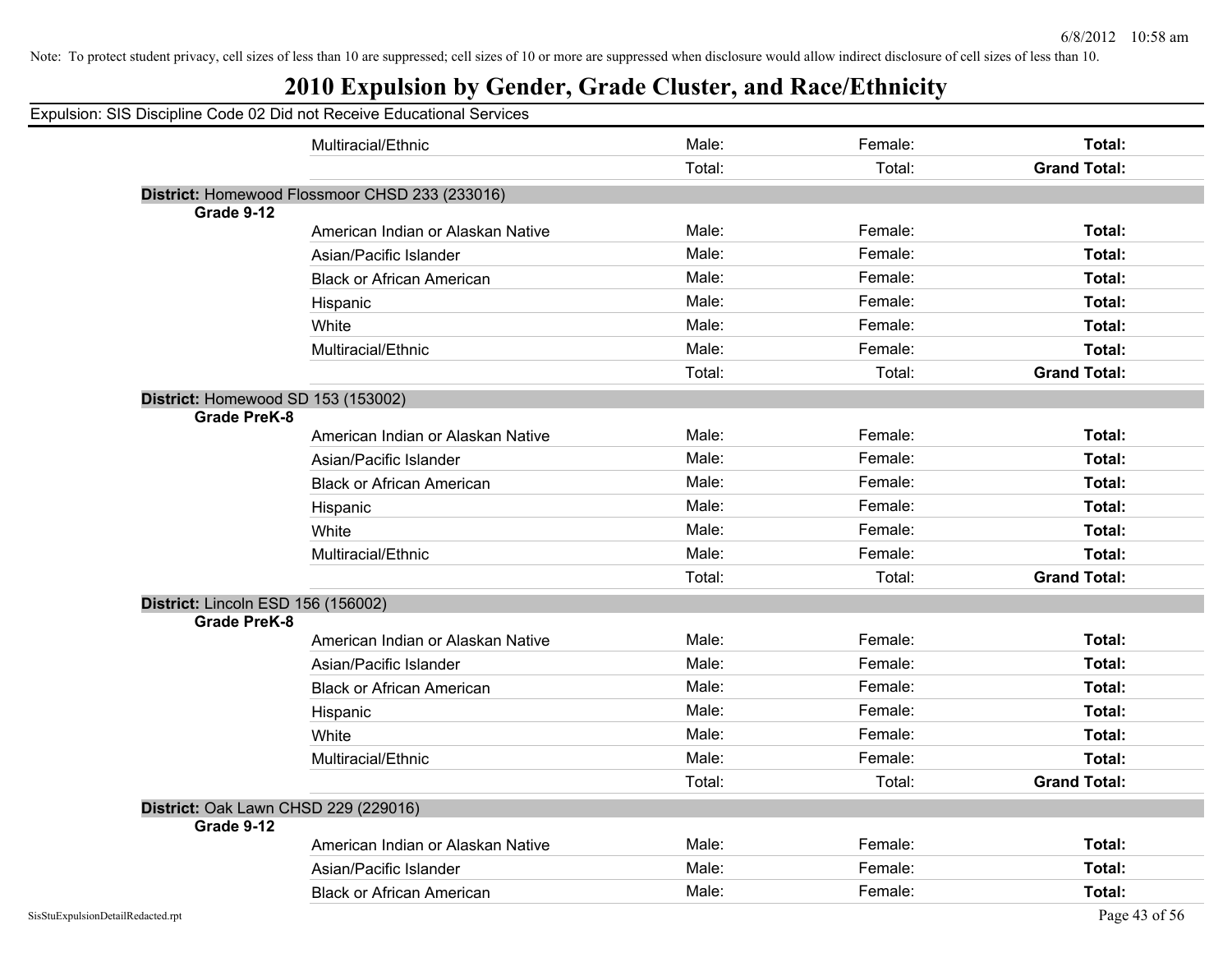Note: To protect student privacy, cell sizes of less than 10 are suppressed; cell sizes of 10 or more are suppressed when disclosure would allow indirect disclosure of cell sizes of less than 10.

# 2010 Expulsion by Gender, Grade Cluster, and Race/Ethnicity

Expulsion: SIS Discipline Code 02 Did not Receive Educational Services

| | | | | |
|---|---|---|---|---|
| | Multiracial/Ethnic | Male: | Female: | **Total:** |
| | | Total: | Total: | **Grand Total:** |

**District:** Homewood Flossmoor CHSD 233 (233016)

| Grade | Race/Ethnicity | | | |
|---|---|---|---|---|
| **Grade 9-12** | | | | |
| | American Indian or Alaskan Native | Male: | Female: | **Total:** |
| | Asian/Pacific Islander | Male: | Female: | **Total:** |
| | Black or African American | Male: | Female: | **Total:** |
| | Hispanic | Male: | Female: | **Total:** |
| | White | Male: | Female: | **Total:** |
| | Multiracial/Ethnic | Male: | Female: | **Total:** |
| | | Total: | Total: | **Grand Total:** |

**District:** Homewood SD 153 (153002)

| Grade | Race/Ethnicity | | | |
|---|---|---|---|---|
| **Grade PreK-8** | | | | |
| | American Indian or Alaskan Native | Male: | Female: | **Total:** |
| | Asian/Pacific Islander | Male: | Female: | **Total:** |
| | Black or African American | Male: | Female: | **Total:** |
| | Hispanic | Male: | Female: | **Total:** |
| | White | Male: | Female: | **Total:** |
| | Multiracial/Ethnic | Male: | Female: | **Total:** |
| | | Total: | Total: | **Grand Total:** |

**District:** Lincoln ESD 156 (156002)

| Grade | Race/Ethnicity | | | |
|---|---|---|---|---|
| **Grade PreK-8** | | | | |
| | American Indian or Alaskan Native | Male: | Female: | **Total:** |
| | Asian/Pacific Islander | Male: | Female: | **Total:** |
| | Black or African American | Male: | Female: | **Total:** |
| | Hispanic | Male: | Female: | **Total:** |
| | White | Male: | Female: | **Total:** |
| | Multiracial/Ethnic | Male: | Female: | **Total:** |
| | | Total: | Total: | **Grand Total:** |

**District:** Oak Lawn CHSD 229 (229016)

| Grade | Race/Ethnicity | | | |
|---|---|---|---|---|
| **Grade 9-12** | | | | |
| | American Indian or Alaskan Native | Male: | Female: | **Total:** |
| | Asian/Pacific Islander | Male: | Female: | **Total:** |
| | Black or African American | Male: | Female: | **Total:** |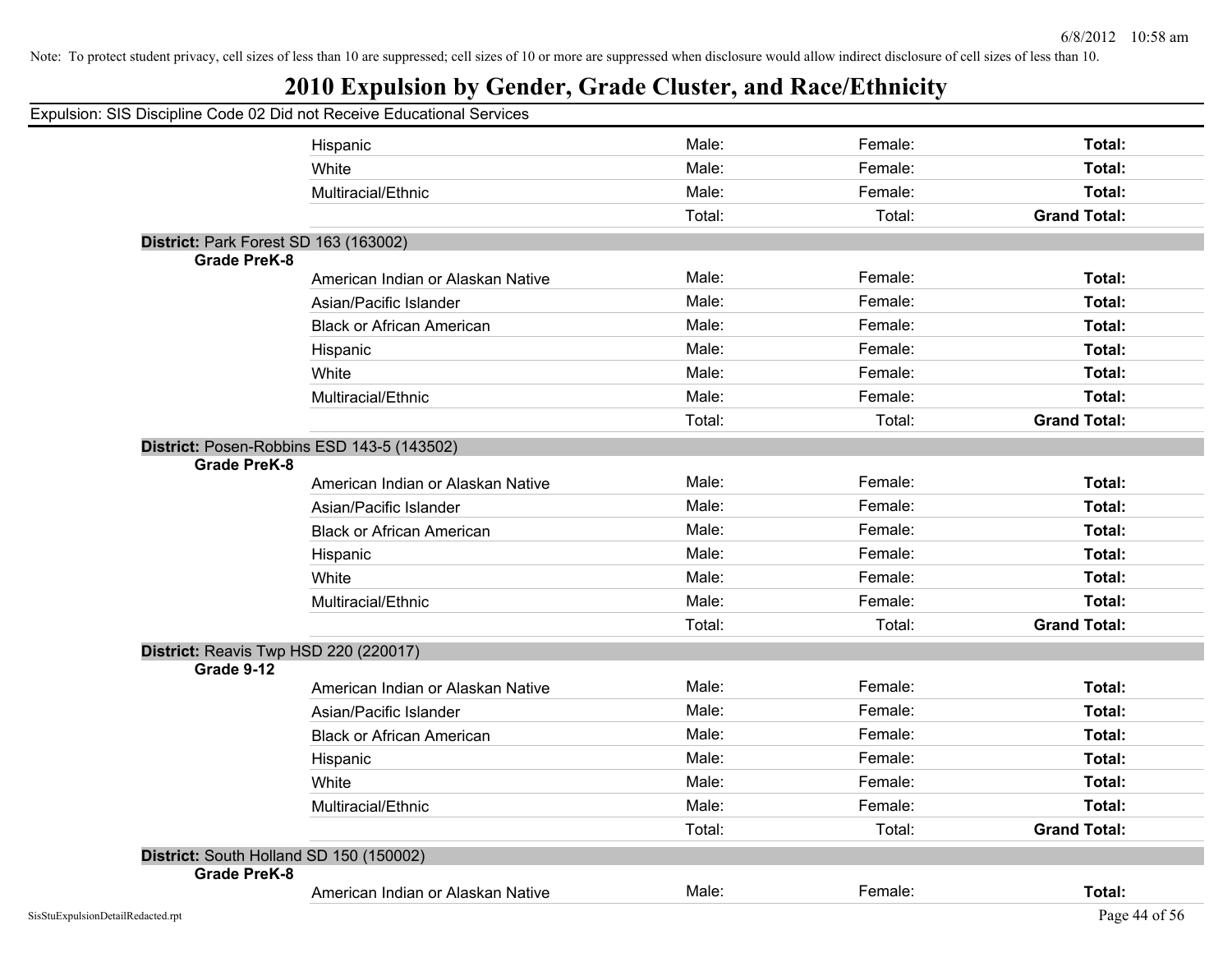Note: To protect student privacy, cell sizes of less than 10 are suppressed; cell sizes of 10 or more are suppressed when disclosure would allow indirect disclosure of cell sizes of less than 10.

# 2010 Expulsion by Gender, Grade Cluster, and Race/Ethnicity

Expulsion: SIS Discipline Code 02 Did not Receive Educational Services

| | | | | |
|---|---|---|---|---|
| | Hispanic | Male: | Female: | **Total:** |
| | White | Male: | Female: | **Total:** |
| | Multiracial/Ethnic | Male: | Female: | **Total:** |
| | | Total: | Total: | **Grand Total:** |
| **District:** Park Forest SD 163 (163002) | | | | |
| **Grade PreK-8** | | | | |
| | American Indian or Alaskan Native | Male: | Female: | **Total:** |
| | Asian/Pacific Islander | Male: | Female: | **Total:** |
| | Black or African American | Male: | Female: | **Total:** |
| | Hispanic | Male: | Female: | **Total:** |
| | White | Male: | Female: | **Total:** |
| | Multiracial/Ethnic | Male: | Female: | **Total:** |
| | | Total: | Total: | **Grand Total:** |
| **District:** Posen-Robbins ESD 143-5 (143502) | | | | |
| **Grade PreK-8** | | | | |
| | American Indian or Alaskan Native | Male: | Female: | **Total:** |
| | Asian/Pacific Islander | Male: | Female: | **Total:** |
| | Black or African American | Male: | Female: | **Total:** |
| | Hispanic | Male: | Female: | **Total:** |
| | White | Male: | Female: | **Total:** |
| | Multiracial/Ethnic | Male: | Female: | **Total:** |
| | | Total: | Total: | **Grand Total:** |
| **District:** Reavis Twp HSD 220 (220017) | | | | |
| **Grade 9-12** | | | | |
| | American Indian or Alaskan Native | Male: | Female: | **Total:** |
| | Asian/Pacific Islander | Male: | Female: | **Total:** |
| | Black or African American | Male: | Female: | **Total:** |
| | Hispanic | Male: | Female: | **Total:** |
| | White | Male: | Female: | **Total:** |
| | Multiracial/Ethnic | Male: | Female: | **Total:** |
| | | Total: | Total: | **Grand Total:** |
| **District:** South Holland SD 150 (150002) | | | | |
| **Grade PreK-8** | | | | |
| | American Indian or Alaskan Native | Male: | Female: | **Total:** |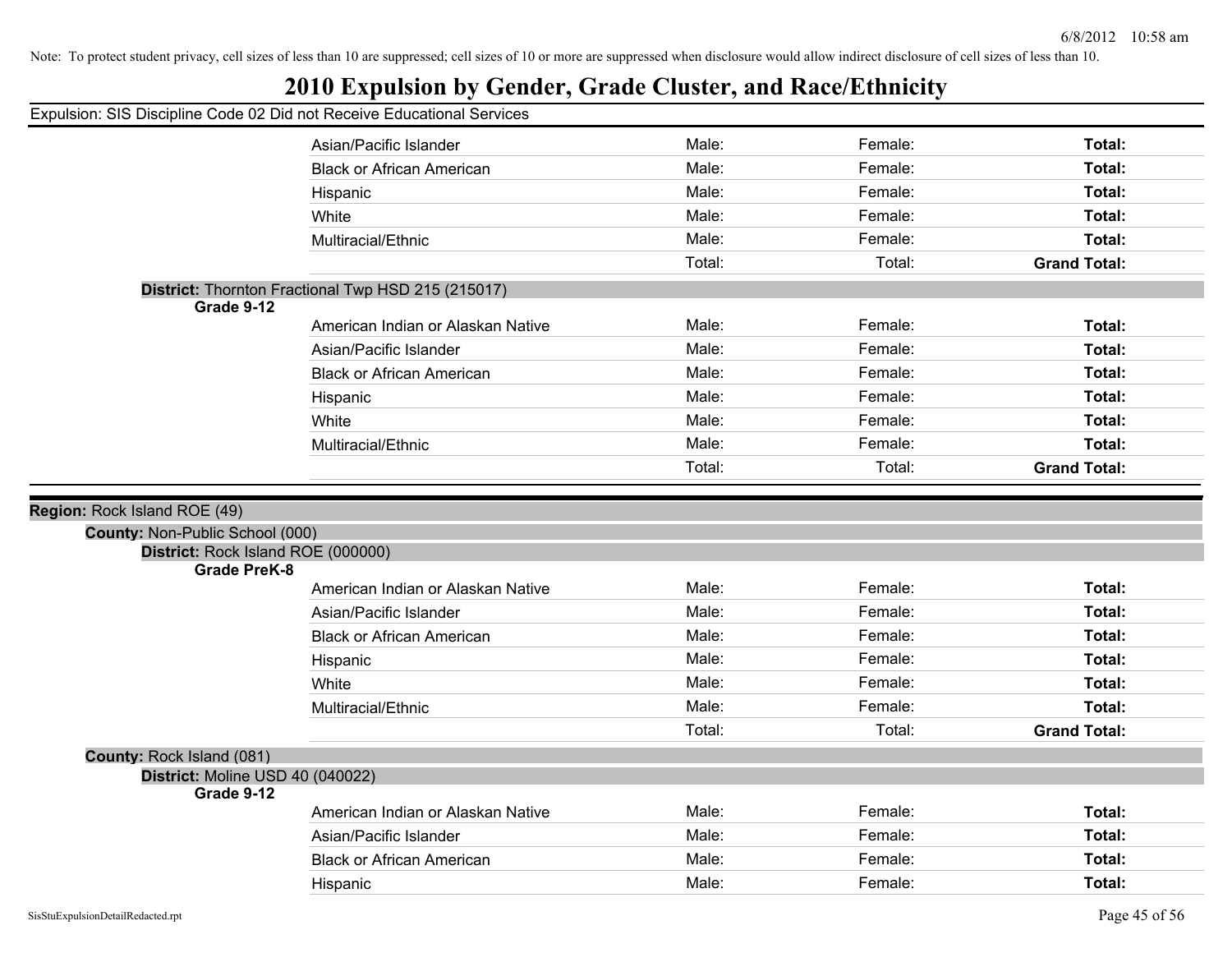Note: To protect student privacy, cell sizes of less than 10 are suppressed; cell sizes of 10 or more are suppressed when disclosure would allow indirect disclosure of cell sizes of less than 10.

# 2010 Expulsion by Gender, Grade Cluster, and Race/Ethnicity

Expulsion: SIS Discipline Code 02 Did not Receive Educational Services

| | Male | Female | Total |
|---|---|---|---|
| Asian/Pacific Islander | Male: | Female: | **Total:** |
| Black or African American | Male: | Female: | **Total:** |
| Hispanic | Male: | Female: | **Total:** |
| White | Male: | Female: | **Total:** |
| Multiracial/Ethnic | Male: | Female: | **Total:** |
| | Total: | Total: | **Grand Total:** |

**District:** Thornton Fractional Twp HSD 215 (215017)

**Grade 9-12**

| | Male | Female | Total |
|---|---|---|---|
| American Indian or Alaskan Native | Male: | Female: | **Total:** |
| Asian/Pacific Islander | Male: | Female: | **Total:** |
| Black or African American | Male: | Female: | **Total:** |
| Hispanic | Male: | Female: | **Total:** |
| White | Male: | Female: | **Total:** |
| Multiracial/Ethnic | Male: | Female: | **Total:** |
| | Total: | Total: | **Grand Total:** |

**Region:** Rock Island ROE (49)

**County:** Non-Public School (000)

**District:** Rock Island ROE (000000)

**Grade PreK-8**

| | Male | Female | Total |
|---|---|---|---|
| American Indian or Alaskan Native | Male: | Female: | **Total:** |
| Asian/Pacific Islander | Male: | Female: | **Total:** |
| Black or African American | Male: | Female: | **Total:** |
| Hispanic | Male: | Female: | **Total:** |
| White | Male: | Female: | **Total:** |
| Multiracial/Ethnic | Male: | Female: | **Total:** |
| | Total: | Total: | **Grand Total:** |

**County:** Rock Island (081)

**District:** Moline USD 40 (040022)

**Grade 9-12**

| | Male | Female | Total |
|---|---|---|---|
| American Indian or Alaskan Native | Male: | Female: | **Total:** |
| Asian/Pacific Islander | Male: | Female: | **Total:** |
| Black or African American | Male: | Female: | **Total:** |
| Hispanic | Male: | Female: | **Total:** |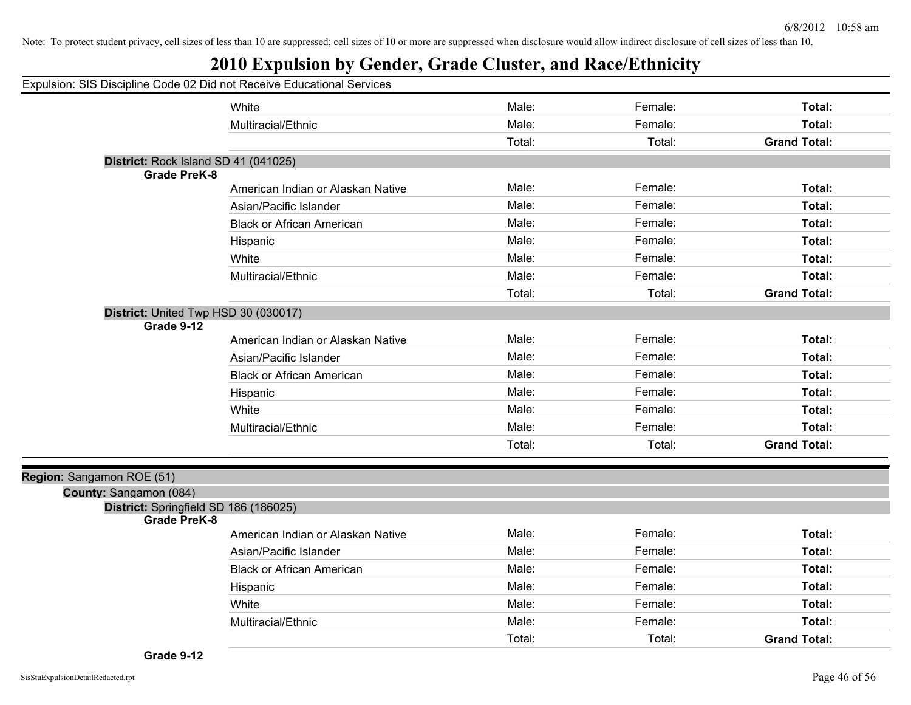Note: To protect student privacy, cell sizes of less than 10 are suppressed; cell sizes of 10 or more are suppressed when disclosure would allow indirect disclosure of cell sizes of less than 10.

# 2010 Expulsion by Gender, Grade Cluster, and Race/Ethnicity

Expulsion: SIS Discipline Code 02 Did not Receive Educational Services

| | | | | |
|---|---|---|---|---|
| | White | Male: | Female: | **Total:** |
| | Multiracial/Ethnic | Male: | Female: | **Total:** |
| | | Total: | Total: | **Grand Total:** |

**District:** Rock Island SD 41 (041025)

**Grade PreK-8**

| | | | |
|---|---|---|---|
| American Indian or Alaskan Native | Male: | Female: | **Total:** |
| Asian/Pacific Islander | Male: | Female: | **Total:** |
| Black or African American | Male: | Female: | **Total:** |
| Hispanic | Male: | Female: | **Total:** |
| White | Male: | Female: | **Total:** |
| Multiracial/Ethnic | Male: | Female: | **Total:** |
| | Total: | Total: | **Grand Total:** |

**District:** United Twp HSD 30 (030017)

**Grade 9-12**

| | | | |
|---|---|---|---|
| American Indian or Alaskan Native | Male: | Female: | **Total:** |
| Asian/Pacific Islander | Male: | Female: | **Total:** |
| Black or African American | Male: | Female: | **Total:** |
| Hispanic | Male: | Female: | **Total:** |
| White | Male: | Female: | **Total:** |
| Multiracial/Ethnic | Male: | Female: | **Total:** |
| | Total: | Total: | **Grand Total:** |

**Region:** Sangamon ROE (51)

**County:** Sangamon (084)

**District:** Springfield SD 186 (186025)

**Grade PreK-8**

| | | | |
|---|---|---|---|
| American Indian or Alaskan Native | Male: | Female: | **Total:** |
| Asian/Pacific Islander | Male: | Female: | **Total:** |
| Black or African American | Male: | Female: | **Total:** |
| Hispanic | Male: | Female: | **Total:** |
| White | Male: | Female: | **Total:** |
| Multiracial/Ethnic | Male: | Female: | **Total:** |
| | Total: | Total: | **Grand Total:** |

**Grade 9-12**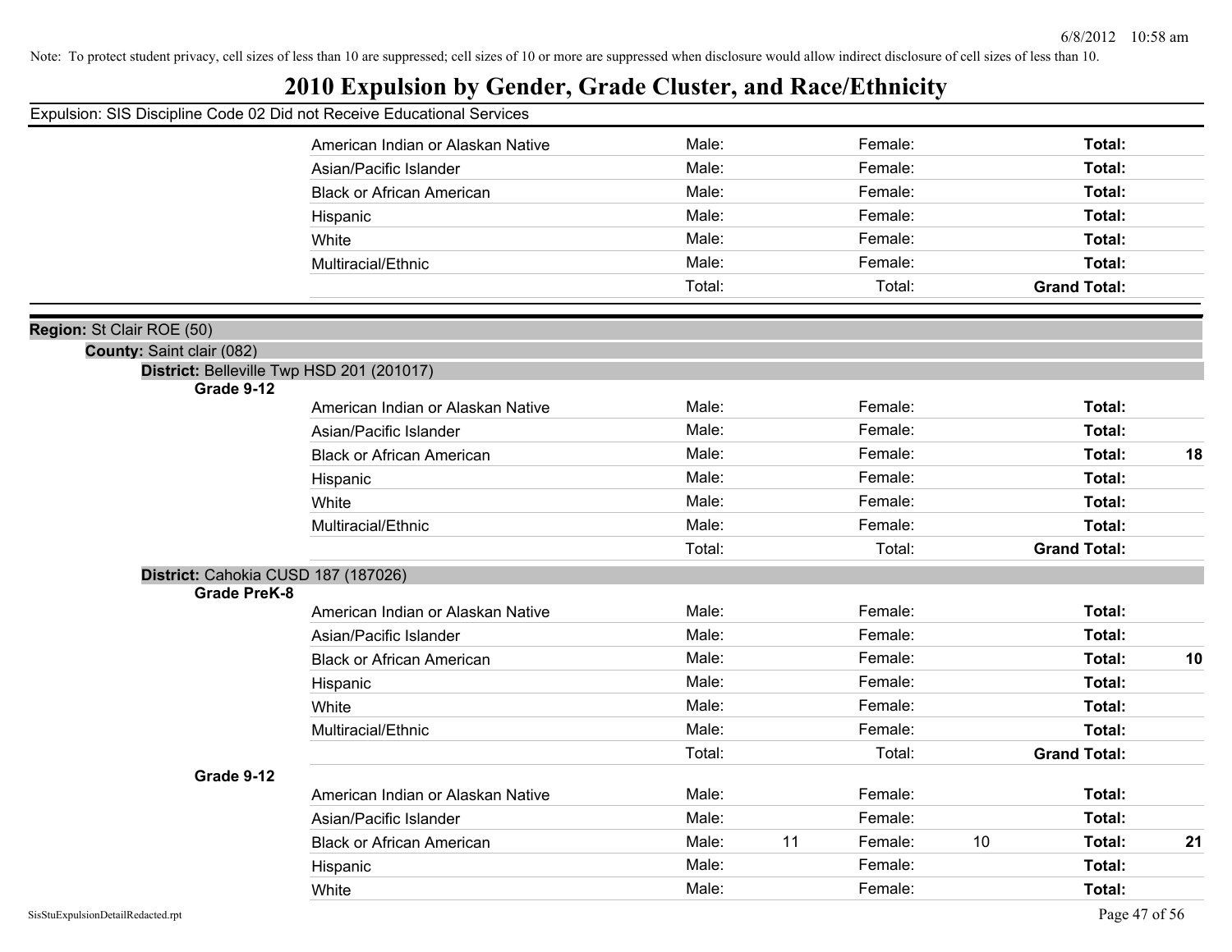Note: To protect student privacy, cell sizes of less than 10 are suppressed; cell sizes of 10 or more are suppressed when disclosure would allow indirect disclosure of cell sizes of less than 10.

# 2010 Expulsion by Gender, Grade Cluster, and Race/Ethnicity

Expulsion: SIS Discipline Code 02 Did not Receive Educational Services

| | | | | | | |
|---|---|---|---|---|---|---|
| American Indian or Alaskan Native | Male: | | Female: | | **Total:** | |
| Asian/Pacific Islander | Male: | | Female: | | **Total:** | |
| Black or African American | Male: | | Female: | | **Total:** | |
| Hispanic | Male: | | Female: | | **Total:** | |
| White | Male: | | Female: | | **Total:** | |
| Multiracial/Ethnic | Male: | | Female: | | **Total:** | |
| | Total: | | Total: | | **Grand Total:** | |

**Region:** St Clair ROE (50)

**County:** Saint clair (082)

**District:** Belleville Twp HSD 201 (201017)

**Grade 9-12**

| | | | | | | |
|---|---|---|---|---|---|---|
| American Indian or Alaskan Native | Male: | | Female: | | **Total:** | |
| Asian/Pacific Islander | Male: | | Female: | | **Total:** | |
| Black or African American | Male: | | Female: | | **Total:** | **18** |
| Hispanic | Male: | | Female: | | **Total:** | |
| White | Male: | | Female: | | **Total:** | |
| Multiracial/Ethnic | Male: | | Female: | | **Total:** | |
| | Total: | | Total: | | **Grand Total:** | |

**District:** Cahokia CUSD 187 (187026)

**Grade PreK-8**

| | | | | | | |
|---|---|---|---|---|---|---|
| American Indian or Alaskan Native | Male: | | Female: | | **Total:** | |
| Asian/Pacific Islander | Male: | | Female: | | **Total:** | |
| Black or African American | Male: | | Female: | | **Total:** | **10** |
| Hispanic | Male: | | Female: | | **Total:** | |
| White | Male: | | Female: | | **Total:** | |
| Multiracial/Ethnic | Male: | | Female: | | **Total:** | |
| | Total: | | Total: | | **Grand Total:** | |

**Grade 9-12**

| | | | | | | |
|---|---|---|---|---|---|---|
| American Indian or Alaskan Native | Male: | | Female: | | **Total:** | |
| Asian/Pacific Islander | Male: | | Female: | | **Total:** | |
| Black or African American | Male: | 11 | Female: | 10 | **Total:** | **21** |
| Hispanic | Male: | | Female: | | **Total:** | |
| White | Male: | | Female: | | **Total:** | |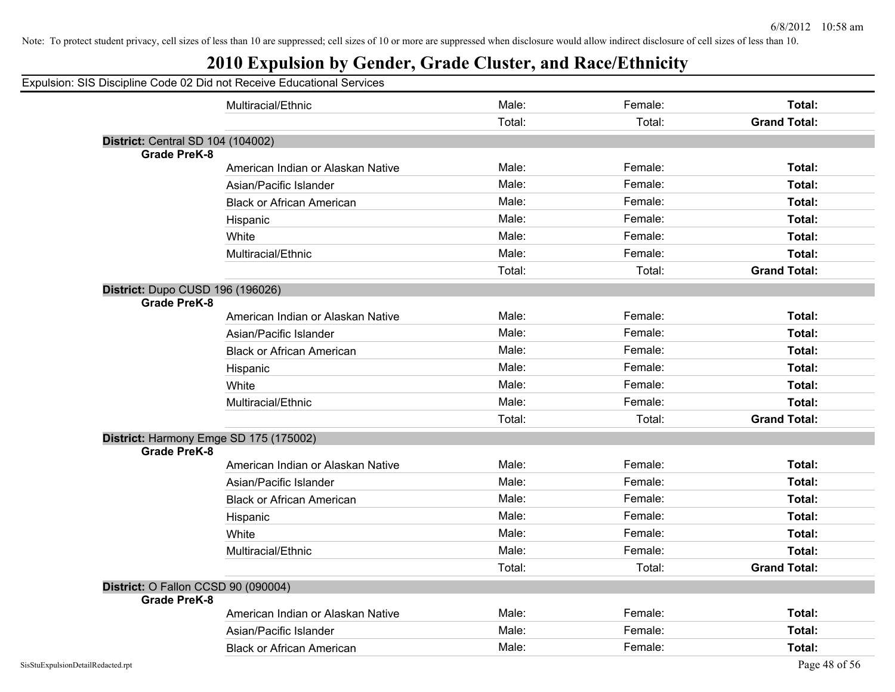Note: To protect student privacy, cell sizes of less than 10 are suppressed; cell sizes of 10 or more are suppressed when disclosure would allow indirect disclosure of cell sizes of less than 10.

# 2010 Expulsion by Gender, Grade Cluster, and Race/Ethnicity

Expulsion: SIS Discipline Code 02 Did not Receive Educational Services

| | | | | |
|---|---|---|---|---|
| | Multiracial/Ethnic | Male: | Female: | **Total:** |
| | | Total: | Total: | **Grand Total:** |
| **District:** Central SD 104 (104002) | | | | |
| **Grade PreK-8** | | | | |
| | American Indian or Alaskan Native | Male: | Female: | **Total:** |
| | Asian/Pacific Islander | Male: | Female: | **Total:** |
| | Black or African American | Male: | Female: | **Total:** |
| | Hispanic | Male: | Female: | **Total:** |
| | White | Male: | Female: | **Total:** |
| | Multiracial/Ethnic | Male: | Female: | **Total:** |
| | | Total: | Total: | **Grand Total:** |
| **District:** Dupo CUSD 196 (196026) | | | | |
| **Grade PreK-8** | | | | |
| | American Indian or Alaskan Native | Male: | Female: | **Total:** |
| | Asian/Pacific Islander | Male: | Female: | **Total:** |
| | Black or African American | Male: | Female: | **Total:** |
| | Hispanic | Male: | Female: | **Total:** |
| | White | Male: | Female: | **Total:** |
| | Multiracial/Ethnic | Male: | Female: | **Total:** |
| | | Total: | Total: | **Grand Total:** |
| **District:** Harmony Emge SD 175 (175002) | | | | |
| **Grade PreK-8** | | | | |
| | American Indian or Alaskan Native | Male: | Female: | **Total:** |
| | Asian/Pacific Islander | Male: | Female: | **Total:** |
| | Black or African American | Male: | Female: | **Total:** |
| | Hispanic | Male: | Female: | **Total:** |
| | White | Male: | Female: | **Total:** |
| | Multiracial/Ethnic | Male: | Female: | **Total:** |
| | | Total: | Total: | **Grand Total:** |
| **District:** O Fallon CCSD 90 (090004) | | | | |
| **Grade PreK-8** | | | | |
| | American Indian or Alaskan Native | Male: | Female: | **Total:** |
| | Asian/Pacific Islander | Male: | Female: | **Total:** |
| | Black or African American | Male: | Female: | **Total:** |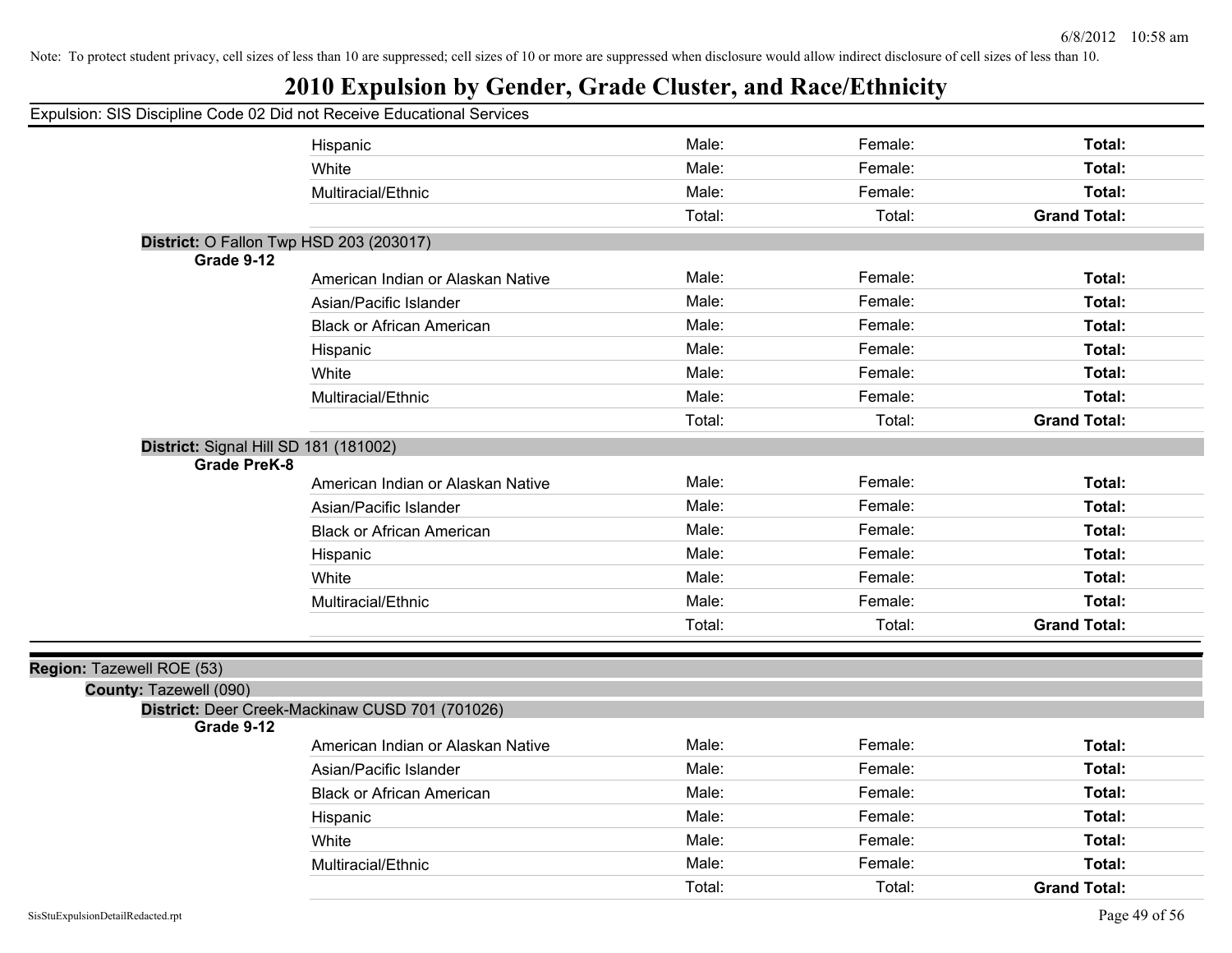Note: To protect student privacy, cell sizes of less than 10 are suppressed; cell sizes of 10 or more are suppressed when disclosure would allow indirect disclosure of cell sizes of less than 10.

# 2010 Expulsion by Gender, Grade Cluster, and Race/Ethnicity

Expulsion: SIS Discipline Code 02 Did not Receive Educational Services

| | | | | |
|---|---|---|---|---|
| | Hispanic | Male: | Female: | **Total:** |
| | White | Male: | Female: | **Total:** |
| | Multiracial/Ethnic | Male: | Female: | **Total:** |
| | | Total: | Total: | **Grand Total:** |

**District:** O Fallon Twp HSD 203 (203017)

| Grade 9-12 | | | | |
|---|---|---|---|---|
| | American Indian or Alaskan Native | Male: | Female: | **Total:** |
| | Asian/Pacific Islander | Male: | Female: | **Total:** |
| | Black or African American | Male: | Female: | **Total:** |
| | Hispanic | Male: | Female: | **Total:** |
| | White | Male: | Female: | **Total:** |
| | Multiracial/Ethnic | Male: | Female: | **Total:** |
| | | Total: | Total: | **Grand Total:** |

**District:** Signal Hill SD 181 (181002)

| Grade PreK-8 | | | | |
|---|---|---|---|---|
| | American Indian or Alaskan Native | Male: | Female: | **Total:** |
| | Asian/Pacific Islander | Male: | Female: | **Total:** |
| | Black or African American | Male: | Female: | **Total:** |
| | Hispanic | Male: | Female: | **Total:** |
| | White | Male: | Female: | **Total:** |
| | Multiracial/Ethnic | Male: | Female: | **Total:** |
| | | Total: | Total: | **Grand Total:** |

**Region:** Tazewell ROE (53)

**County:** Tazewell (090)

**District:** Deer Creek-Mackinaw CUSD 701 (701026)

| Grade 9-12 | | | | |
|---|---|---|---|---|
| | American Indian or Alaskan Native | Male: | Female: | **Total:** |
| | Asian/Pacific Islander | Male: | Female: | **Total:** |
| | Black or African American | Male: | Female: | **Total:** |
| | Hispanic | Male: | Female: | **Total:** |
| | White | Male: | Female: | **Total:** |
| | Multiracial/Ethnic | Male: | Female: | **Total:** |
| | | Total: | Total: | **Grand Total:** |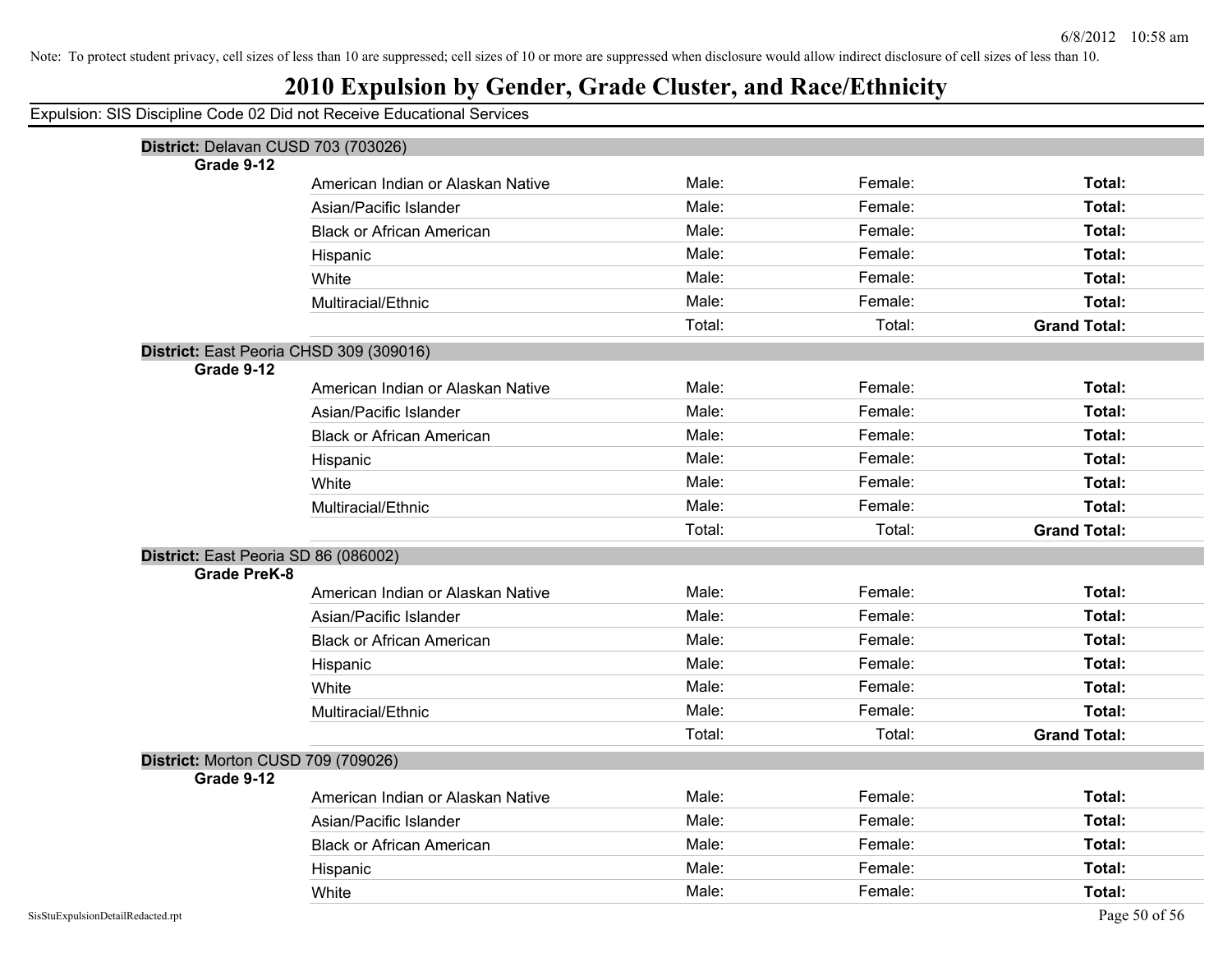Note: To protect student privacy, cell sizes of less than 10 are suppressed; cell sizes of 10 or more are suppressed when disclosure would allow indirect disclosure of cell sizes of less than 10.

# 2010 Expulsion by Gender, Grade Cluster, and Race/Ethnicity

Expulsion: SIS Discipline Code 02 Did not Receive Educational Services

**District:** Delavan CUSD 703 (703026)

**Grade 9-12**

| | | | |
|---|---|---|---|
| American Indian or Alaskan Native | Male: | Female: | **Total:** |
| Asian/Pacific Islander | Male: | Female: | **Total:** |
| Black or African American | Male: | Female: | **Total:** |
| Hispanic | Male: | Female: | **Total:** |
| White | Male: | Female: | **Total:** |
| Multiracial/Ethnic | Male: | Female: | **Total:** |
| | Total: | Total: | **Grand Total:** |

**District:** East Peoria CHSD 309 (309016)

**Grade 9-12**

| | | | |
|---|---|---|---|
| American Indian or Alaskan Native | Male: | Female: | **Total:** |
| Asian/Pacific Islander | Male: | Female: | **Total:** |
| Black or African American | Male: | Female: | **Total:** |
| Hispanic | Male: | Female: | **Total:** |
| White | Male: | Female: | **Total:** |
| Multiracial/Ethnic | Male: | Female: | **Total:** |
| | Total: | Total: | **Grand Total:** |

**District:** East Peoria SD 86 (086002)

**Grade PreK-8**

| | | | |
|---|---|---|---|
| American Indian or Alaskan Native | Male: | Female: | **Total:** |
| Asian/Pacific Islander | Male: | Female: | **Total:** |
| Black or African American | Male: | Female: | **Total:** |
| Hispanic | Male: | Female: | **Total:** |
| White | Male: | Female: | **Total:** |
| Multiracial/Ethnic | Male: | Female: | **Total:** |
| | Total: | Total: | **Grand Total:** |

**District:** Morton CUSD 709 (709026)

**Grade 9-12**

| | | | |
|---|---|---|---|
| American Indian or Alaskan Native | Male: | Female: | **Total:** |
| Asian/Pacific Islander | Male: | Female: | **Total:** |
| Black or African American | Male: | Female: | **Total:** |
| Hispanic | Male: | Female: | **Total:** |
| White | Male: | Female: | **Total:** |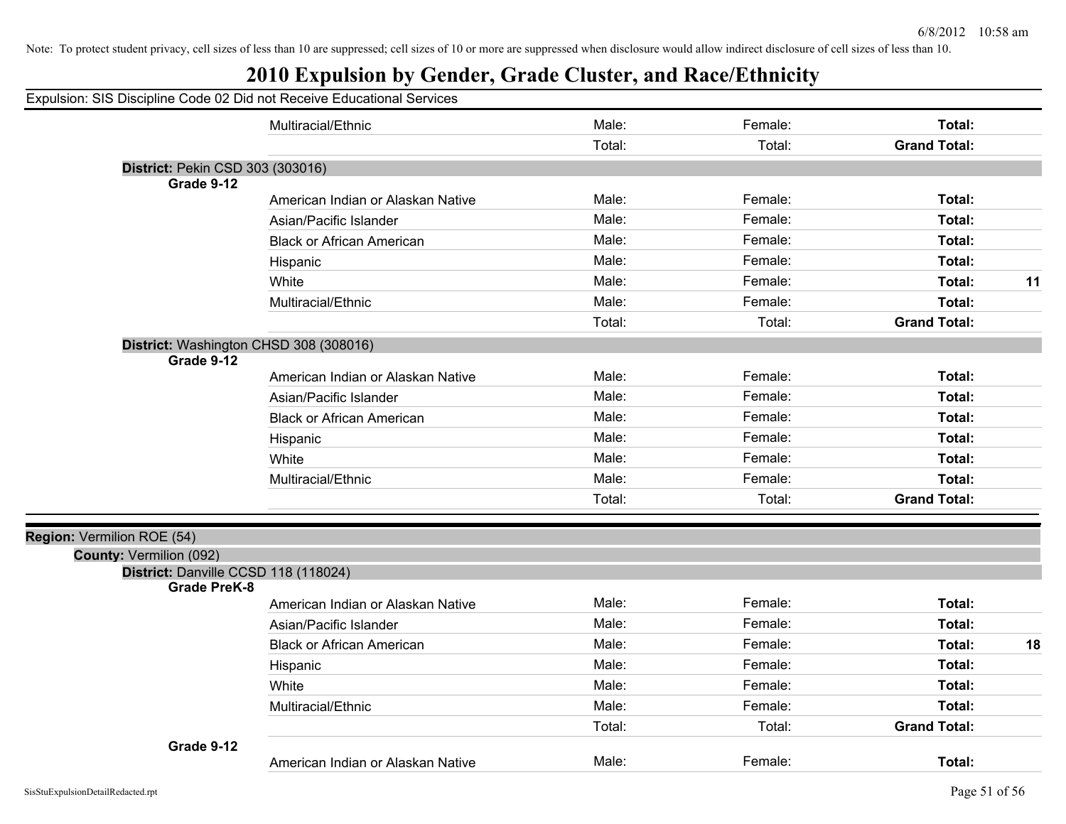Note: To protect student privacy, cell sizes of less than 10 are suppressed; cell sizes of 10 or more are suppressed when disclosure would allow indirect disclosure of cell sizes of less than 10.

# 2010 Expulsion by Gender, Grade Cluster, and Race/Ethnicity

Expulsion: SIS Discipline Code 02 Did not Receive Educational Services

| | | | | | |
|---|---|---|---|---|---|
| | Multiracial/Ethnic | Male: | Female: | **Total:** | |
| | | Total: | Total: | **Grand Total:** | |

**District:** Pekin CSD 303 (303016)

**Grade 9-12**

| | | | | |
|---|---|---|---|---|
| American Indian or Alaskan Native | Male: | Female: | **Total:** | |
| Asian/Pacific Islander | Male: | Female: | **Total:** | |
| Black or African American | Male: | Female: | **Total:** | |
| Hispanic | Male: | Female: | **Total:** | |
| White | Male: | Female: | **Total:** | **11** |
| Multiracial/Ethnic | Male: | Female: | **Total:** | |
| | Total: | Total: | **Grand Total:** | |

**District:** Washington CHSD 308 (308016)

**Grade 9-12**

| | | | | |
|---|---|---|---|---|
| American Indian or Alaskan Native | Male: | Female: | **Total:** | |
| Asian/Pacific Islander | Male: | Female: | **Total:** | |
| Black or African American | Male: | Female: | **Total:** | |
| Hispanic | Male: | Female: | **Total:** | |
| White | Male: | Female: | **Total:** | |
| Multiracial/Ethnic | Male: | Female: | **Total:** | |
| | Total: | Total: | **Grand Total:** | |

**Region:** Vermilion ROE (54)

**County:** Vermilion (092)

**District:** Danville CCSD 118 (118024)

**Grade PreK-8**

| | | | | |
|---|---|---|---|---|
| American Indian or Alaskan Native | Male: | Female: | **Total:** | |
| Asian/Pacific Islander | Male: | Female: | **Total:** | |
| Black or African American | Male: | Female: | **Total:** | **18** |
| Hispanic | Male: | Female: | **Total:** | |
| White | Male: | Female: | **Total:** | |
| Multiracial/Ethnic | Male: | Female: | **Total:** | |
| | Total: | Total: | **Grand Total:** | |

**Grade 9-12**

| | | | | |
|---|---|---|---|---|
| American Indian or Alaskan Native | Male: | Female: | **Total:** | |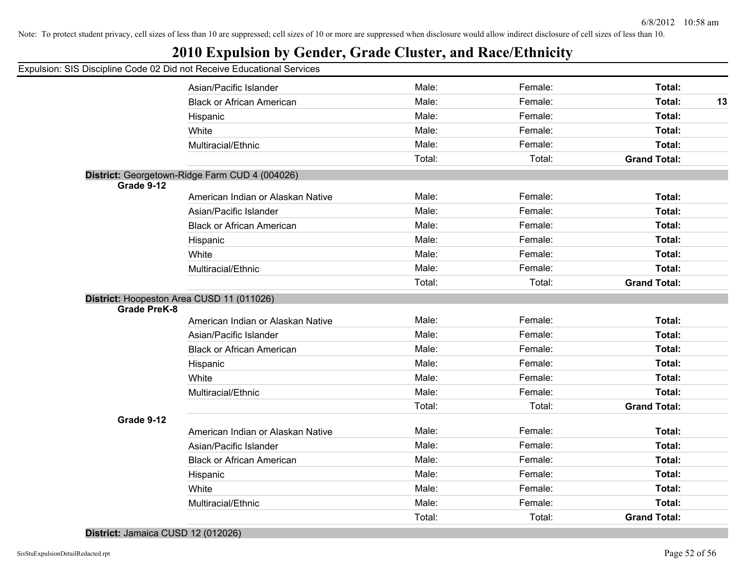Note: To protect student privacy, cell sizes of less than 10 are suppressed; cell sizes of 10 or more are suppressed when disclosure would allow indirect disclosure of cell sizes of less than 10.

# 2010 Expulsion by Gender, Grade Cluster, and Race/Ethnicity

Expulsion: SIS Discipline Code 02 Did not Receive Educational Services

| | | | | | |
|---|---|---|---|---|---|
| | Asian/Pacific Islander | Male: | Female: | **Total:** | |
| | Black or African American | Male: | Female: | **Total:** | **13** |
| | Hispanic | Male: | Female: | **Total:** | |
| | White | Male: | Female: | **Total:** | |
| | Multiracial/Ethnic | Male: | Female: | **Total:** | |
| | | Total: | Total: | **Grand Total:** | |

**District:** Georgetown-Ridge Farm CUD 4 (004026)

| | | | | | |
|---|---|---|---|---|---|
| **Grade 9-12** | | | | | |
| | American Indian or Alaskan Native | Male: | Female: | **Total:** | |
| | Asian/Pacific Islander | Male: | Female: | **Total:** | |
| | Black or African American | Male: | Female: | **Total:** | |
| | Hispanic | Male: | Female: | **Total:** | |
| | White | Male: | Female: | **Total:** | |
| | Multiracial/Ethnic | Male: | Female: | **Total:** | |
| | | Total: | Total: | **Grand Total:** | |

**District:** Hoopeston Area CUSD 11 (011026)

| | | | | | |
|---|---|---|---|---|---|
| **Grade PreK-8** | | | | | |
| | American Indian or Alaskan Native | Male: | Female: | **Total:** | |
| | Asian/Pacific Islander | Male: | Female: | **Total:** | |
| | Black or African American | Male: | Female: | **Total:** | |
| | Hispanic | Male: | Female: | **Total:** | |
| | White | Male: | Female: | **Total:** | |
| | Multiracial/Ethnic | Male: | Female: | **Total:** | |
| | | Total: | Total: | **Grand Total:** | |
| **Grade 9-12** | | | | | |
| | American Indian or Alaskan Native | Male: | Female: | **Total:** | |
| | Asian/Pacific Islander | Male: | Female: | **Total:** | |
| | Black or African American | Male: | Female: | **Total:** | |
| | Hispanic | Male: | Female: | **Total:** | |
| | White | Male: | Female: | **Total:** | |
| | Multiracial/Ethnic | Male: | Female: | **Total:** | |
| | | Total: | Total: | **Grand Total:** | |

**District:** Jamaica CUSD 12 (012026)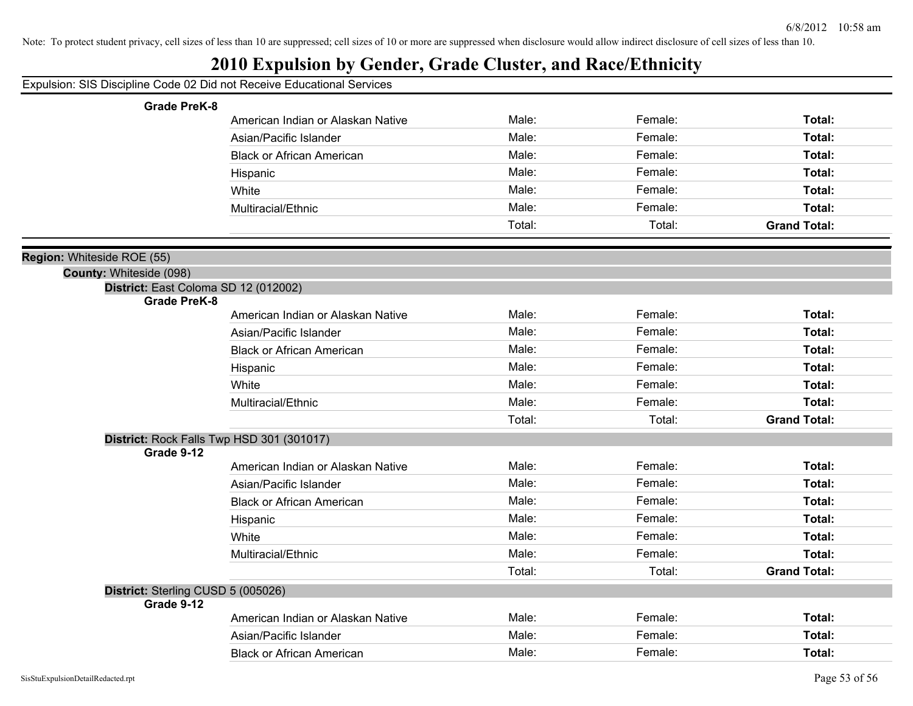Note: To protect student privacy, cell sizes of less than 10 are suppressed; cell sizes of 10 or more are suppressed when disclosure would allow indirect disclosure of cell sizes of less than 10.

# 2010 Expulsion by Gender, Grade Cluster, and Race/Ethnicity

Expulsion: SIS Discipline Code 02 Did not Receive Educational Services

**Grade PreK-8**

| | | | |
|---|---|---|---|
| American Indian or Alaskan Native | Male: | Female: | **Total:** |
| Asian/Pacific Islander | Male: | Female: | **Total:** |
| Black or African American | Male: | Female: | **Total:** |
| Hispanic | Male: | Female: | **Total:** |
| White | Male: | Female: | **Total:** |
| Multiracial/Ethnic | Male: | Female: | **Total:** |
| | Total: | Total: | **Grand Total:** |

**Region:** Whiteside ROE (55)

**County:** Whiteside (098)

**District:** East Coloma SD 12 (012002)

**Grade PreK-8**

| | | | |
|---|---|---|---|
| American Indian or Alaskan Native | Male: | Female: | **Total:** |
| Asian/Pacific Islander | Male: | Female: | **Total:** |
| Black or African American | Male: | Female: | **Total:** |
| Hispanic | Male: | Female: | **Total:** |
| White | Male: | Female: | **Total:** |
| Multiracial/Ethnic | Male: | Female: | **Total:** |
| | Total: | Total: | **Grand Total:** |

**District:** Rock Falls Twp HSD 301 (301017)

**Grade 9-12**

| | | | |
|---|---|---|---|
| American Indian or Alaskan Native | Male: | Female: | **Total:** |
| Asian/Pacific Islander | Male: | Female: | **Total:** |
| Black or African American | Male: | Female: | **Total:** |
| Hispanic | Male: | Female: | **Total:** |
| White | Male: | Female: | **Total:** |
| Multiracial/Ethnic | Male: | Female: | **Total:** |
| | Total: | Total: | **Grand Total:** |

**District:** Sterling CUSD 5 (005026)

**Grade 9-12**

| | | | |
|---|---|---|---|
| American Indian or Alaskan Native | Male: | Female: | **Total:** |
| Asian/Pacific Islander | Male: | Female: | **Total:** |
| Black or African American | Male: | Female: | **Total:** |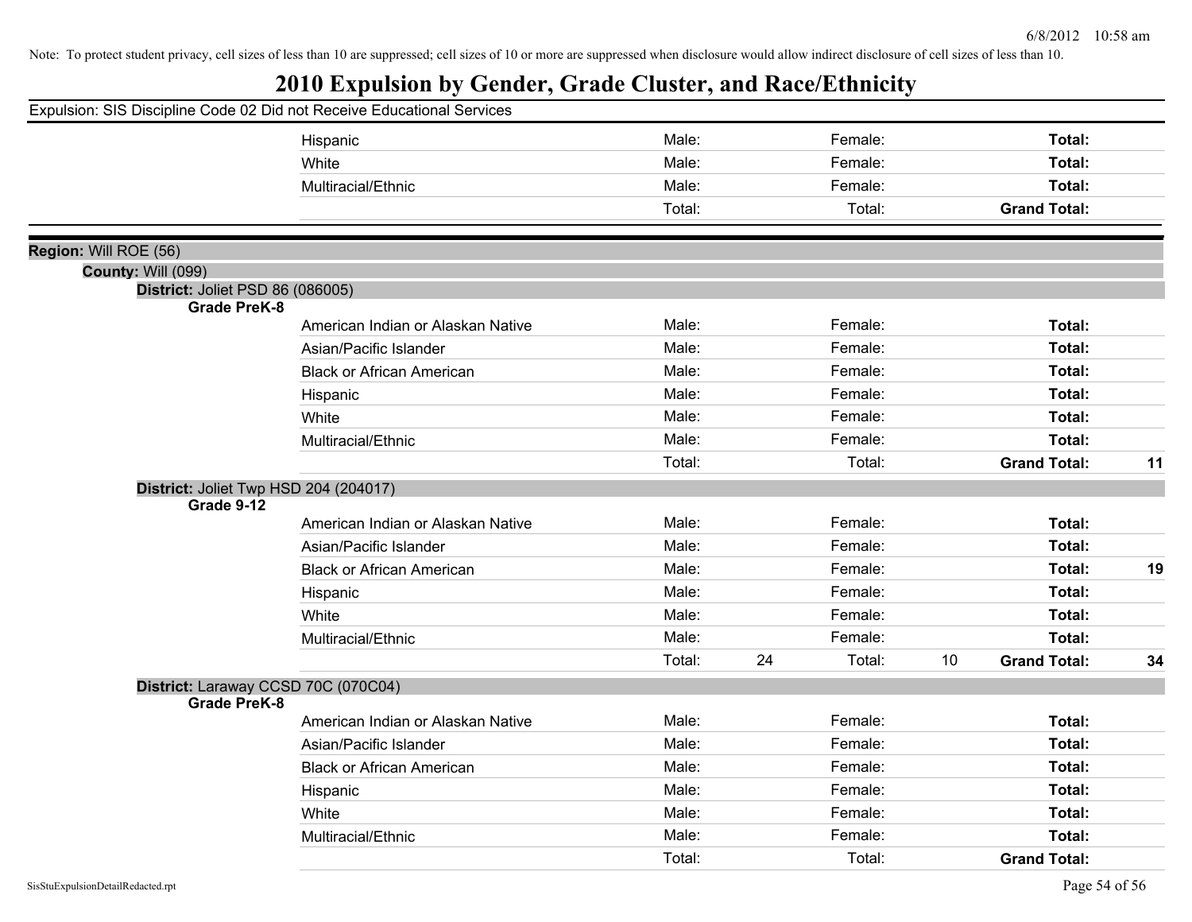Note: To protect student privacy, cell sizes of less than 10 are suppressed; cell sizes of 10 or more are suppressed when disclosure would allow indirect disclosure of cell sizes of less than 10.

# 2010 Expulsion by Gender, Grade Cluster, and Race/Ethnicity

Expulsion: SIS Discipline Code 02 Did not Receive Educational Services

| | | | | | | | |
|---|---|---|---|---|---|---|---|
| Hispanic | Male: | | Female: | | **Total:** | |
| White | Male: | | Female: | | **Total:** | |
| Multiracial/Ethnic | Male: | | Female: | | **Total:** | |
| | Total: | | Total: | | **Grand Total:** | |

**Region:** Will ROE (56)

**County:** Will (099)

**District:** Joliet PSD 86 (086005)

**Grade PreK-8**

| | | | | | | |
|---|---|---|---|---|---|---|
| American Indian or Alaskan Native | Male: | | Female: | | **Total:** | |
| Asian/Pacific Islander | Male: | | Female: | | **Total:** | |
| Black or African American | Male: | | Female: | | **Total:** | |
| Hispanic | Male: | | Female: | | **Total:** | |
| White | Male: | | Female: | | **Total:** | |
| Multiracial/Ethnic | Male: | | Female: | | **Total:** | |
| | Total: | | Total: | | **Grand Total:** | **11** |

**District:** Joliet Twp HSD 204 (204017)

**Grade 9-12**

| | | | | | | |
|---|---|---|---|---|---|---|
| American Indian or Alaskan Native | Male: | | Female: | | **Total:** | |
| Asian/Pacific Islander | Male: | | Female: | | **Total:** | |
| Black or African American | Male: | | Female: | | **Total:** | **19** |
| Hispanic | Male: | | Female: | | **Total:** | |
| White | Male: | | Female: | | **Total:** | |
| Multiracial/Ethnic | Male: | | Female: | | **Total:** | |
| | Total: | 24 | Total: | 10 | **Grand Total:** | **34** |

**District:** Laraway CCSD 70C (070C04)

**Grade PreK-8**

| | | | | | | |
|---|---|---|---|---|---|---|
| American Indian or Alaskan Native | Male: | | Female: | | **Total:** | |
| Asian/Pacific Islander | Male: | | Female: | | **Total:** | |
| Black or African American | Male: | | Female: | | **Total:** | |
| Hispanic | Male: | | Female: | | **Total:** | |
| White | Male: | | Female: | | **Total:** | |
| Multiracial/Ethnic | Male: | | Female: | | **Total:** | |
| | Total: | | Total: | | **Grand Total:** | |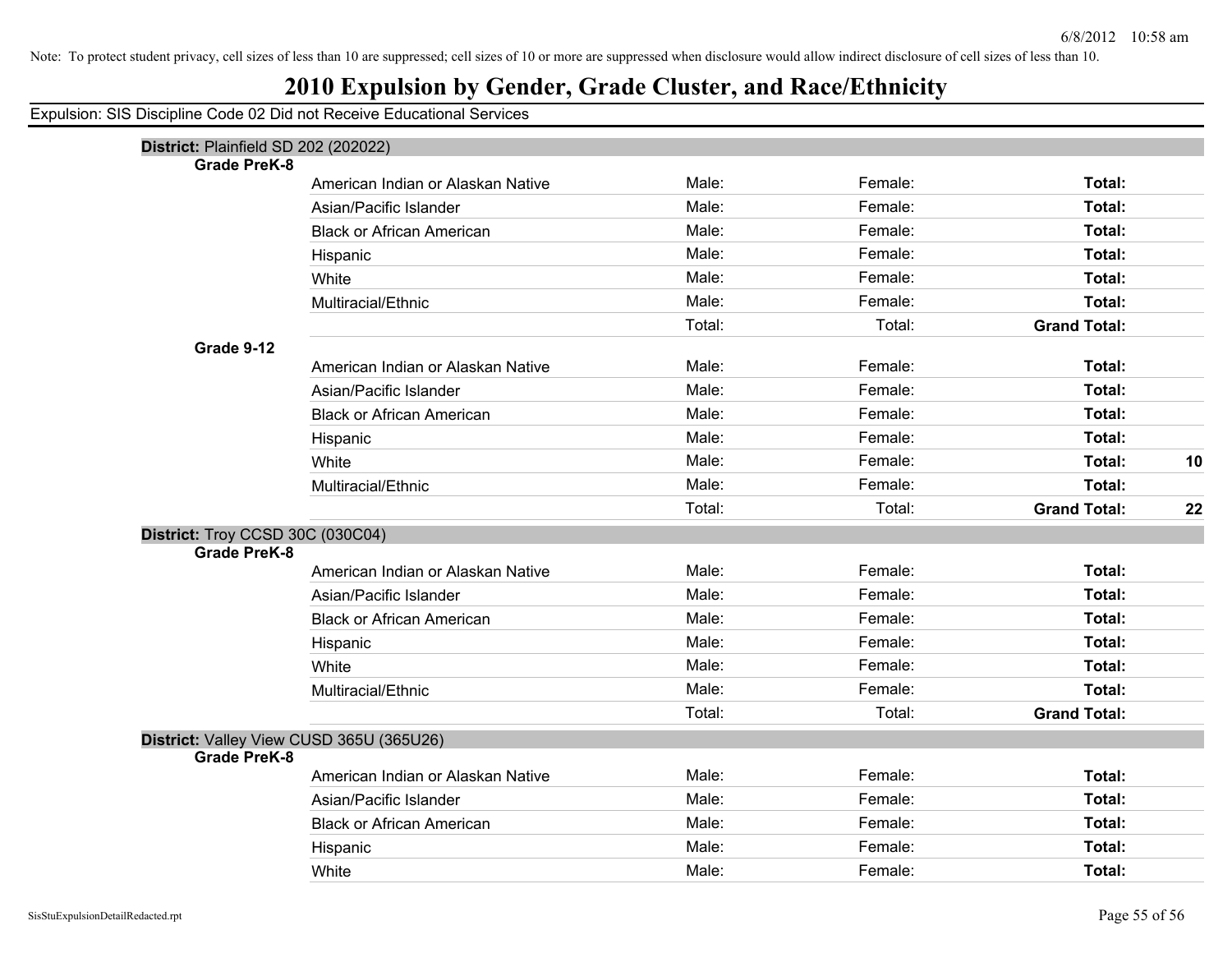Note: To protect student privacy, cell sizes of less than 10 are suppressed; cell sizes of 10 or more are suppressed when disclosure would allow indirect disclosure of cell sizes of less than 10.

# 2010 Expulsion by Gender, Grade Cluster, and Race/Ethnicity

Expulsion: SIS Discipline Code 02 Did not Receive Educational Services

**District:** Plainfield SD 202 (202022)

**Grade PreK-8**

| | | | | |
|---|---|---|---|---|
| American Indian or Alaskan Native | Male: | Female: | **Total:** | |
| Asian/Pacific Islander | Male: | Female: | **Total:** | |
| Black or African American | Male: | Female: | **Total:** | |
| Hispanic | Male: | Female: | **Total:** | |
| White | Male: | Female: | **Total:** | |
| Multiracial/Ethnic | Male: | Female: | **Total:** | |
| | Total: | Total: | **Grand Total:** | |

**Grade 9-12**

| | | | | |
|---|---|---|---|---|
| American Indian or Alaskan Native | Male: | Female: | **Total:** | |
| Asian/Pacific Islander | Male: | Female: | **Total:** | |
| Black or African American | Male: | Female: | **Total:** | |
| Hispanic | Male: | Female: | **Total:** | |
| White | Male: | Female: | **Total:** | **10** |
| Multiracial/Ethnic | Male: | Female: | **Total:** | |
| | Total: | Total: | **Grand Total:** | **22** |

**District:** Troy CCSD 30C (030C04)

**Grade PreK-8**

| | | | | |
|---|---|---|---|---|
| American Indian or Alaskan Native | Male: | Female: | **Total:** | |
| Asian/Pacific Islander | Male: | Female: | **Total:** | |
| Black or African American | Male: | Female: | **Total:** | |
| Hispanic | Male: | Female: | **Total:** | |
| White | Male: | Female: | **Total:** | |
| Multiracial/Ethnic | Male: | Female: | **Total:** | |
| | Total: | Total: | **Grand Total:** | |

**District:** Valley View CUSD 365U (365U26)

**Grade PreK-8**

| | | | | |
|---|---|---|---|---|
| American Indian or Alaskan Native | Male: | Female: | **Total:** | |
| Asian/Pacific Islander | Male: | Female: | **Total:** | |
| Black or African American | Male: | Female: | **Total:** | |
| Hispanic | Male: | Female: | **Total:** | |
| White | Male: | Female: | **Total:** | |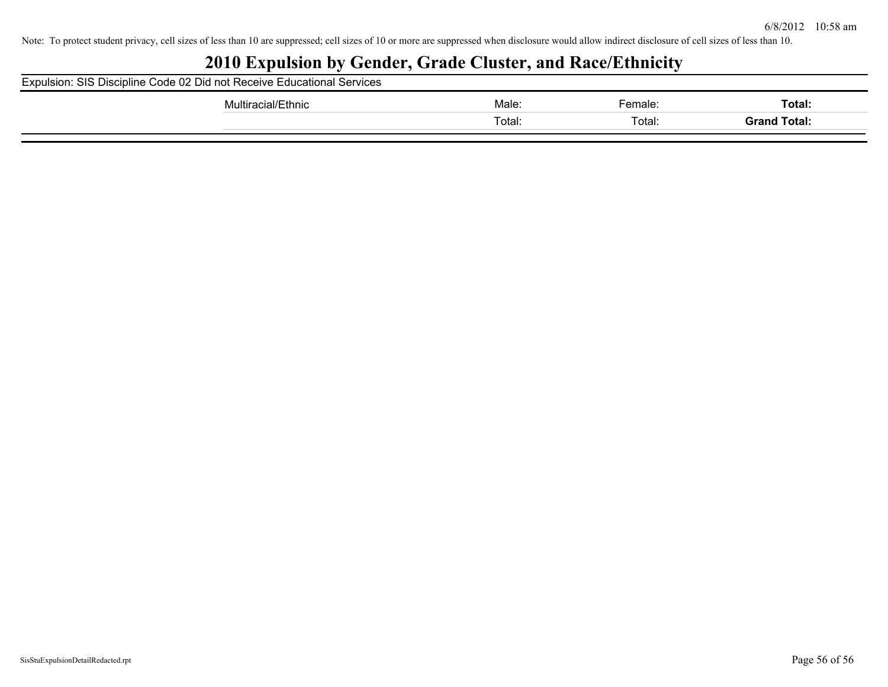Note: To protect student privacy, cell sizes of less than 10 are suppressed; cell sizes of 10 or more are suppressed when disclosure would allow indirect disclosure of cell sizes of less than 10.

# 2010 Expulsion by Gender, Grade Cluster, and Race/Ethnicity

Expulsion: SIS Discipline Code 02 Did not Receive Educational Services

| | | | |
|---|---|---|---|
| Multiracial/Ethnic | Male: | Female: | **Total:** |
| | Total: | Total: | **Grand Total:** |